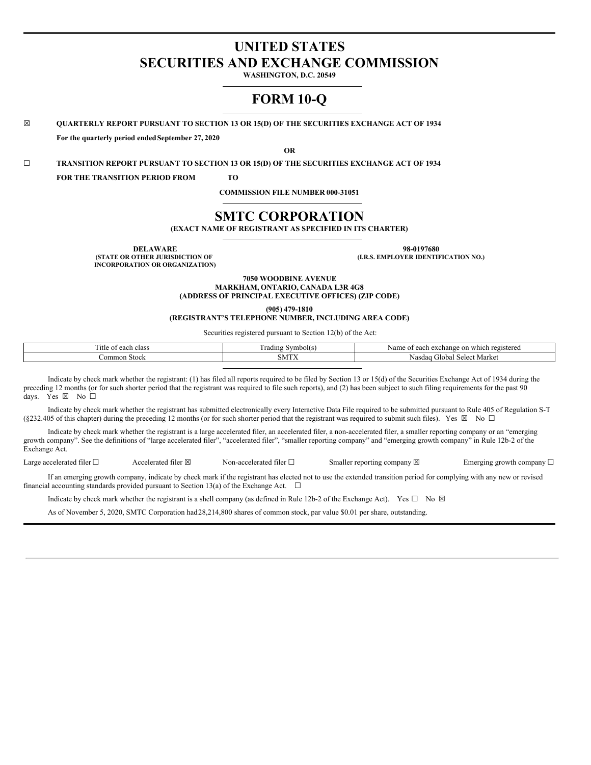# UNITED STATES
# SECURITIES AND EXCHANGE COMMISSION

**WASHINGTON, D.C. 20549**

# FORM 10-Q

☒ **QUARTERLY REPORT PURSUANT TO SECTION 13 OR 15(D) OF THE SECURITIES EXCHANGE ACT OF 1934**

**For the quarterly period ended September 27, 2020**

**OR**

☐ **TRANSITION REPORT PURSUANT TO SECTION 13 OR 15(D) OF THE SECURITIES EXCHANGE ACT OF 1934**

**FOR THE TRANSITION PERIOD FROM TO**

**COMMISSION FILE NUMBER 000-31051**

# SMTC CORPORATION

**(EXACT NAME OF REGISTRANT AS SPECIFIED IN ITS CHARTER)**

| **DELAWARE** | **98-0197680** |
|---|---|
| **(STATE OR OTHER JURISDICTION OF INCORPORATION OR ORGANIZATION)** | **(I.R.S. EMPLOYER IDENTIFICATION NO.)** |

**7050 WOODBINE AVENUE**
**MARKHAM, ONTARIO, CANADA L3R 4G8**
**(ADDRESS OF PRINCIPAL EXECUTIVE OFFICES) (ZIP CODE)**

**(905) 479-1810**
**(REGISTRANT'S TELEPHONE NUMBER, INCLUDING AREA CODE)**

Securities registered pursuant to Section 12(b) of the Act:

| Title of each class | Trading Symbol(s) | Name of each exchange on which registered |
|---|---|---|
| Common Stock | SMTX | Nasdaq Global Select Market |

Indicate by check mark whether the registrant: (1) has filed all reports required to be filed by Section 13 or 15(d) of the Securities Exchange Act of 1934 during the preceding 12 months (or for such shorter period that the registrant was required to file such reports), and (2) has been subject to such filing requirements for the past 90 days. Yes ☒ No ☐

Indicate by check mark whether the registrant has submitted electronically every Interactive Data File required to be submitted pursuant to Rule 405 of Regulation S-T (§232.405 of this chapter) during the preceding 12 months (or for such shorter period that the registrant was required to submit such files). Yes ☒ No ☐

Indicate by check mark whether the registrant is a large accelerated filer, an accelerated filer, a non-accelerated filer, a smaller reporting company or an "emerging growth company". See the definitions of "large accelerated filer", "accelerated filer", "smaller reporting company" and "emerging growth company" in Rule 12b-2 of the Exchange Act.

Large accelerated filer ☐ Accelerated filer ☒ Non-accelerated filer ☐ Smaller reporting company ☒ Emerging growth company ☐

If an emerging growth company, indicate by check mark if the registrant has elected not to use the extended transition period for complying with any new or revised financial accounting standards provided pursuant to Section 13(a) of the Exchange Act. ☐

Indicate by check mark whether the registrant is a shell company (as defined in Rule 12b-2 of the Exchange Act). Yes ☐ No ☒

As of November 5, 2020, SMTC Corporation had 28,214,800 shares of common stock, par value $0.01 per share, outstanding.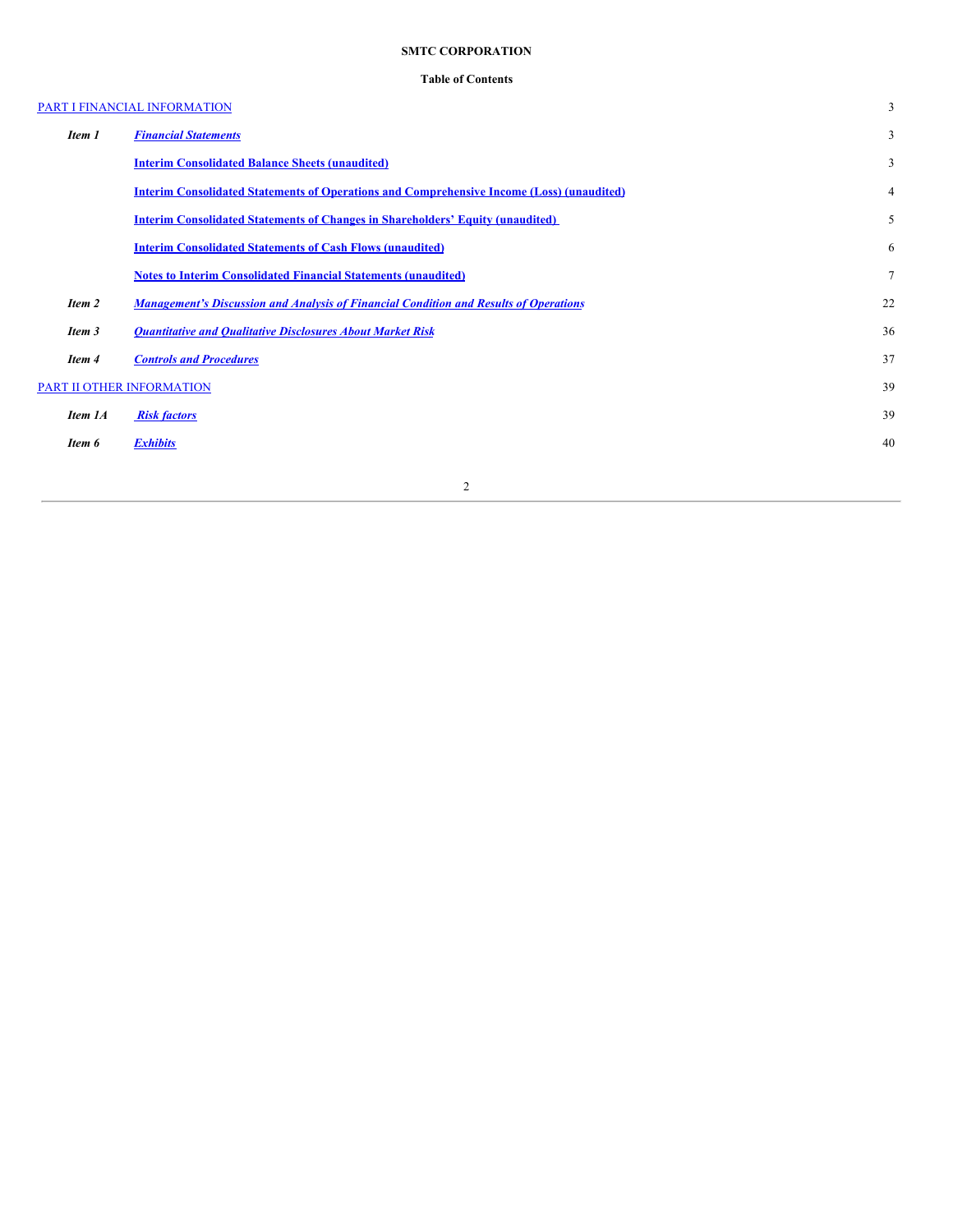**SMTC CORPORATION**

**Table of Contents**

| | | |
|---|---|---|
| PART I FINANCIAL INFORMATION | | 3 |
| ***Item 1*** | ***Financial Statements*** | 3 |
| | **Interim Consolidated Balance Sheets (unaudited)** | 3 |
| | **Interim Consolidated Statements of Operations and Comprehensive Income (Loss) (unaudited)** | 4 |
| | **Interim Consolidated Statements of Changes in Shareholders' Equity (unaudited)** | 5 |
| | **Interim Consolidated Statements of Cash Flows (unaudited)** | 6 |
| | **Notes to Interim Consolidated Financial Statements (unaudited)** | 7 |
| ***Item 2*** | ***Management's Discussion and Analysis of Financial Condition and Results of Operations*** | 22 |
| ***Item 3*** | ***Quantitative and Qualitative Disclosures About Market Risk*** | 36 |
| ***Item 4*** | ***Controls and Procedures*** | 37 |
| PART II OTHER INFORMATION | | 39 |
| ***Item 1A*** | ***Risk factors*** | 39 |
| ***Item 6*** | ***Exhibits*** | 40 |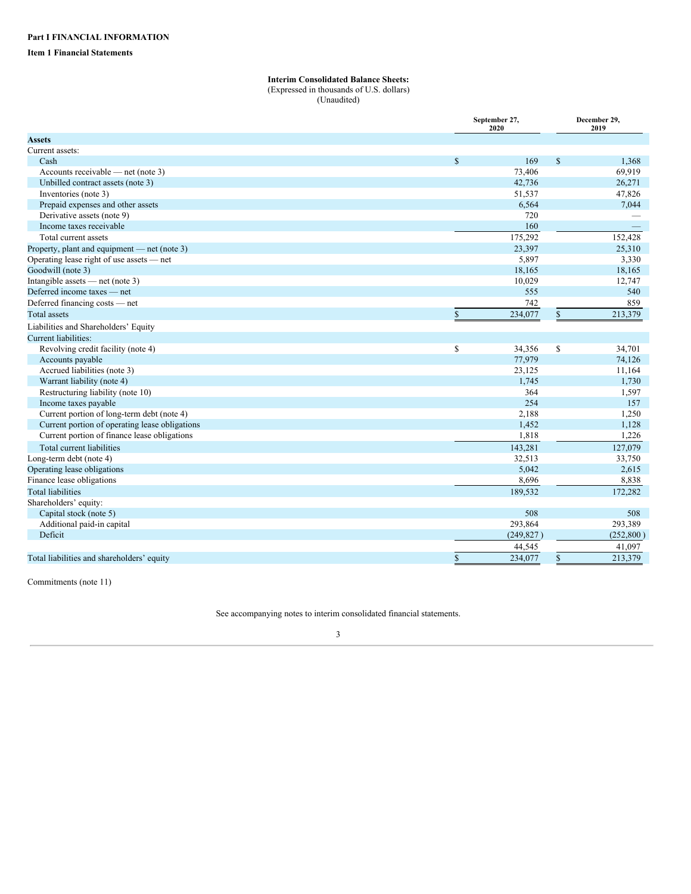**Part I FINANCIAL INFORMATION**

**Item 1 Financial Statements**

**Interim Consolidated Balance Sheets:**
(Expressed in thousands of U.S. dollars)
(Unaudited)

| | September 27, 2020 | December 29, 2019 |
|---|---|---|
| **Assets** | | |
| Current assets: | | |
| Cash | $ 169 | $ 1,368 |
| Accounts receivable — net (note 3) | 73,406 | 69,919 |
| Unbilled contract assets (note 3) | 42,736 | 26,271 |
| Inventories (note 3) | 51,537 | 47,826 |
| Prepaid expenses and other assets | 6,564 | 7,044 |
| Derivative assets (note 9) | 720 | — |
| Income taxes receivable | 160 | — |
| Total current assets | 175,292 | 152,428 |
| Property, plant and equipment — net (note 3) | 23,397 | 25,310 |
| Operating lease right of use assets — net | 5,897 | 3,330 |
| Goodwill (note 3) | 18,165 | 18,165 |
| Intangible assets — net (note 3) | 10,029 | 12,747 |
| Deferred income taxes — net | 555 | 540 |
| Deferred financing costs — net | 742 | 859 |
| Total assets | $ 234,077 | $ 213,379 |
| Liabilities and Shareholders' Equity | | |
| Current liabilities: | | |
| Revolving credit facility (note 4) | $ 34,356 | $ 34,701 |
| Accounts payable | 77,979 | 74,126 |
| Accrued liabilities (note 3) | 23,125 | 11,164 |
| Warrant liability (note 4) | 1,745 | 1,730 |
| Restructuring liability (note 10) | 364 | 1,597 |
| Income taxes payable | 254 | 157 |
| Current portion of long-term debt (note 4) | 2,188 | 1,250 |
| Current portion of operating lease obligations | 1,452 | 1,128 |
| Current portion of finance lease obligations | 1,818 | 1,226 |
| Total current liabilities | 143,281 | 127,079 |
| Long-term debt (note 4) | 32,513 | 33,750 |
| Operating lease obligations | 5,042 | 2,615 |
| Finance lease obligations | 8,696 | 8,838 |
| Total liabilities | 189,532 | 172,282 |
| Shareholders' equity: | | |
| Capital stock (note 5) | 508 | 508 |
| Additional paid-in capital | 293,864 | 293,389 |
| Deficit | (249,827) | (252,800) |
| | 44,545 | 41,097 |
| Total liabilities and shareholders' equity | $ 234,077 | $ 213,379 |

Commitments (note 11)

See accompanying notes to interim consolidated financial statements.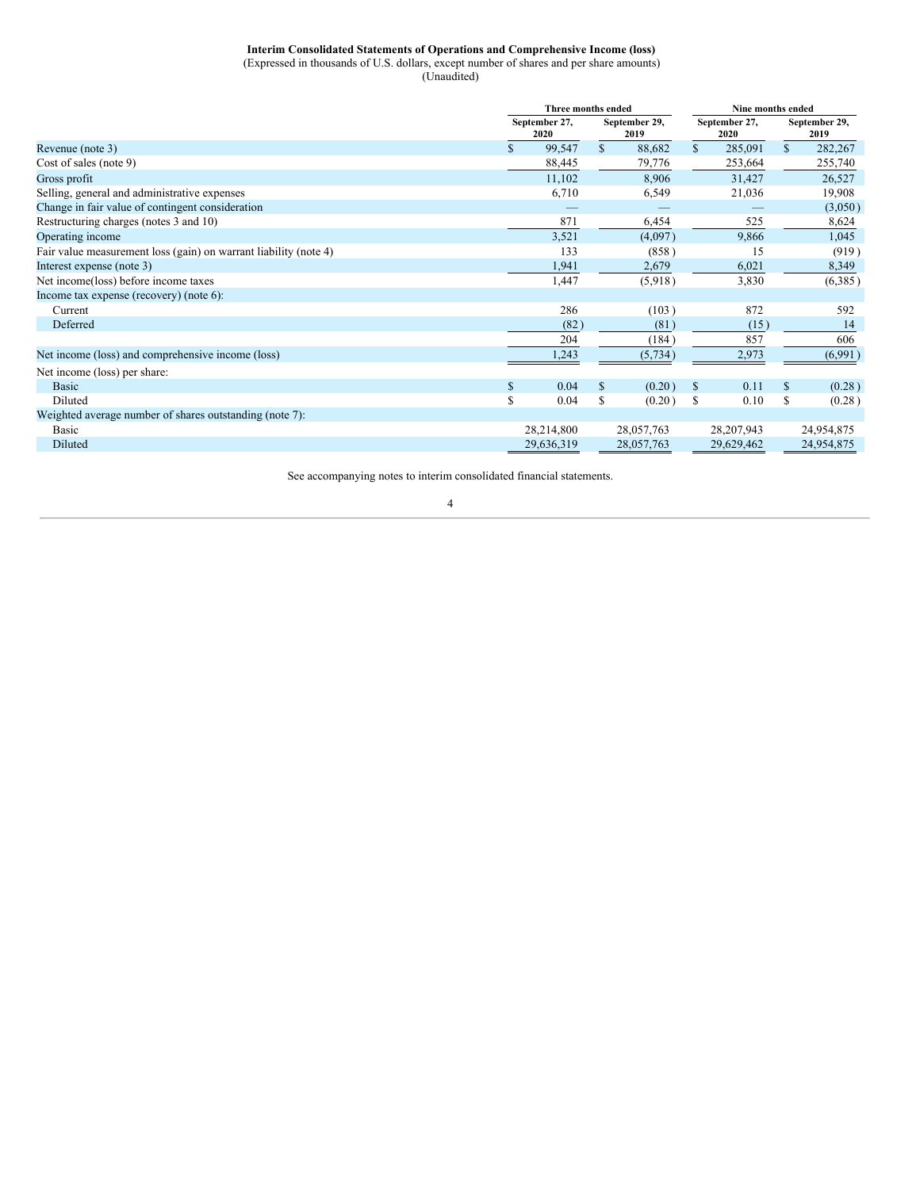**Interim Consolidated Statements of Operations and Comprehensive Income (loss)**
(Expressed in thousands of U.S. dollars, except number of shares and per share amounts)
(Unaudited)

| | Three months ended | | Nine months ended | |
|---|---|---|---|---|
| | September 27, 2020 | September 29, 2019 | September 27, 2020 | September 29, 2019 |
| Revenue (note 3) | $ 99,547 | $ 88,682 | $ 285,091 | $ 282,267 |
| Cost of sales (note 9) | 88,445 | 79,776 | 253,664 | 255,740 |
| Gross profit | 11,102 | 8,906 | 31,427 | 26,527 |
| Selling, general and administrative expenses | 6,710 | 6,549 | 21,036 | 19,908 |
| Change in fair value of contingent consideration | — | — | — | (3,050) |
| Restructuring charges (notes 3 and 10) | 871 | 6,454 | 525 | 8,624 |
| Operating income | 3,521 | (4,097) | 9,866 | 1,045 |
| Fair value measurement loss (gain) on warrant liability (note 4) | 133 | (858) | 15 | (919) |
| Interest expense (note 3) | 1,941 | 2,679 | 6,021 | 8,349 |
| Net income(loss) before income taxes | 1,447 | (5,918) | 3,830 | (6,385) |
| Income tax expense (recovery) (note 6): | | | | |
| Current | 286 | (103) | 872 | 592 |
| Deferred | (82) | (81) | (15) | 14 |
| | 204 | (184) | 857 | 606 |
| Net income (loss) and comprehensive income (loss) | 1,243 | (5,734) | 2,973 | (6,991) |
| Net income (loss) per share: | | | | |
| Basic | $ 0.04 | $ (0.20) | $ 0.11 | $ (0.28) |
| Diluted | $ 0.04 | $ (0.20) | $ 0.10 | $ (0.28) |
| Weighted average number of shares outstanding (note 7): | | | | |
| Basic | 28,214,800 | 28,057,763 | 28,207,943 | 24,954,875 |
| Diluted | 29,636,319 | 28,057,763 | 29,629,462 | 24,954,875 |

See accompanying notes to interim consolidated financial statements.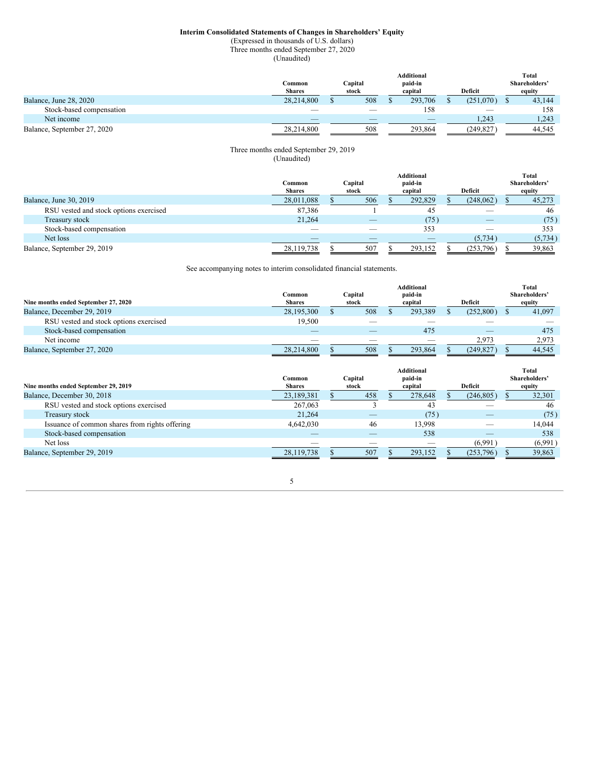**Interim Consolidated Statements of Changes in Shareholders' Equity**

(Expressed in thousands of U.S. dollars)

Three months ended September 27, 2020

(Unaudited)

| | Common Shares | Capital stock | Additional paid-in capital | Deficit | Total Shareholders' equity |
|---|---|---|---|---|---|
| Balance, June 28, 2020 | 28,214,800 | $ 508 | $ 293,706 | $ (251,070) | $ 43,144 |
| Stock-based compensation | — | — | 158 | — | 158 |
| Net income | — | — | — | 1,243 | 1,243 |
| Balance, September 27, 2020 | 28,214,800 | 508 | 293,864 | (249,827) | 44,545 |

Three months ended September 29, 2019

(Unaudited)

| | Common Shares | Capital stock | Additional paid-in capital | Deficit | Total Shareholders' equity |
|---|---|---|---|---|---|
| Balance, June 30, 2019 | 28,011,088 | $ 506 | $ 292,829 | $ (248,062) | $ 45,273 |
| RSU vested and stock options exercised | 87,386 | 1 | 45 | — | 46 |
| Treasury stock | 21,264 | — | (75) | — | (75) |
| Stock-based compensation | — | — | 353 | — | 353 |
| Net loss | — | — | — | (5,734) | (5,734) |
| Balance, September 29, 2019 | 28,119,738 | $ 507 | $ 293,152 | $ (253,796) | $ 39,863 |

See accompanying notes to interim consolidated financial statements.

| Nine months ended September 27, 2020 | Common Shares | Capital stock | Additional paid-in capital | Deficit | Total Shareholders' equity |
|---|---|---|---|---|---|
| Balance, December 29, 2019 | 28,195,300 | $ 508 | $ 293,389 | $ (252,800) | $ 41,097 |
| RSU vested and stock options exercised | 19,500 | — | — | — | — |
| Stock-based compensation | — | — | 475 | — | 475 |
| Net income | — | — | — | 2,973 | 2,973 |
| Balance, September 27, 2020 | 28,214,800 | $ 508 | $ 293,864 | $ (249,827) | $ 44,545 |

| Nine months ended September 29, 2019 | Common Shares | Capital stock | Additional paid-in capital | Deficit | Total Shareholders' equity |
|---|---|---|---|---|---|
| Balance, December 30, 2018 | 23,189,381 | $ 458 | $ 278,648 | $ (246,805) | $ 32,301 |
| RSU vested and stock options exercised | 267,063 | 3 | 43 | — | 46 |
| Treasury stock | 21,264 | — | (75) | — | (75) |
| Issuance of common shares from rights offering | 4,642,030 | 46 | 13,998 | — | 14,044 |
| Stock-based compensation | — | — | 538 | — | 538 |
| Net loss | — | — | — | (6,991) | (6,991) |
| Balance, September 29, 2019 | 28,119,738 | $ 507 | $ 293,152 | $ (253,796) | $ 39,863 |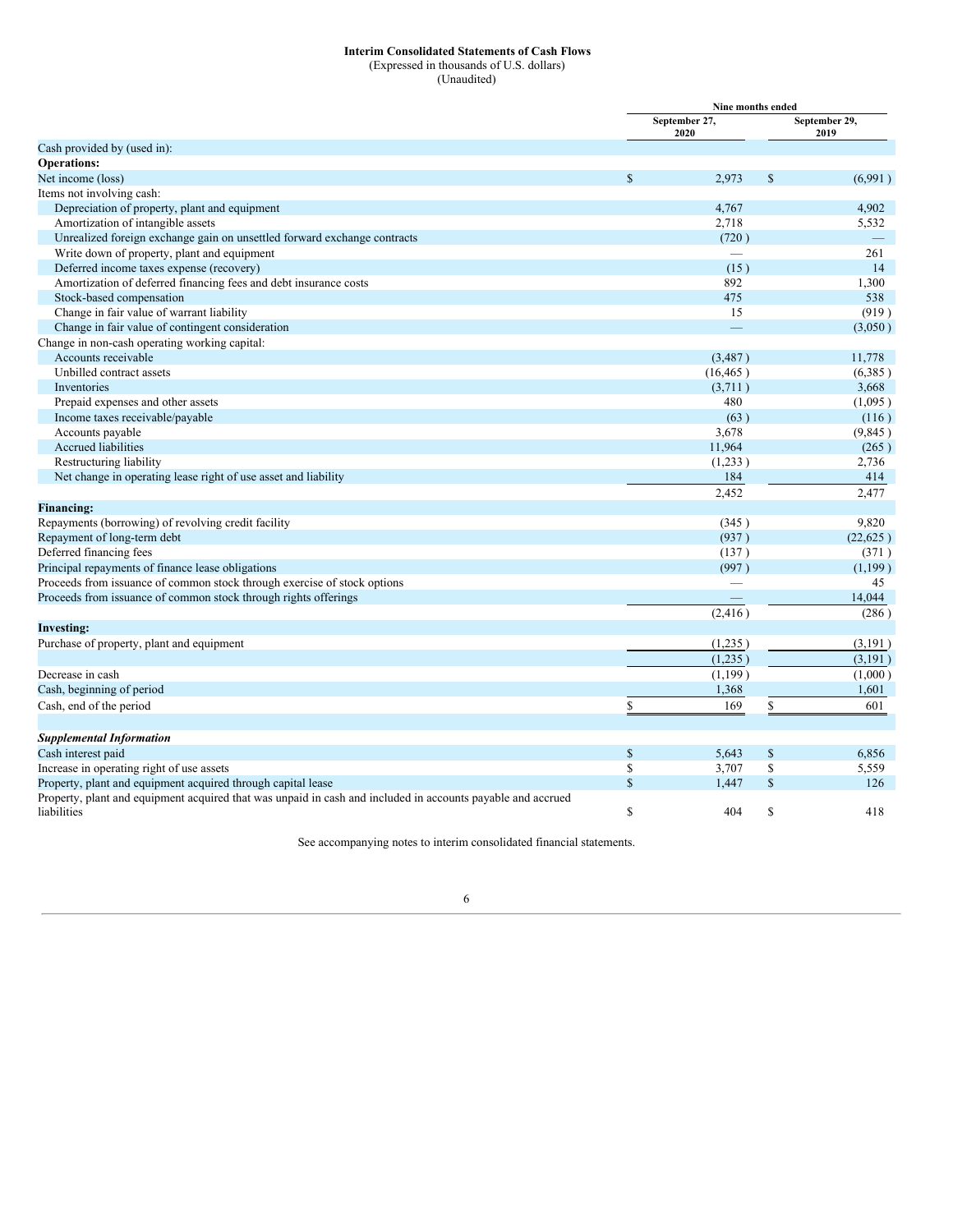**Interim Consolidated Statements of Cash Flows**

(Expressed in thousands of U.S. dollars)

(Unaudited)

| | Nine months ended | |
|---|---|---|
| | September 27, 2020 | September 29, 2019 |
| Cash provided by (used in): | | |
| **Operations:** | | |
| Net income (loss) | $ 2,973 | $ (6,991) |
| Items not involving cash: | | |
| Depreciation of property, plant and equipment | 4,767 | 4,902 |
| Amortization of intangible assets | 2,718 | 5,532 |
| Unrealized foreign exchange gain on unsettled forward exchange contracts | (720) | — |
| Write down of property, plant and equipment | — | 261 |
| Deferred income taxes expense (recovery) | (15) | 14 |
| Amortization of deferred financing fees and debt insurance costs | 892 | 1,300 |
| Stock-based compensation | 475 | 538 |
| Change in fair value of warrant liability | 15 | (919) |
| Change in fair value of contingent consideration | — | (3,050) |
| Change in non-cash operating working capital: | | |
| Accounts receivable | (3,487) | 11,778 |
| Unbilled contract assets | (16,465) | (6,385) |
| Inventories | (3,711) | 3,668 |
| Prepaid expenses and other assets | 480 | (1,095) |
| Income taxes receivable/payable | (63) | (116) |
| Accounts payable | 3,678 | (9,845) |
| Accrued liabilities | 11,964 | (265) |
| Restructuring liability | (1,233) | 2,736 |
| Net change in operating lease right of use asset and liability | 184 | 414 |
| | 2,452 | 2,477 |
| **Financing:** | | |
| Repayments (borrowing) of revolving credit facility | (345) | 9,820 |
| Repayment of long-term debt | (937) | (22,625) |
| Deferred financing fees | (137) | (371) |
| Principal repayments of finance lease obligations | (997) | (1,199) |
| Proceeds from issuance of common stock through exercise of stock options | — | 45 |
| Proceeds from issuance of common stock through rights offerings | — | 14,044 |
| | (2,416) | (286) |
| **Investing:** | | |
| Purchase of property, plant and equipment | (1,235) | (3,191) |
| | (1,235) | (3,191) |
| Decrease in cash | (1,199) | (1,000) |
| Cash, beginning of period | 1,368 | 1,601 |
| Cash, end of the period | $ 169 | $ 601 |
| | | |
| ***Supplemental Information*** | | |
| Cash interest paid | $ 5,643 | $ 6,856 |
| Increase in operating right of use assets | $ 3,707 | $ 5,559 |
| Property, plant and equipment acquired through capital lease | $ 1,447 | $ 126 |
| Property, plant and equipment acquired that was unpaid in cash and included in accounts payable and accrued liabilities | $ 404 | $ 418 |

See accompanying notes to interim consolidated financial statements.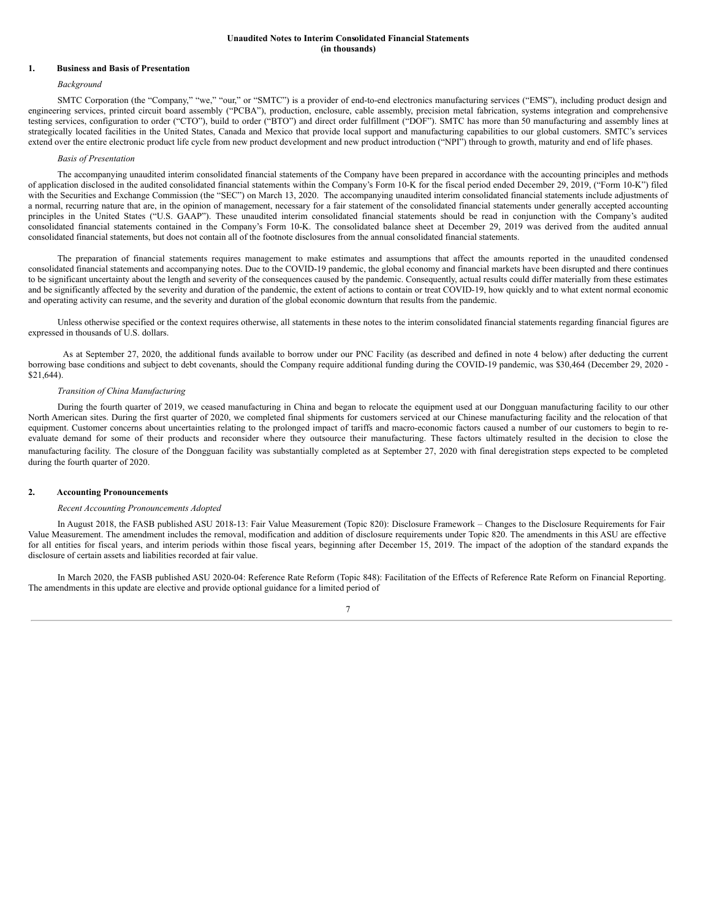**Unaudited Notes to Interim Consolidated Financial Statements**
**(in thousands)**

## 1. Business and Basis of Presentation

*Background*

SMTC Corporation (the "Company," "we," "our," or "SMTC") is a provider of end-to-end electronics manufacturing services ("EMS"), including product design and engineering services, printed circuit board assembly ("PCBA"), production, enclosure, cable assembly, precision metal fabrication, systems integration and comprehensive testing services, configuration to order ("CTO"), build to order ("BTO") and direct order fulfillment ("DOF"). SMTC has more than 50 manufacturing and assembly lines at strategically located facilities in the United States, Canada and Mexico that provide local support and manufacturing capabilities to our global customers. SMTC's services extend over the entire electronic product life cycle from new product development and new product introduction ("NPI") through to growth, maturity and end of life phases.

*Basis of Presentation*

The accompanying unaudited interim consolidated financial statements of the Company have been prepared in accordance with the accounting principles and methods of application disclosed in the audited consolidated financial statements within the Company's Form 10-K for the fiscal period ended December 29, 2019, ("Form 10-K") filed with the Securities and Exchange Commission (the "SEC") on March 13, 2020. The accompanying unaudited interim consolidated financial statements include adjustments of a normal, recurring nature that are, in the opinion of management, necessary for a fair statement of the consolidated financial statements under generally accepted accounting principles in the United States ("U.S. GAAP"). These unaudited interim consolidated financial statements should be read in conjunction with the Company's audited consolidated financial statements contained in the Company's Form 10-K. The consolidated balance sheet at December 29, 2019 was derived from the audited annual consolidated financial statements, but does not contain all of the footnote disclosures from the annual consolidated financial statements.

The preparation of financial statements requires management to make estimates and assumptions that affect the amounts reported in the unaudited condensed consolidated financial statements and accompanying notes. Due to the COVID-19 pandemic, the global economy and financial markets have been disrupted and there continues to be significant uncertainty about the length and severity of the consequences caused by the pandemic. Consequently, actual results could differ materially from these estimates and be significantly affected by the severity and duration of the pandemic, the extent of actions to contain or treat COVID-19, how quickly and to what extent normal economic and operating activity can resume, and the severity and duration of the global economic downturn that results from the pandemic.

Unless otherwise specified or the context requires otherwise, all statements in these notes to the interim consolidated financial statements regarding financial figures are expressed in thousands of U.S. dollars.

As at September 27, 2020, the additional funds available to borrow under our PNC Facility (as described and defined in note 4 below) after deducting the current borrowing base conditions and subject to debt covenants, should the Company require additional funding during the COVID-19 pandemic, was $30,464 (December 29, 2020 - $21,644).

*Transition of China Manufacturing*

During the fourth quarter of 2019, we ceased manufacturing in China and began to relocate the equipment used at our Dongguan manufacturing facility to our other North American sites. During the first quarter of 2020, we completed final shipments for customers serviced at our Chinese manufacturing facility and the relocation of that equipment. Customer concerns about uncertainties relating to the prolonged impact of tariffs and macro-economic factors caused a number of our customers to begin to re-evaluate demand for some of their products and reconsider where they outsource their manufacturing. These factors ultimately resulted in the decision to close the manufacturing facility. The closure of the Dongguan facility was substantially completed as at September 27, 2020 with final deregistration steps expected to be completed during the fourth quarter of 2020.

## 2. Accounting Pronouncements

*Recent Accounting Pronouncements Adopted*

In August 2018, the FASB published ASU 2018-13: Fair Value Measurement (Topic 820): Disclosure Framework – Changes to the Disclosure Requirements for Fair Value Measurement. The amendment includes the removal, modification and addition of disclosure requirements under Topic 820. The amendments in this ASU are effective for all entities for fiscal years, and interim periods within those fiscal years, beginning after December 15, 2019. The impact of the adoption of the standard expands the disclosure of certain assets and liabilities recorded at fair value.

In March 2020, the FASB published ASU 2020-04: Reference Rate Reform (Topic 848): Facilitation of the Effects of Reference Rate Reform on Financial Reporting. The amendments in this update are elective and provide optional guidance for a limited period of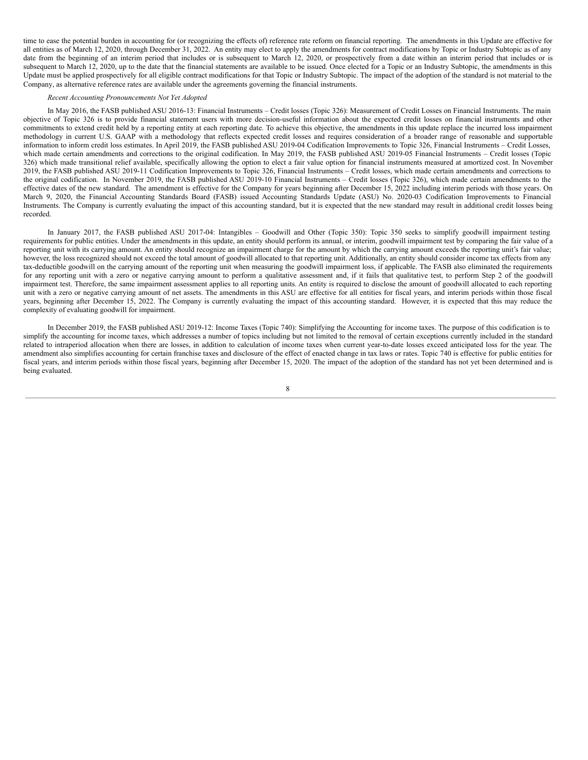time to ease the potential burden in accounting for (or recognizing the effects of) reference rate reform on financial reporting. The amendments in this Update are effective for all entities as of March 12, 2020, through December 31, 2022. An entity may elect to apply the amendments for contract modifications by Topic or Industry Subtopic as of any date from the beginning of an interim period that includes or is subsequent to March 12, 2020, or prospectively from a date within an interim period that includes or is subsequent to March 12, 2020, up to the date that the financial statements are available to be issued. Once elected for a Topic or an Industry Subtopic, the amendments in this Update must be applied prospectively for all eligible contract modifications for that Topic or Industry Subtopic. The impact of the adoption of the standard is not material to the Company, as alternative reference rates are available under the agreements governing the financial instruments.

*Recent Accounting Pronouncements Not Yet Adopted*

In May 2016, the FASB published ASU 2016-13: Financial Instruments – Credit losses (Topic 326): Measurement of Credit Losses on Financial Instruments. The main objective of Topic 326 is to provide financial statement users with more decision-useful information about the expected credit losses on financial instruments and other commitments to extend credit held by a reporting entity at each reporting date. To achieve this objective, the amendments in this update replace the incurred loss impairment methodology in current U.S. GAAP with a methodology that reflects expected credit losses and requires consideration of a broader range of reasonable and supportable information to inform credit loss estimates. In April 2019, the FASB published ASU 2019-04 Codification Improvements to Topic 326, Financial Instruments – Credit Losses, which made certain amendments and corrections to the original codification. In May 2019, the FASB published ASU 2019-05 Financial Instruments – Credit losses (Topic 326) which made transitional relief available, specifically allowing the option to elect a fair value option for financial instruments measured at amortized cost. In November 2019, the FASB published ASU 2019-11 Codification Improvements to Topic 326, Financial Instruments – Credit losses, which made certain amendments and corrections to the original codification. In November 2019, the FASB published ASU 2019-10 Financial Instruments – Credit losses (Topic 326), which made certain amendments to the effective dates of the new standard. The amendment is effective for the Company for years beginning after December 15, 2022 including interim periods with those years. On March 9, 2020, the Financial Accounting Standards Board (FASB) issued Accounting Standards Update (ASU) No. 2020-03 Codification Improvements to Financial Instruments. The Company is currently evaluating the impact of this accounting standard, but it is expected that the new standard may result in additional credit losses being recorded.

In January 2017, the FASB published ASU 2017-04: Intangibles – Goodwill and Other (Topic 350): Topic 350 seeks to simplify goodwill impairment testing requirements for public entities. Under the amendments in this update, an entity should perform its annual, or interim, goodwill impairment test by comparing the fair value of a reporting unit with its carrying amount. An entity should recognize an impairment charge for the amount by which the carrying amount exceeds the reporting unit's fair value; however, the loss recognized should not exceed the total amount of goodwill allocated to that reporting unit. Additionally, an entity should consider income tax effects from any tax-deductible goodwill on the carrying amount of the reporting unit when measuring the goodwill impairment loss, if applicable. The FASB also eliminated the requirements for any reporting unit with a zero or negative carrying amount to perform a qualitative assessment and, if it fails that qualitative test, to perform Step 2 of the goodwill impairment test. Therefore, the same impairment assessment applies to all reporting units. An entity is required to disclose the amount of goodwill allocated to each reporting unit with a zero or negative carrying amount of net assets. The amendments in this ASU are effective for all entities for fiscal years, and interim periods within those fiscal years, beginning after December 15, 2022. The Company is currently evaluating the impact of this accounting standard. However, it is expected that this may reduce the complexity of evaluating goodwill for impairment.

In December 2019, the FASB published ASU 2019-12: Income Taxes (Topic 740): Simplifying the Accounting for income taxes. The purpose of this codification is to simplify the accounting for income taxes, which addresses a number of topics including but not limited to the removal of certain exceptions currently included in the standard related to intraperiod allocation when there are losses, in addition to calculation of income taxes when current year-to-date losses exceed anticipated loss for the year. The amendment also simplifies accounting for certain franchise taxes and disclosure of the effect of enacted change in tax laws or rates. Topic 740 is effective for public entities for fiscal years, and interim periods within those fiscal years, beginning after December 15, 2020. The impact of the adoption of the standard has not yet been determined and is being evaluated.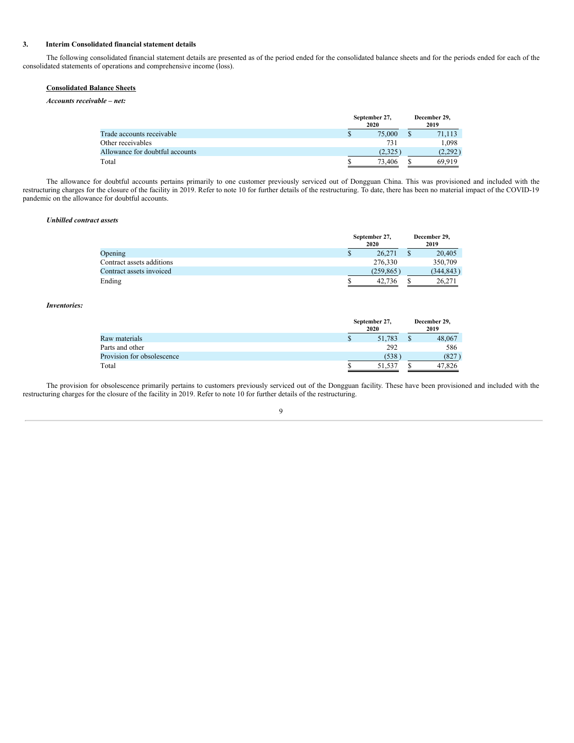### 3. Interim Consolidated financial statement details

The following consolidated financial statement details are presented as of the period ended for the consolidated balance sheets and for the periods ended for each of the consolidated statements of operations and comprehensive income (loss).

**Consolidated Balance Sheets**

***Accounts receivable – net:***

| | September 27, 2020 | December 29, 2019 |
|---|---|---|
| Trade accounts receivable | $ 75,000 | $ 71,113 |
| Other receivables | 731 | 1,098 |
| Allowance for doubtful accounts | (2,325) | (2,292) |
| Total | $ 73,406 | $ 69,919 |

The allowance for doubtful accounts pertains primarily to one customer previously serviced out of Dongguan China. This was provisioned and included with the restructuring charges for the closure of the facility in 2019. Refer to note 10 for further details of the restructuring. To date, there has been no material impact of the COVID-19 pandemic on the allowance for doubtful accounts.

***Unbilled contract assets***

| | September 27, 2020 | December 29, 2019 |
|---|---|---|
| Opening | $ 26,271 | $ 20,405 |
| Contract assets additions | 276,330 | 350,709 |
| Contract assets invoiced | (259,865) | (344,843) |
| Ending | $ 42,736 | $ 26,271 |

***Inventories:***

| | September 27, 2020 | December 29, 2019 |
|---|---|---|
| Raw materials | $ 51,783 | $ 48,067 |
| Parts and other | 292 | 586 |
| Provision for obsolescence | (538) | (827) |
| Total | $ 51,537 | $ 47,826 |

The provision for obsolescence primarily pertains to customers previously serviced out of the Dongguan facility. These have been provisioned and included with the restructuring charges for the closure of the facility in 2019. Refer to note 10 for further details of the restructuring.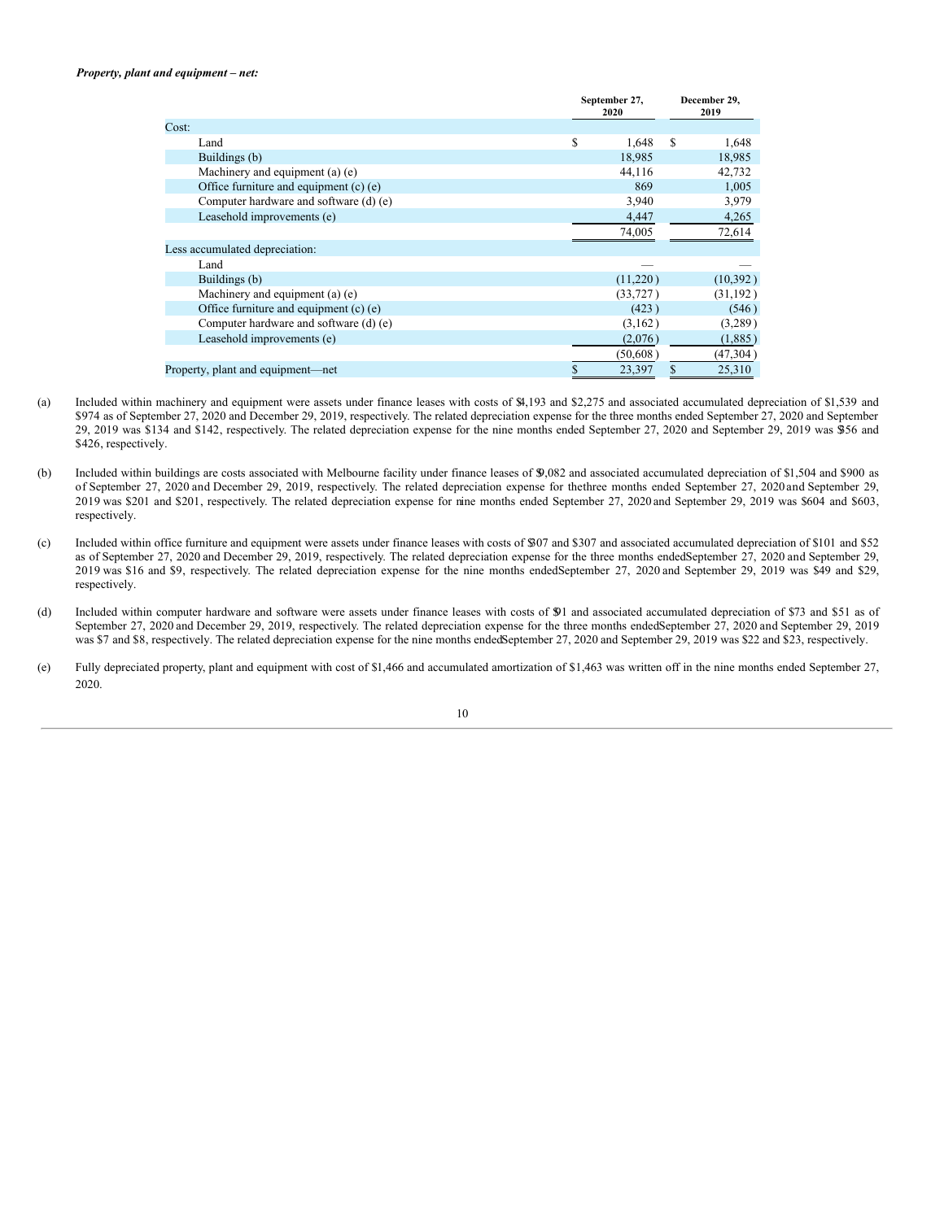***Property, plant and equipment – net:***

| | September 27, 2020 | December 29, 2019 |
|---|---|---|
| Cost: | | |
| Land | $ 1,648 | $ 1,648 |
| Buildings (b) | 18,985 | 18,985 |
| Machinery and equipment (a) (e) | 44,116 | 42,732 |
| Office furniture and equipment (c) (e) | 869 | 1,005 |
| Computer hardware and software (d) (e) | 3,940 | 3,979 |
| Leasehold improvements (e) | 4,447 | 4,265 |
| | 74,005 | 72,614 |
| Less accumulated depreciation: | | |
| Land | — | — |
| Buildings (b) | (11,220) | (10,392) |
| Machinery and equipment (a) (e) | (33,727) | (31,192) |
| Office furniture and equipment (c) (e) | (423) | (546) |
| Computer hardware and software (d) (e) | (3,162) | (3,289) |
| Leasehold improvements (e) | (2,076) | (1,885) |
| | (50,608) | (47,304) |
| Property, plant and equipment—net | $ 23,397 | $ 25,310 |

(a) Included within machinery and equipment were assets under finance leases with costs of $4,193 and $2,275 and associated accumulated depreciation of $1,539 and $974 as of September 27, 2020 and December 29, 2019, respectively. The related depreciation expense for the three months ended September 27, 2020 and September 29, 2019 was $134 and $142, respectively. The related depreciation expense for the nine months ended September 27, 2020 and September 29, 2019 was $356 and $426, respectively.

(b) Included within buildings are costs associated with Melbourne facility under finance leases of $9,082 and associated accumulated depreciation of $1,504 and $900 as of September 27, 2020 and December 29, 2019, respectively. The related depreciation expense for the three months ended September 27, 2020 and September 29, 2019 was $201 and $201, respectively. The related depreciation expense for nine months ended September 27, 2020 and September 29, 2019 was $604 and $603, respectively.

(c) Included within office furniture and equipment were assets under finance leases with costs of $307 and $307 and associated accumulated depreciation of $101 and $52 as of September 27, 2020 and December 29, 2019, respectively. The related depreciation expense for the three months ended September 27, 2020 and September 29, 2019 was $16 and $9, respectively. The related depreciation expense for the nine months ended September 27, 2020 and September 29, 2019 was $49 and $29, respectively.

(d) Included within computer hardware and software were assets under finance leases with costs of $91 and associated accumulated depreciation of $73 and $51 as of September 27, 2020 and December 29, 2019, respectively. The related depreciation expense for the three months ended September 27, 2020 and September 29, 2019 was $7 and $8, respectively. The related depreciation expense for the nine months ended September 27, 2020 and September 29, 2019 was $22 and $23, respectively.

(e) Fully depreciated property, plant and equipment with cost of $1,466 and accumulated amortization of $1,463 was written off in the nine months ended September 27, 2020.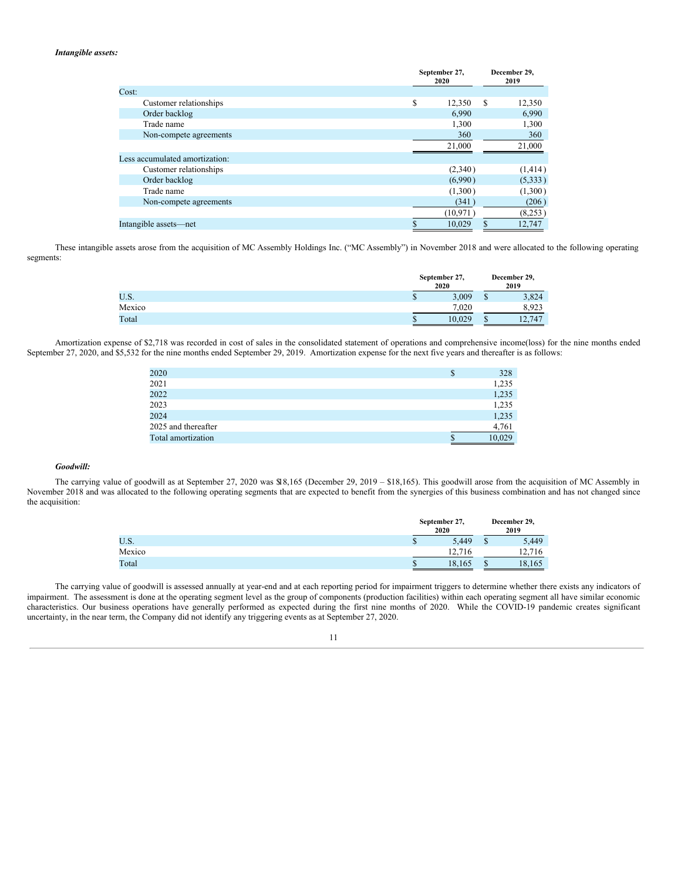***Intangible assets:***

| | September 27, 2020 | December 29, 2019 |
|---|---|---|
| Cost: | | |
| Customer relationships | $ 12,350 | $ 12,350 |
| Order backlog | 6,990 | 6,990 |
| Trade name | 1,300 | 1,300 |
| Non-compete agreements | 360 | 360 |
| | 21,000 | 21,000 |
| Less accumulated amortization: | | |
| Customer relationships | (2,340) | (1,414) |
| Order backlog | (6,990) | (5,333) |
| Trade name | (1,300) | (1,300) |
| Non-compete agreements | (341) | (206) |
| | (10,971) | (8,253) |
| Intangible assets—net | $ 10,029 | $ 12,747 |

These intangible assets arose from the acquisition of MC Assembly Holdings Inc. ("MC Assembly") in November 2018 and were allocated to the following operating segments:

| | September 27, 2020 | December 29, 2019 |
|---|---|---|
| U.S. | $ 3,009 | $ 3,824 |
| Mexico | 7,020 | 8,923 |
| Total | $ 10,029 | $ 12,747 |

Amortization expense of $2,718 was recorded in cost of sales in the consolidated statement of operations and comprehensive income(loss) for the nine months ended September 27, 2020, and $5,532 for the nine months ended September 29, 2019. Amortization expense for the next five years and thereafter is as follows:

| | |
|---|---|
| 2020 | $ 328 |
| 2021 | 1,235 |
| 2022 | 1,235 |
| 2023 | 1,235 |
| 2024 | 1,235 |
| 2025 and thereafter | 4,761 |
| Total amortization | $ 10,029 |

***Goodwill:***

The carrying value of goodwill as at September 27, 2020 was $18,165 (December 29, 2019 – $18,165). This goodwill arose from the acquisition of MC Assembly in November 2018 and was allocated to the following operating segments that are expected to benefit from the synergies of this business combination and has not changed since the acquisition:

| | September 27, 2020 | December 29, 2019 |
|---|---|---|
| U.S. | $ 5,449 | $ 5,449 |
| Mexico | 12,716 | 12,716 |
| Total | $ 18,165 | $ 18,165 |

The carrying value of goodwill is assessed annually at year-end and at each reporting period for impairment triggers to determine whether there exists any indicators of impairment. The assessment is done at the operating segment level as the group of components (production facilities) within each operating segment all have similar economic characteristics. Our business operations have generally performed as expected during the first nine months of 2020. While the COVID-19 pandemic creates significant uncertainty, in the near term, the Company did not identify any triggering events as at September 27, 2020.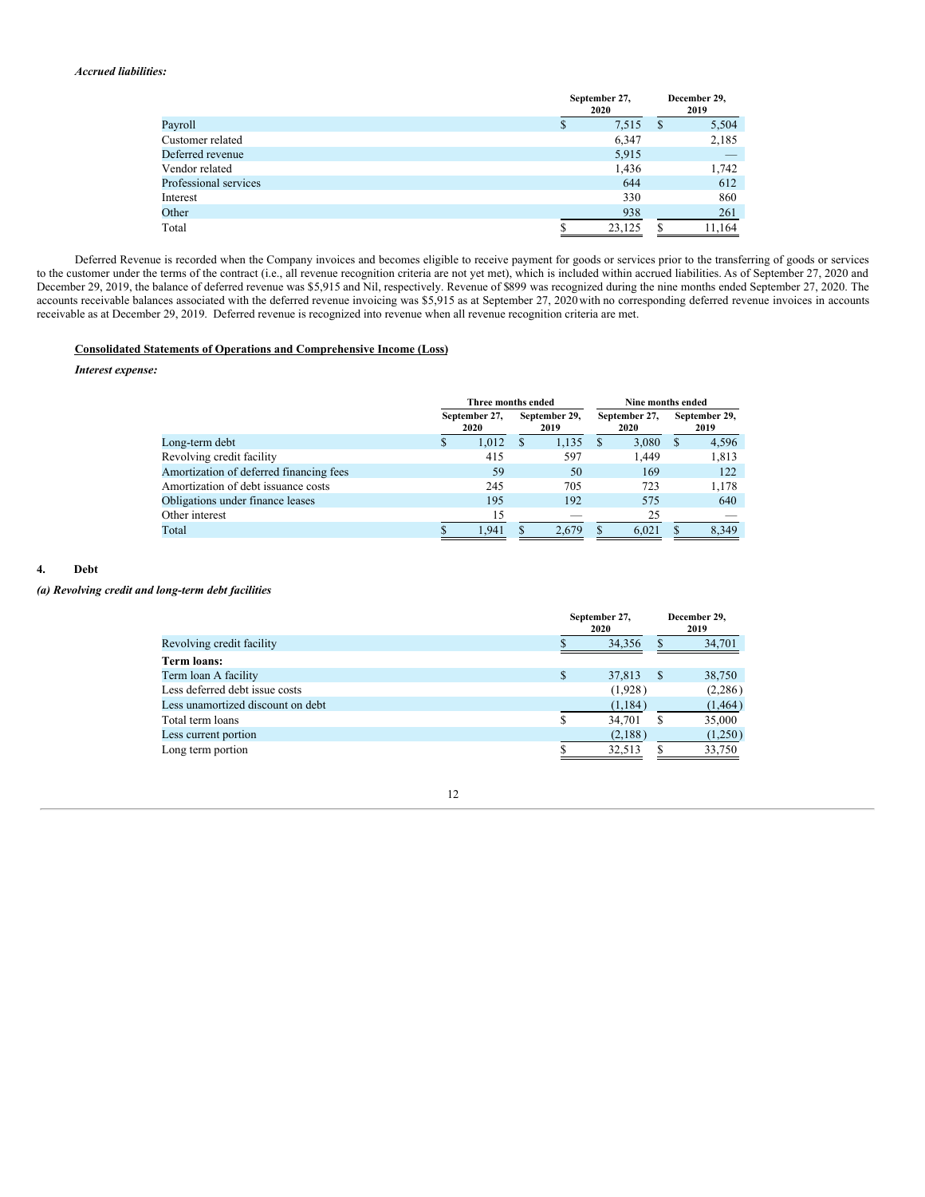*Accrued liabilities:*

| | September 27, 2020 | December 29, 2019 |
|---|---|---|
| Payroll | $ 7,515 | $ 5,504 |
| Customer related | 6,347 | 2,185 |
| Deferred revenue | 5,915 | — |
| Vendor related | 1,436 | 1,742 |
| Professional services | 644 | 612 |
| Interest | 330 | 860 |
| Other | 938 | 261 |
| Total | $ 23,125 | $ 11,164 |

Deferred Revenue is recorded when the Company invoices and becomes eligible to receive payment for goods or services prior to the transferring of goods or services to the customer under the terms of the contract (i.e., all revenue recognition criteria are not yet met), which is included within accrued liabilities. As of September 27, 2020 and December 29, 2019, the balance of deferred revenue was $5,915 and Nil, respectively. Revenue of $899 was recognized during the nine months ended September 27, 2020. The accounts receivable balances associated with the deferred revenue invoicing was $5,915 as at September 27, 2020 with no corresponding deferred revenue invoices in accounts receivable as at December 29, 2019. Deferred revenue is recognized into revenue when all revenue recognition criteria are met.

**Consolidated Statements of Operations and Comprehensive Income (Loss)**

*Interest expense:*

| | Three months ended | | Nine months ended | |
|---|---|---|---|---|
| | September 27, 2020 | September 29, 2019 | September 27, 2020 | September 29, 2019 |
| Long-term debt | $ 1,012 | $ 1,135 | $ 3,080 | $ 4,596 |
| Revolving credit facility | 415 | 597 | 1,449 | 1,813 |
| Amortization of deferred financing fees | 59 | 50 | 169 | 122 |
| Amortization of debt issuance costs | 245 | 705 | 723 | 1,178 |
| Obligations under finance leases | 195 | 192 | 575 | 640 |
| Other interest | 15 | — | 25 | — |
| Total | $ 1,941 | $ 2,679 | $ 6,021 | $ 8,349 |

## 4. Debt

***(a) Revolving credit and long-term debt facilities***

| | September 27, 2020 | December 29, 2019 |
|---|---|---|
| Revolving credit facility | $ 34,356 | $ 34,701 |
| **Term loans:** | | |
| Term loan A facility | $ 37,813 | $ 38,750 |
| Less deferred debt issue costs | (1,928) | (2,286) |
| Less unamortized discount on debt | (1,184) | (1,464) |
| Total term loans | $ 34,701 | $ 35,000 |
| Less current portion | (2,188) | (1,250) |
| Long term portion | $ 32,513 | $ 33,750 |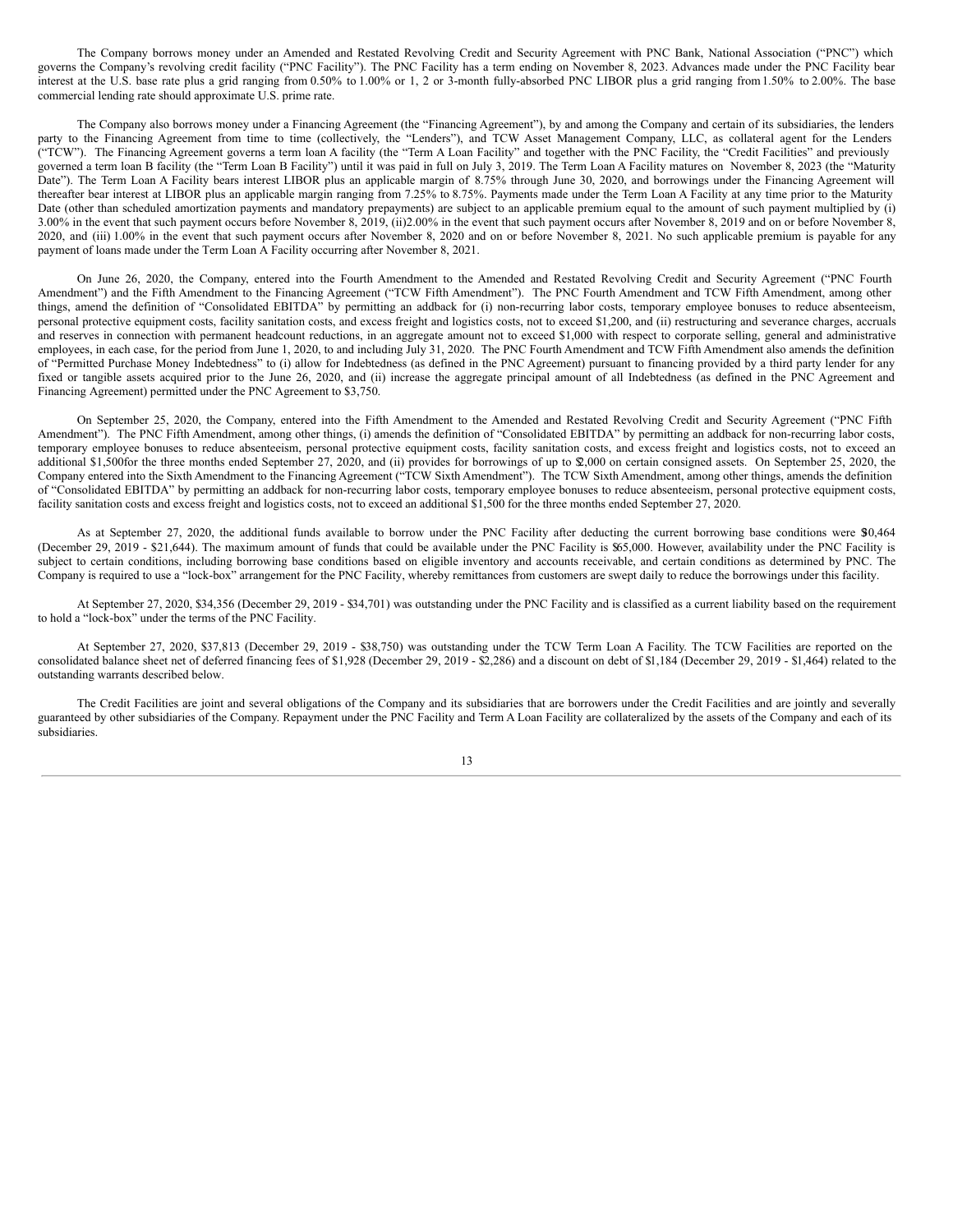The Company borrows money under an Amended and Restated Revolving Credit and Security Agreement with PNC Bank, National Association ("PNC") which governs the Company's revolving credit facility ("PNC Facility"). The PNC Facility has a term ending on November 8, 2023. Advances made under the PNC Facility bear interest at the U.S. base rate plus a grid ranging from 0.50% to 1.00% or 1, 2 or 3-month fully-absorbed PNC LIBOR plus a grid ranging from 1.50% to 2.00%. The base commercial lending rate should approximate U.S. prime rate.

The Company also borrows money under a Financing Agreement (the "Financing Agreement"), by and among the Company and certain of its subsidiaries, the lenders party to the Financing Agreement from time to time (collectively, the "Lenders"), and TCW Asset Management Company, LLC, as collateral agent for the Lenders ("TCW"). The Financing Agreement governs a term loan A facility (the "Term A Loan Facility" and together with the PNC Facility, the "Credit Facilities" and previously governed a term loan B facility (the "Term Loan B Facility") until it was paid in full on July 3, 2019. The Term Loan A Facility matures on November 8, 2023 (the "Maturity Date"). The Term Loan A Facility bears interest LIBOR plus an applicable margin of 8.75% through June 30, 2020, and borrowings under the Financing Agreement will thereafter bear interest at LIBOR plus an applicable margin ranging from 7.25% to 8.75%. Payments made under the Term Loan A Facility at any time prior to the Maturity Date (other than scheduled amortization payments and mandatory prepayments) are subject to an applicable premium equal to the amount of such payment multiplied by (i) 3.00% in the event that such payment occurs before November 8, 2019, (ii)2.00% in the event that such payment occurs after November 8, 2019 and on or before November 8, 2020, and (iii) 1.00% in the event that such payment occurs after November 8, 2020 and on or before November 8, 2021. No such applicable premium is payable for any payment of loans made under the Term Loan A Facility occurring after November 8, 2021.

On June 26, 2020, the Company, entered into the Fourth Amendment to the Amended and Restated Revolving Credit and Security Agreement ("PNC Fourth Amendment") and the Fifth Amendment to the Financing Agreement ("TCW Fifth Amendment"). The PNC Fourth Amendment and TCW Fifth Amendment, among other things, amend the definition of "Consolidated EBITDA" by permitting an addback for (i) non-recurring labor costs, temporary employee bonuses to reduce absenteeism, personal protective equipment costs, facility sanitation costs, and excess freight and logistics costs, not to exceed $1,200, and (ii) restructuring and severance charges, accruals and reserves in connection with permanent headcount reductions, in an aggregate amount not to exceed $1,000 with respect to corporate selling, general and administrative employees, in each case, for the period from June 1, 2020, to and including July 31, 2020. The PNC Fourth Amendment and TCW Fifth Amendment also amends the definition of "Permitted Purchase Money Indebtedness" to (i) allow for Indebtedness (as defined in the PNC Agreement) pursuant to financing provided by a third party lender for any fixed or tangible assets acquired prior to the June 26, 2020, and (ii) increase the aggregate principal amount of all Indebtedness (as defined in the PNC Agreement and Financing Agreement) permitted under the PNC Agreement to $3,750.

On September 25, 2020, the Company, entered into the Fifth Amendment to the Amended and Restated Revolving Credit and Security Agreement ("PNC Fifth Amendment"). The PNC Fifth Amendment, among other things, (i) amends the definition of "Consolidated EBITDA" by permitting an addback for non-recurring labor costs, temporary employee bonuses to reduce absenteeism, personal protective equipment costs, facility sanitation costs, and excess freight and logistics costs, not to exceed an additional $1,500for the three months ended September 27, 2020, and (ii) provides for borrowings of up to $2,000 on certain consigned assets. On September 25, 2020, the Company entered into the Sixth Amendment to the Financing Agreement ("TCW Sixth Amendment"). The TCW Sixth Amendment, among other things, amends the definition of "Consolidated EBITDA" by permitting an addback for non-recurring labor costs, temporary employee bonuses to reduce absenteeism, personal protective equipment costs, facility sanitation costs and excess freight and logistics costs, not to exceed an additional $1,500 for the three months ended September 27, 2020.

As at September 27, 2020, the additional funds available to borrow under the PNC Facility after deducting the current borrowing base conditions were $10,464 (December 29, 2019 - $21,644). The maximum amount of funds that could be available under the PNC Facility is $65,000. However, availability under the PNC Facility is subject to certain conditions, including borrowing base conditions based on eligible inventory and accounts receivable, and certain conditions as determined by PNC. The Company is required to use a "lock-box" arrangement for the PNC Facility, whereby remittances from customers are swept daily to reduce the borrowings under this facility.

At September 27, 2020, $34,356 (December 29, 2019 - $34,701) was outstanding under the PNC Facility and is classified as a current liability based on the requirement to hold a "lock-box" under the terms of the PNC Facility.

At September 27, 2020, $37,813 (December 29, 2019 - $38,750) was outstanding under the TCW Term Loan A Facility. The TCW Facilities are reported on the consolidated balance sheet net of deferred financing fees of $1,928 (December 29, 2019 - $2,286) and a discount on debt of $1,184 (December 29, 2019 - $1,464) related to the outstanding warrants described below.

The Credit Facilities are joint and several obligations of the Company and its subsidiaries that are borrowers under the Credit Facilities and are jointly and severally guaranteed by other subsidiaries of the Company. Repayment under the PNC Facility and Term A Loan Facility are collateralized by the assets of the Company and each of its subsidiaries.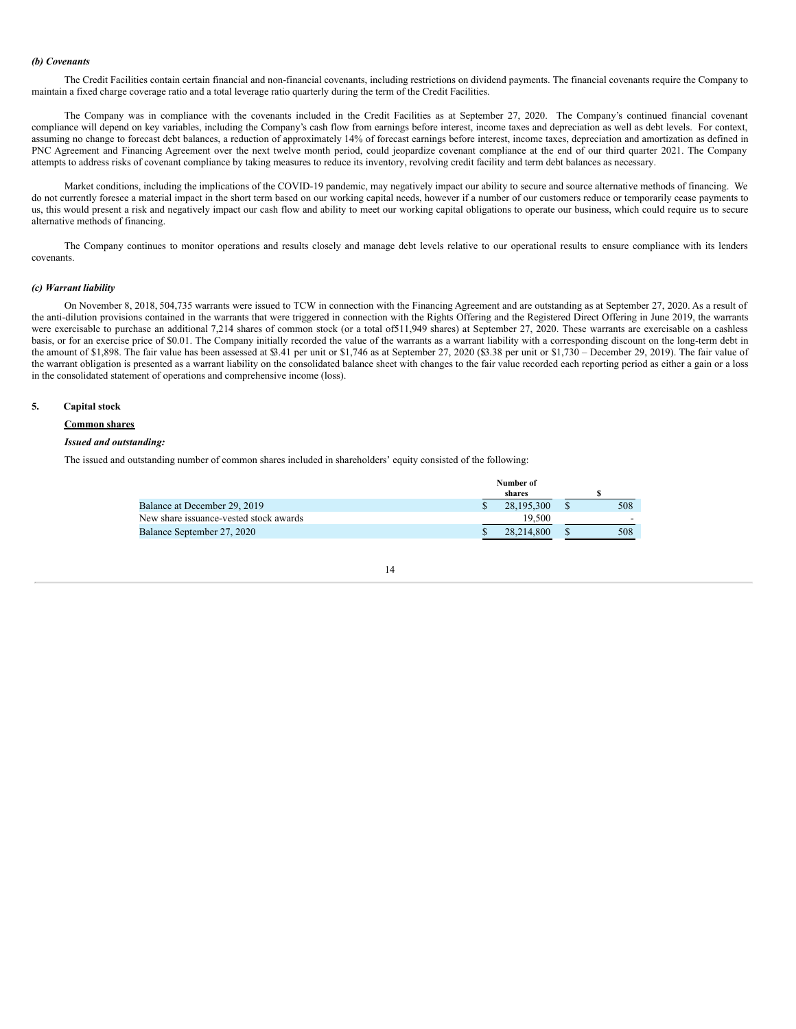*(b) Covenants*

The Credit Facilities contain certain financial and non-financial covenants, including restrictions on dividend payments. The financial covenants require the Company to maintain a fixed charge coverage ratio and a total leverage ratio quarterly during the term of the Credit Facilities.

The Company was in compliance with the covenants included in the Credit Facilities as at September 27, 2020. The Company's continued financial covenant compliance will depend on key variables, including the Company's cash flow from earnings before interest, income taxes and depreciation as well as debt levels. For context, assuming no change to forecast debt balances, a reduction of approximately 14% of forecast earnings before interest, income taxes, depreciation and amortization as defined in PNC Agreement and Financing Agreement over the next twelve month period, could jeopardize covenant compliance at the end of our third quarter 2021. The Company attempts to address risks of covenant compliance by taking measures to reduce its inventory, revolving credit facility and term debt balances as necessary.

Market conditions, including the implications of the COVID-19 pandemic, may negatively impact our ability to secure and source alternative methods of financing. We do not currently foresee a material impact in the short term based on our working capital needs, however if a number of our customers reduce or temporarily cease payments to us, this would present a risk and negatively impact our cash flow and ability to meet our working capital obligations to operate our business, which could require us to secure alternative methods of financing.

The Company continues to monitor operations and results closely and manage debt levels relative to our operational results to ensure compliance with its lenders covenants.

*(c) Warrant liability*

On November 8, 2018, 504,735 warrants were issued to TCW in connection with the Financing Agreement and are outstanding as at September 27, 2020. As a result of the anti-dilution provisions contained in the warrants that were triggered in connection with the Rights Offering and the Registered Direct Offering in June 2019, the warrants were exercisable to purchase an additional 7,214 shares of common stock (or a total of511,949 shares) at September 27, 2020. These warrants are exercisable on a cashless basis, or for an exercise price of $0.01. The Company initially recorded the value of the warrants as a warrant liability with a corresponding discount on the long-term debt in the amount of $1,898. The fair value has been assessed at $3.41 per unit or $1,746 as at September 27, 2020 ($3.38 per unit or $1,730 – December 29, 2019). The fair value of the warrant obligation is presented as a warrant liability on the consolidated balance sheet with changes to the fair value recorded each reporting period as either a gain or a loss in the consolidated statement of operations and comprehensive income (loss).

## 5. Capital stock

**Common shares**

***Issued and outstanding:***

The issued and outstanding number of common shares included in shareholders' equity consisted of the following:

| | Number of shares | $ |
|---|---|---|
| Balance at December 29, 2019 | $ 28,195,300 | $ 508 |
| New share issuance-vested stock awards | 19,500 | - |
| Balance September 27, 2020 | $ 28,214,800 | $ 508 |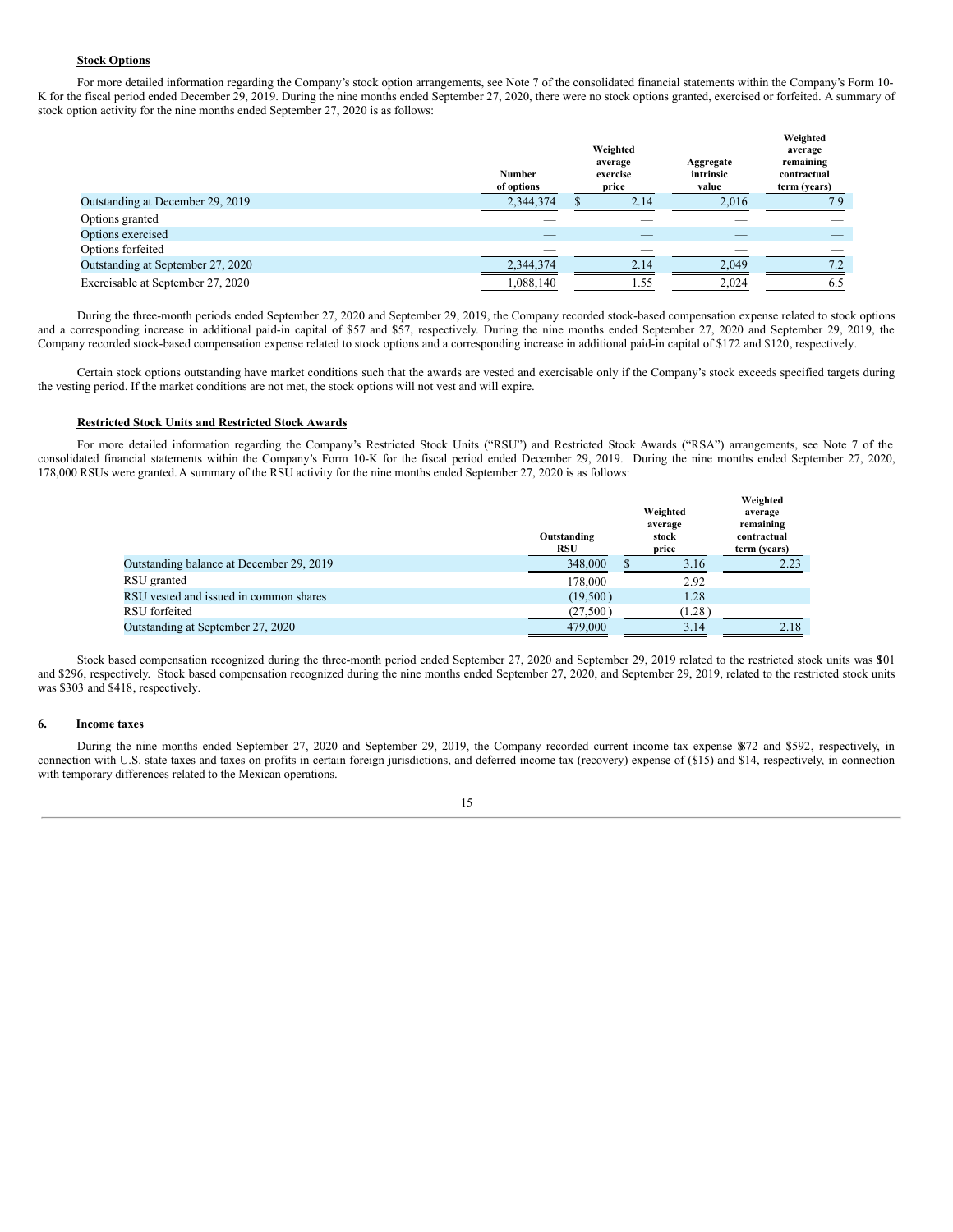**Stock Options**

For more detailed information regarding the Company's stock option arrangements, see Note 7 of the consolidated financial statements within the Company's Form 10-K for the fiscal period ended December 29, 2019. During the nine months ended September 27, 2020, there were no stock options granted, exercised or forfeited. A summary of stock option activity for the nine months ended September 27, 2020 is as follows:

| | Number of options | Weighted average exercise price | Aggregate intrinsic value | Weighted average remaining contractual term (years) |
|---|---|---|---|---|
| Outstanding at December 29, 2019 | 2,344,374 | $ 2.14 | 2,016 | 7.9 |
| Options granted | — | — | — | — |
| Options exercised | — | — | — | — |
| Options forfeited | — | — | — | — |
| Outstanding at September 27, 2020 | 2,344,374 | 2.14 | 2,049 | 7.2 |
| Exercisable at September 27, 2020 | 1,088,140 | 1.55 | 2,024 | 6.5 |

During the three-month periods ended September 27, 2020 and September 29, 2019, the Company recorded stock-based compensation expense related to stock options and a corresponding increase in additional paid-in capital of $57 and $57, respectively. During the nine months ended September 27, 2020 and September 29, 2019, the Company recorded stock-based compensation expense related to stock options and a corresponding increase in additional paid-in capital of $172 and $120, respectively.

Certain stock options outstanding have market conditions such that the awards are vested and exercisable only if the Company's stock exceeds specified targets during the vesting period. If the market conditions are not met, the stock options will not vest and will expire.

**Restricted Stock Units and Restricted Stock Awards**

For more detailed information regarding the Company's Restricted Stock Units ("RSU") and Restricted Stock Awards ("RSA") arrangements, see Note 7 of the consolidated financial statements within the Company's Form 10-K for the fiscal period ended December 29, 2019. During the nine months ended September 27, 2020, 178,000 RSUs were granted. A summary of the RSU activity for the nine months ended September 27, 2020 is as follows:

| | Outstanding RSU | Weighted average stock price | Weighted average remaining contractual term (years) |
|---|---|---|---|
| Outstanding balance at December 29, 2019 | 348,000 | $ 3.16 | 2.23 |
| RSU granted | 178,000 | 2.92 | |
| RSU vested and issued in common shares | (19,500) | 1.28 | |
| RSU forfeited | (27,500) | (1.28) | |
| Outstanding at September 27, 2020 | 479,000 | 3.14 | 2.18 |

Stock based compensation recognized during the three-month period ended September 27, 2020 and September 29, 2019 related to the restricted stock units was $101 and $296, respectively. Stock based compensation recognized during the nine months ended September 27, 2020, and September 29, 2019, related to the restricted stock units was $303 and $418, respectively.

## 6. Income taxes

During the nine months ended September 27, 2020 and September 29, 2019, the Company recorded current income tax expense $872 and $592, respectively, in connection with U.S. state taxes and taxes on profits in certain foreign jurisdictions, and deferred income tax (recovery) expense of ($15) and $14, respectively, in connection with temporary differences related to the Mexican operations.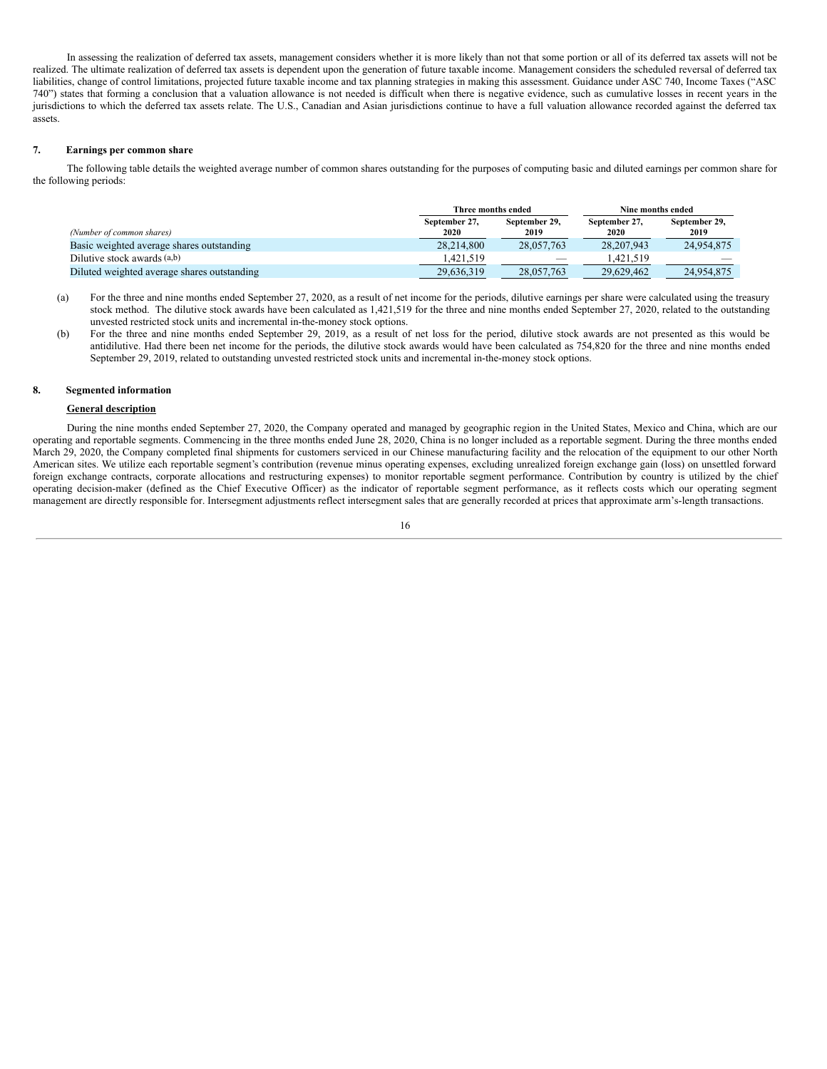In assessing the realization of deferred tax assets, management considers whether it is more likely than not that some portion or all of its deferred tax assets will not be realized. The ultimate realization of deferred tax assets is dependent upon the generation of future taxable income. Management considers the scheduled reversal of deferred tax liabilities, change of control limitations, projected future taxable income and tax planning strategies in making this assessment. Guidance under ASC 740, Income Taxes ("ASC 740") states that forming a conclusion that a valuation allowance is not needed is difficult when there is negative evidence, such as cumulative losses in recent years in the jurisdictions to which the deferred tax assets relate. The U.S., Canadian and Asian jurisdictions continue to have a full valuation allowance recorded against the deferred tax assets.

## 7. Earnings per common share

The following table details the weighted average number of common shares outstanding for the purposes of computing basic and diluted earnings per common share for the following periods:

| | Three months ended | | Nine months ended | |
|---|---|---|---|---|
| *(Number of common shares)* | September 27, 2020 | September 29, 2019 | September 27, 2020 | September 29, 2019 |
| Basic weighted average shares outstanding | 28,214,800 | 28,057,763 | 28,207,943 | 24,954,875 |
| Dilutive stock awards (a,b) | 1,421,519 | — | 1,421,519 | — |
| Diluted weighted average shares outstanding | 29,636,319 | 28,057,763 | 29,629,462 | 24,954,875 |

(a) For the three and nine months ended September 27, 2020, as a result of net income for the periods, dilutive earnings per share were calculated using the treasury stock method. The dilutive stock awards have been calculated as 1,421,519 for the three and nine months ended September 27, 2020, related to the outstanding unvested restricted stock units and incremental in-the-money stock options.

(b) For the three and nine months ended September 29, 2019, as a result of net loss for the period, dilutive stock awards are not presented as this would be antidilutive. Had there been net income for the periods, the dilutive stock awards would have been calculated as 754,820 for the three and nine months ended September 29, 2019, related to outstanding unvested restricted stock units and incremental in-the-money stock options.

## 8. Segmented information

**General description**

During the nine months ended September 27, 2020, the Company operated and managed by geographic region in the United States, Mexico and China, which are our operating and reportable segments. Commencing in the three months ended June 28, 2020, China is no longer included as a reportable segment. During the three months ended March 29, 2020, the Company completed final shipments for customers serviced in our Chinese manufacturing facility and the relocation of the equipment to our other North American sites. We utilize each reportable segment's contribution (revenue minus operating expenses, excluding unrealized foreign exchange gain (loss) on unsettled forward foreign exchange contracts, corporate allocations and restructuring expenses) to monitor reportable segment performance. Contribution by country is utilized by the chief operating decision-maker (defined as the Chief Executive Officer) as the indicator of reportable segment performance, as it reflects costs which our operating segment management are directly responsible for. Intersegment adjustments reflect intersegment sales that are generally recorded at prices that approximate arm's-length transactions.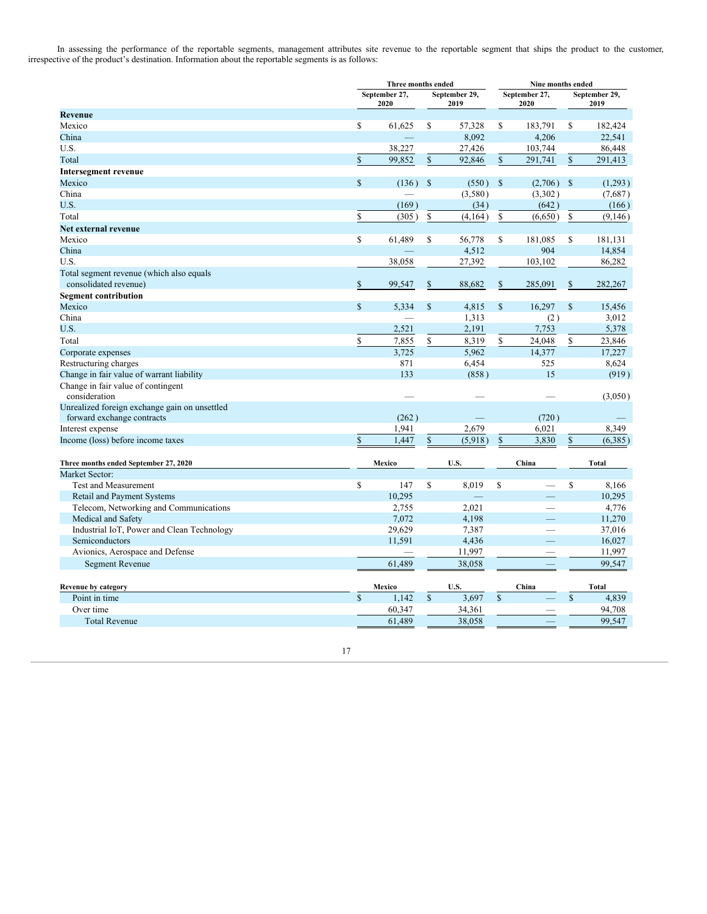In assessing the performance of the reportable segments, management attributes site revenue to the reportable segment that ships the product to the customer, irrespective of the product's destination. Information about the reportable segments is as follows:

| | Three months ended | | Nine months ended | |
|---|---|---|---|---|
| | September 27, 2020 | September 29, 2019 | September 27, 2020 | September 29, 2019 |
| **Revenue** | | | | |
| Mexico | $ 61,625 | $ 57,328 | $ 183,791 | $ 182,424 |
| China | — | 8,092 | 4,206 | 22,541 |
| U.S. | 38,227 | 27,426 | 103,744 | 86,448 |
| Total | $ 99,852 | $ 92,846 | $ 291,741 | $ 291,413 |
| **Intersegment revenue** | | | | |
| Mexico | $ (136) | $ (550) | $ (2,706) | $ (1,293) |
| China | — | (3,580) | (3,302) | (7,687) |
| U.S. | (169) | (34) | (642) | (166) |
| Total | $ (305) | $ (4,164) | $ (6,650) | $ (9,146) |
| **Net external revenue** | | | | |
| Mexico | $ 61,489 | $ 56,778 | $ 181,085 | $ 181,131 |
| China | — | 4,512 | 904 | 14,854 |
| U.S. | 38,058 | 27,392 | 103,102 | 86,282 |
| Total segment revenue (which also equals consolidated revenue) | $ 99,547 | $ 88,682 | $ 285,091 | $ 282,267 |
| **Segment contribution** | | | | |
| Mexico | $ 5,334 | $ 4,815 | $ 16,297 | $ 15,456 |
| China | — | 1,313 | (2) | 3,012 |
| U.S. | 2,521 | 2,191 | 7,753 | 5,378 |
| Total | $ 7,855 | $ 8,319 | $ 24,048 | $ 23,846 |
| Corporate expenses | 3,725 | 5,962 | 14,377 | 17,227 |
| Restructuring charges | 871 | 6,454 | 525 | 8,624 |
| Change in fair value of warrant liability | 133 | (858) | 15 | (919) |
| Change in fair value of contingent consideration | — | — | — | (3,050) |
| Unrealized foreign exchange gain on unsettled forward exchange contracts | (262) | — | (720) | — |
| Interest expense | 1,941 | 2,679 | 6,021 | 8,349 |
| Income (loss) before income taxes | $ 1,447 | $ (5,918) | $ 3,830 | $ (6,385) |

| Three months ended September 27, 2020 | Mexico | U.S. | China | Total |
|---|---|---|---|---|
| Market Sector: | | | | |
| Test and Measurement | $ 147 | $ 8,019 | $ — | $ 8,166 |
| Retail and Payment Systems | 10,295 | — | — | 10,295 |
| Telecom, Networking and Communications | 2,755 | 2,021 | — | 4,776 |
| Medical and Safety | 7,072 | 4,198 | — | 11,270 |
| Industrial IoT, Power and Clean Technology | 29,629 | 7,387 | — | 37,016 |
| Semiconductors | 11,591 | 4,436 | — | 16,027 |
| Avionics, Aerospace and Defense | — | 11,997 | — | 11,997 |
| Segment Revenue | 61,489 | 38,058 | — | 99,547 |

| Revenue by category | Mexico | U.S. | China | Total |
|---|---|---|---|---|
| Point in time | $ 1,142 | $ 3,697 | $ — | $ 4,839 |
| Over time | 60,347 | 34,361 | — | 94,708 |
| Total Revenue | 61,489 | 38,058 | — | 99,547 |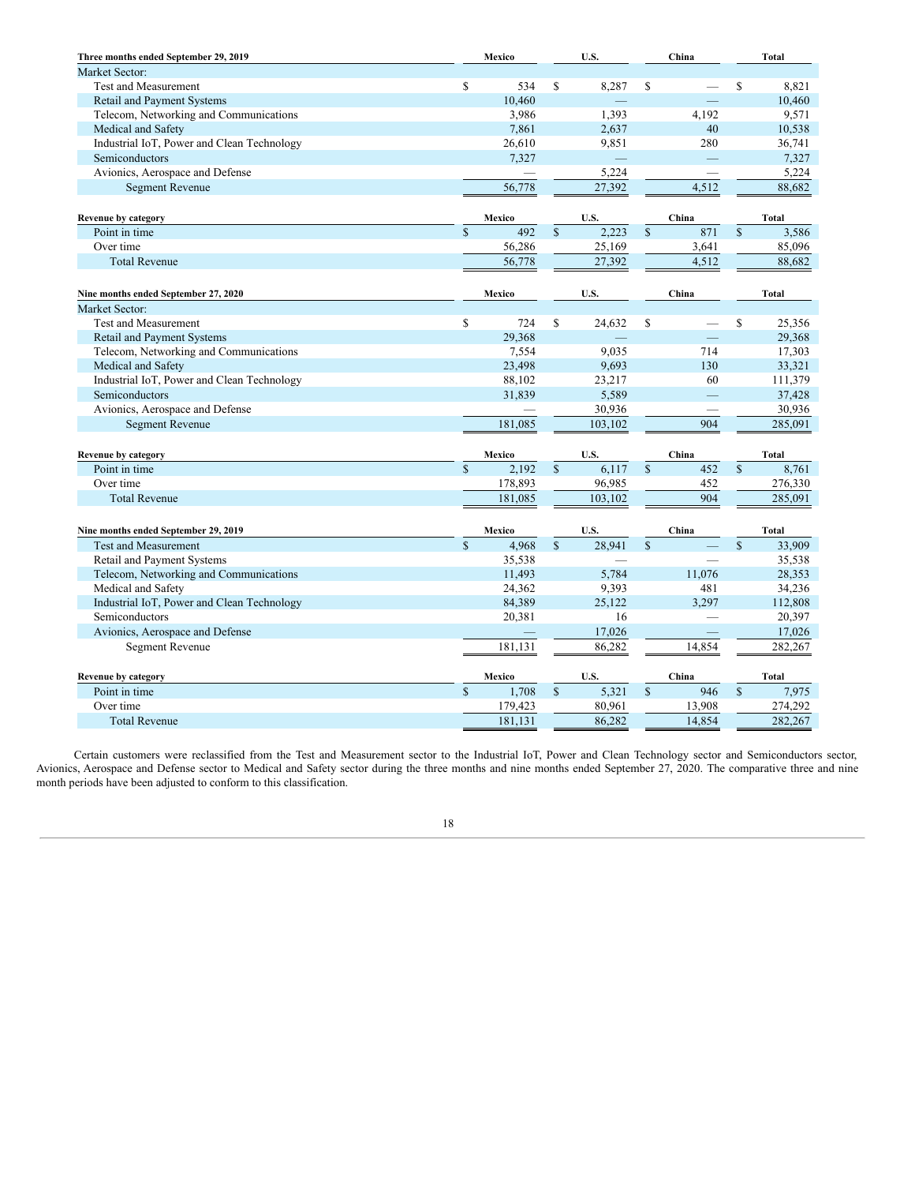| Three months ended September 29, 2019 | Mexico | U.S. | China | Total |
|---|---|---|---|---|
| Market Sector: | | | | |
| Test and Measurement | $ 534 | $ 8,287 | $ — | $ 8,821 |
| Retail and Payment Systems | 10,460 | — | — | 10,460 |
| Telecom, Networking and Communications | 3,986 | 1,393 | 4,192 | 9,571 |
| Medical and Safety | 7,861 | 2,637 | 40 | 10,538 |
| Industrial IoT, Power and Clean Technology | 26,610 | 9,851 | 280 | 36,741 |
| Semiconductors | 7,327 | — | — | 7,327 |
| Avionics, Aerospace and Defense | — | 5,224 | — | 5,224 |
| Segment Revenue | 56,778 | 27,392 | 4,512 | 88,682 |

| Revenue by category | Mexico | U.S. | China | Total |
|---|---|---|---|---|
| Point in time | $ 492 | $ 2,223 | $ 871 | $ 3,586 |
| Over time | 56,286 | 25,169 | 3,641 | 85,096 |
| Total Revenue | 56,778 | 27,392 | 4,512 | 88,682 |

| Nine months ended September 27, 2020 | Mexico | U.S. | China | Total |
|---|---|---|---|---|
| Market Sector: | | | | |
| Test and Measurement | $ 724 | $ 24,632 | $ — | $ 25,356 |
| Retail and Payment Systems | 29,368 | — | — | 29,368 |
| Telecom, Networking and Communications | 7,554 | 9,035 | 714 | 17,303 |
| Medical and Safety | 23,498 | 9,693 | 130 | 33,321 |
| Industrial IoT, Power and Clean Technology | 88,102 | 23,217 | 60 | 111,379 |
| Semiconductors | 31,839 | 5,589 | — | 37,428 |
| Avionics, Aerospace and Defense | — | 30,936 | — | 30,936 |
| Segment Revenue | 181,085 | 103,102 | 904 | 285,091 |

| Revenue by category | Mexico | U.S. | China | Total |
|---|---|---|---|---|
| Point in time | $ 2,192 | $ 6,117 | $ 452 | $ 8,761 |
| Over time | 178,893 | 96,985 | 452 | 276,330 |
| Total Revenue | 181,085 | 103,102 | 904 | 285,091 |

| Nine months ended September 29, 2019 | Mexico | U.S. | China | Total |
|---|---|---|---|---|
| Test and Measurement | $ 4,968 | $ 28,941 | $ — | $ 33,909 |
| Retail and Payment Systems | 35,538 | — | — | 35,538 |
| Telecom, Networking and Communications | 11,493 | 5,784 | 11,076 | 28,353 |
| Medical and Safety | 24,362 | 9,393 | 481 | 34,236 |
| Industrial IoT, Power and Clean Technology | 84,389 | 25,122 | 3,297 | 112,808 |
| Semiconductors | 20,381 | 16 | — | 20,397 |
| Avionics, Aerospace and Defense | — | 17,026 | — | 17,026 |
| Segment Revenue | 181,131 | 86,282 | 14,854 | 282,267 |

| Revenue by category | Mexico | U.S. | China | Total |
|---|---|---|---|---|
| Point in time | $ 1,708 | $ 5,321 | $ 946 | $ 7,975 |
| Over time | 179,423 | 80,961 | 13,908 | 274,292 |
| Total Revenue | 181,131 | 86,282 | 14,854 | 282,267 |

Certain customers were reclassified from the Test and Measurement sector to the Industrial IoT, Power and Clean Technology sector and Semiconductors sector, Avionics, Aerospace and Defense sector to Medical and Safety sector during the three months and nine months ended September 27, 2020. The comparative three and nine month periods have been adjusted to conform to this classification.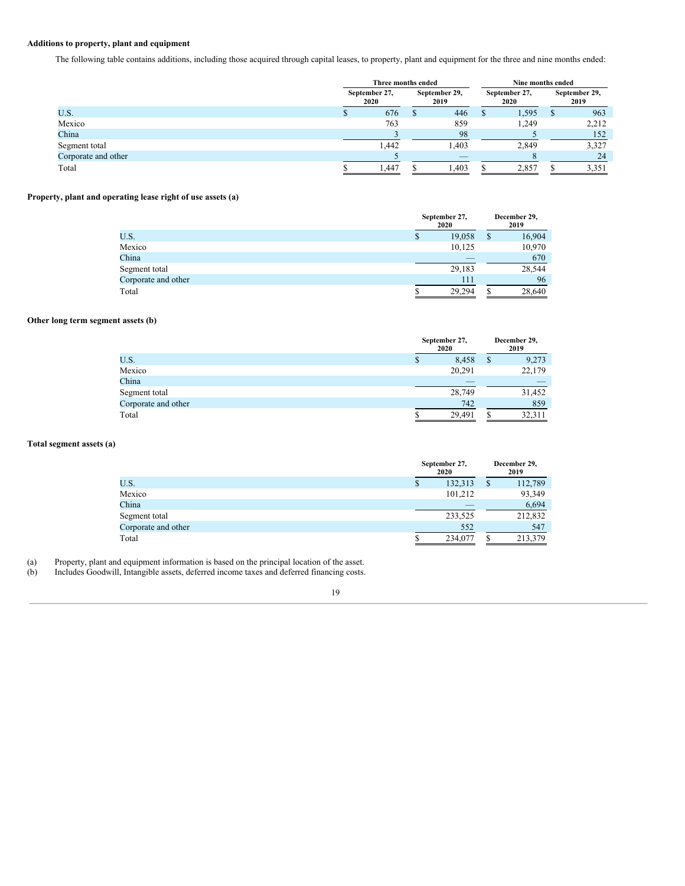**Additions to property, plant and equipment**

The following table contains additions, including those acquired through capital leases, to property, plant and equipment for the three and nine months ended:

| | Three months ended | | Nine months ended | |
|---|---|---|---|---|
| | September 27, 2020 | September 29, 2019 | September 27, 2020 | September 29, 2019 |
| U.S. | $ 676 | $ 446 | $ 1,595 | $ 963 |
| Mexico | 763 | 859 | 1,249 | 2,212 |
| China | 3 | 98 | 5 | 152 |
| Segment total | 1,442 | 1,403 | 2,849 | 3,327 |
| Corporate and other | 5 | — | 8 | 24 |
| Total | $ 1,447 | $ 1,403 | $ 2,857 | $ 3,351 |

**Property, plant and operating lease right of use assets (a)**

| | September 27, 2020 | December 29, 2019 |
|---|---|---|
| U.S. | $ 19,058 | $ 16,904 |
| Mexico | 10,125 | 10,970 |
| China | — | 670 |
| Segment total | 29,183 | 28,544 |
| Corporate and other | 111 | 96 |
| Total | $ 29,294 | $ 28,640 |

**Other long term segment assets (b)**

| | September 27, 2020 | December 29, 2019 |
|---|---|---|
| U.S. | $ 8,458 | $ 9,273 |
| Mexico | 20,291 | 22,179 |
| China | — | — |
| Segment total | 28,749 | 31,452 |
| Corporate and other | 742 | 859 |
| Total | $ 29,491 | $ 32,311 |

**Total segment assets (a)**

| | September 27, 2020 | December 29, 2019 |
|---|---|---|
| U.S. | $ 132,313 | $ 112,789 |
| Mexico | 101,212 | 93,349 |
| China | — | 6,694 |
| Segment total | 233,525 | 212,832 |
| Corporate and other | 552 | 547 |
| Total | $ 234,077 | $ 213,379 |

(a) Property, plant and equipment information is based on the principal location of the asset.

(b) Includes Goodwill, Intangible assets, deferred income taxes and deferred financing costs.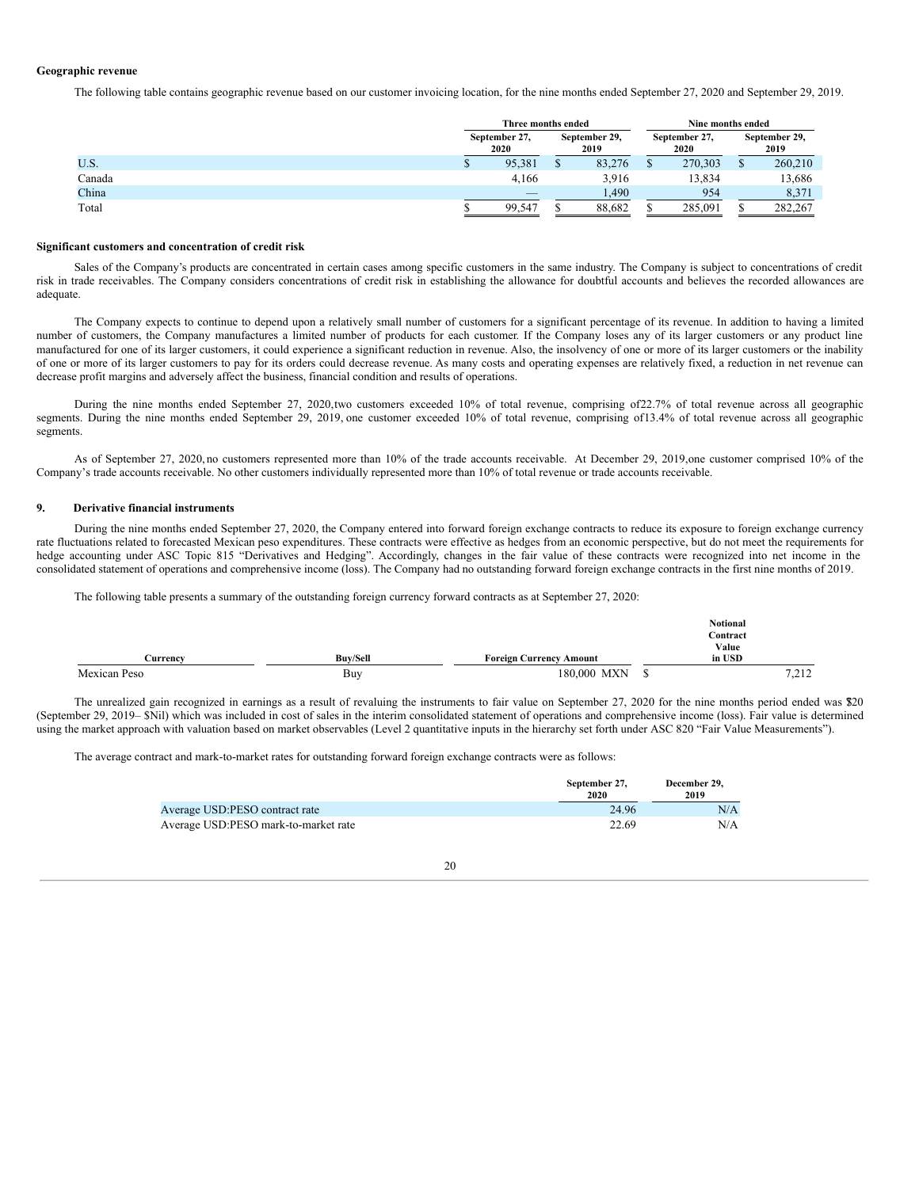**Geographic revenue**

The following table contains geographic revenue based on our customer invoicing location, for the nine months ended September 27, 2020 and September 29, 2019.

| | Three months ended | | Nine months ended | |
|---|---|---|---|---|
| | September 27, 2020 | September 29, 2019 | September 27, 2020 | September 29, 2019 |
| U.S. | $ 95,381 | $ 83,276 | $ 270,303 | $ 260,210 |
| Canada | 4,166 | 3,916 | 13,834 | 13,686 |
| China | — | 1,490 | 954 | 8,371 |
| Total | $ 99,547 | $ 88,682 | $ 285,091 | $ 282,267 |

**Significant customers and concentration of credit risk**

Sales of the Company's products are concentrated in certain cases among specific customers in the same industry. The Company is subject to concentrations of credit risk in trade receivables. The Company considers concentrations of credit risk in establishing the allowance for doubtful accounts and believes the recorded allowances are adequate.

The Company expects to continue to depend upon a relatively small number of customers for a significant percentage of its revenue. In addition to having a limited number of customers, the Company manufactures a limited number of products for each customer. If the Company loses any of its larger customers or any product line manufactured for one of its larger customers, it could experience a significant reduction in revenue. Also, the insolvency of one or more of its larger customers or the inability of one or more of its larger customers to pay for its orders could decrease revenue. As many costs and operating expenses are relatively fixed, a reduction in net revenue can decrease profit margins and adversely affect the business, financial condition and results of operations.

During the nine months ended September 27, 2020,two customers exceeded 10% of total revenue, comprising of22.7% of total revenue across all geographic segments. During the nine months ended September 29, 2019, one customer exceeded 10% of total revenue, comprising of13.4% of total revenue across all geographic segments.

As of September 27, 2020,no customers represented more than 10% of the trade accounts receivable. At December 29, 2019,one customer comprised 10% of the Company's trade accounts receivable. No other customers individually represented more than 10% of total revenue or trade accounts receivable.

## 9. Derivative financial instruments

During the nine months ended September 27, 2020, the Company entered into forward foreign exchange contracts to reduce its exposure to foreign exchange currency rate fluctuations related to forecasted Mexican peso expenditures. These contracts were effective as hedges from an economic perspective, but do not meet the requirements for hedge accounting under ASC Topic 815 "Derivatives and Hedging". Accordingly, changes in the fair value of these contracts were recognized into net income in the consolidated statement of operations and comprehensive income (loss). The Company had no outstanding forward foreign exchange contracts in the first nine months of 2019.

The following table presents a summary of the outstanding foreign currency forward contracts as at September 27, 2020:

| Currency | Buy/Sell | Foreign Currency Amount | Notional Contract Value in USD |
|---|---|---|---|
| Mexican Peso | Buy | 180,000 MXN | $ 7,212 |

The unrealized gain recognized in earnings as a result of revaluing the instruments to fair value on September 27, 2020 for the nine months period ended was $20 (September 29, 2019– $Nil) which was included in cost of sales in the interim consolidated statement of operations and comprehensive income (loss). Fair value is determined using the market approach with valuation based on market observables (Level 2 quantitative inputs in the hierarchy set forth under ASC 820 "Fair Value Measurements").

The average contract and mark-to-market rates for outstanding forward foreign exchange contracts were as follows:

| | September 27, 2020 | December 29, 2019 |
|---|---|---|
| Average USD:PESO contract rate | 24.96 | N/A |
| Average USD:PESO mark-to-market rate | 22.69 | N/A |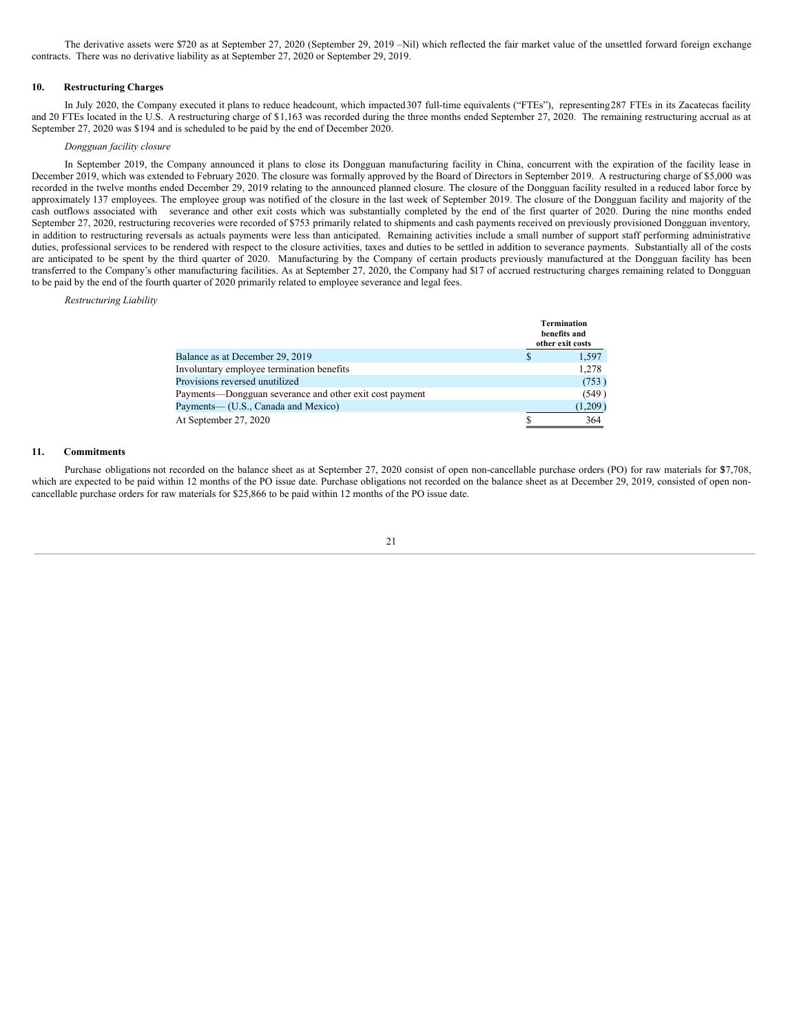The derivative assets were $720 as at September 27, 2020 (September 29, 2019 –Nil) which reflected the fair market value of the unsettled forward foreign exchange contracts. There was no derivative liability as at September 27, 2020 or September 29, 2019.

## 10. Restructuring Charges

In July 2020, the Company executed it plans to reduce headcount, which impacted 307 full-time equivalents ("FTEs"), representing 287 FTEs in its Zacatecas facility and 20 FTEs located in the U.S. A restructuring charge of $1,163 was recorded during the three months ended September 27, 2020. The remaining restructuring accrual as at September 27, 2020 was $194 and is scheduled to be paid by the end of December 2020.

*Dongguan facility closure*

In September 2019, the Company announced it plans to close its Dongguan manufacturing facility in China, concurrent with the expiration of the facility lease in December 2019, which was extended to February 2020. The closure was formally approved by the Board of Directors in September 2019. A restructuring charge of $5,000 was recorded in the twelve months ended December 29, 2019 relating to the announced planned closure. The closure of the Dongguan facility resulted in a reduced labor force by approximately 137 employees. The employee group was notified of the closure in the last week of September 2019. The closure of the Dongguan facility and majority of the cash outflows associated with severance and other exit costs which was substantially completed by the end of the first quarter of 2020. During the nine months ended September 27, 2020, restructuring recoveries were recorded of $753 primarily related to shipments and cash payments received on previously provisioned Dongguan inventory, in addition to restructuring reversals as actuals payments were less than anticipated. Remaining activities include a small number of support staff performing administrative duties, professional services to be rendered with respect to the closure activities, taxes and duties to be settled in addition to severance payments. Substantially all of the costs are anticipated to be spent by the third quarter of 2020. Manufacturing by the Company of certain products previously manufactured at the Dongguan facility has been transferred to the Company's other manufacturing facilities. As at September 27, 2020, the Company had $17 of accrued restructuring charges remaining related to Dongguan to be paid by the end of the fourth quarter of 2020 primarily related to employee severance and legal fees.

*Restructuring Liability*

| | Termination benefits and other exit costs |
|---|---|
| Balance as at December 29, 2019 | $ 1,597 |
| Involuntary employee termination benefits | 1,278 |
| Provisions reversed unutilized | (753 ) |
| Payments—Dongguan severance and other exit cost payment | (549 ) |
| Payments— (U.S., Canada and Mexico) | (1,209 ) |
| At September 27, 2020 | $ 364 |

## 11. Commitments

Purchase obligations not recorded on the balance sheet as at September 27, 2020 consist of open non-cancellable purchase orders (PO) for raw materials for $7,708, which are expected to be paid within 12 months of the PO issue date. Purchase obligations not recorded on the balance sheet as at December 29, 2019, consisted of open non-cancellable purchase orders for raw materials for $25,866 to be paid within 12 months of the PO issue date.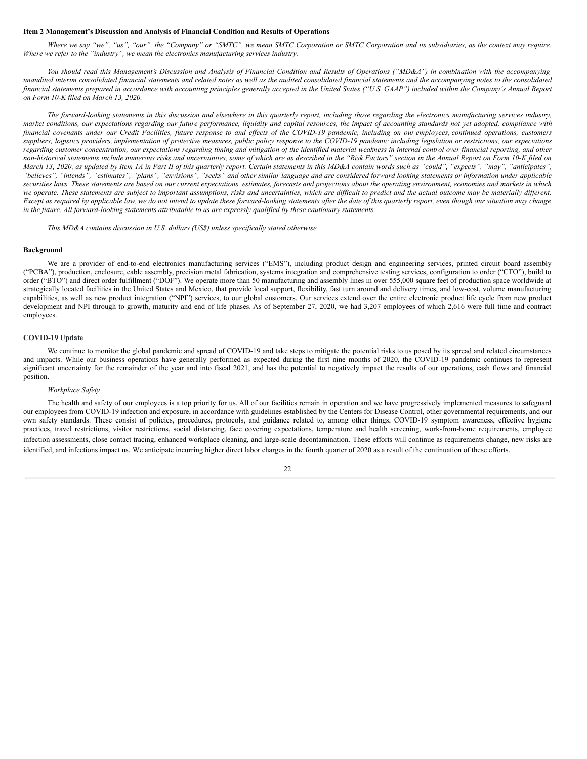**Item 2 Management's Discussion and Analysis of Financial Condition and Results of Operations**

*Where we say "we", "us", "our", the "Company" or "SMTC", we mean SMTC Corporation or SMTC Corporation and its subsidiaries, as the context may require. Where we refer to the "industry", we mean the electronics manufacturing services industry.*

*You should read this Management's Discussion and Analysis of Financial Condition and Results of Operations ("MD&A") in combination with the accompanying unaudited interim consolidated financial statements and related notes as well as the audited consolidated financial statements and the accompanying notes to the consolidated financial statements prepared in accordance with accounting principles generally accepted in the United States ("U.S. GAAP") included within the Company's Annual Report on Form 10-K filed on March 13, 2020.*

*The forward-looking statements in this discussion and elsewhere in this quarterly report, including those regarding the electronics manufacturing services industry, market conditions, our expectations regarding our future performance, liquidity and capital resources, the impact of accounting standards not yet adopted, compliance with financial covenants under our Credit Facilities, future response to and effects of the COVID-19 pandemic, including on our employees, continued operations, customers suppliers, logistics providers, implementation of protective measures, public policy response to the COVID-19 pandemic including legislation or restrictions, our expectations regarding customer concentration, our expectations regarding timing and mitigation of the identified material weakness in internal control over financial reporting, and other non-historical statements include numerous risks and uncertainties, some of which are as described in the "Risk Factors" section in the Annual Report on Form 10-K filed on March 13, 2020, as updated by Item 1A in Part II of this quarterly report. Certain statements in this MD&A contain words such as "could", "expects", "may", "anticipates", "believes", "intends", "estimates", "plans", "envisions", "seeks" and other similar language and are considered forward looking statements or information under applicable securities laws. These statements are based on our current expectations, estimates, forecasts and projections about the operating environment, economies and markets in which we operate. These statements are subject to important assumptions, risks and uncertainties, which are difficult to predict and the actual outcome may be materially different. Except as required by applicable law, we do not intend to update these forward-looking statements after the date of this quarterly report, even though our situation may change in the future. All forward-looking statements attributable to us are expressly qualified by these cautionary statements.*

*This MD&A contains discussion in U.S. dollars (US$) unless specifically stated otherwise.*

**Background**

We are a provider of end-to-end electronics manufacturing services ("EMS"), including product design and engineering services, printed circuit board assembly ("PCBA"), production, enclosure, cable assembly, precision metal fabrication, systems integration and comprehensive testing services, configuration to order ("CTO"), build to order ("BTO") and direct order fulfillment ("DOF"). We operate more than 50 manufacturing and assembly lines in over 555,000 square feet of production space worldwide at strategically located facilities in the United States and Mexico, that provide local support, flexibility, fast turn around and delivery times, and low-cost, volume manufacturing capabilities, as well as new product integration ("NPI") services, to our global customers. Our services extend over the entire electronic product life cycle from new product development and NPI through to growth, maturity and end of life phases. As of September 27, 2020, we had 3,207 employees of which 2,616 were full time and contract employees.

**COVID-19 Update**

We continue to monitor the global pandemic and spread of COVID-19 and take steps to mitigate the potential risks to us posed by its spread and related circumstances and impacts. While our business operations have generally performed as expected during the first nine months of 2020, the COVID-19 pandemic continues to represent significant uncertainty for the remainder of the year and into fiscal 2021, and has the potential to negatively impact the results of our operations, cash flows and financial position.

*Workplace Safety*

The health and safety of our employees is a top priority for us. All of our facilities remain in operation and we have progressively implemented measures to safeguard our employees from COVID-19 infection and exposure, in accordance with guidelines established by the Centers for Disease Control, other governmental requirements, and our own safety standards. These consist of policies, procedures, protocols, and guidance related to, among other things, COVID-19 symptom awareness, effective hygiene practices, travel restrictions, visitor restrictions, social distancing, face covering expectations, temperature and health screening, work-from-home requirements, employee infection assessments, close contact tracing, enhanced workplace cleaning, and large-scale decontamination. These efforts will continue as requirements change, new risks are identified, and infections impact us. We anticipate incurring higher direct labor charges in the fourth quarter of 2020 as a result of the continuation of these efforts.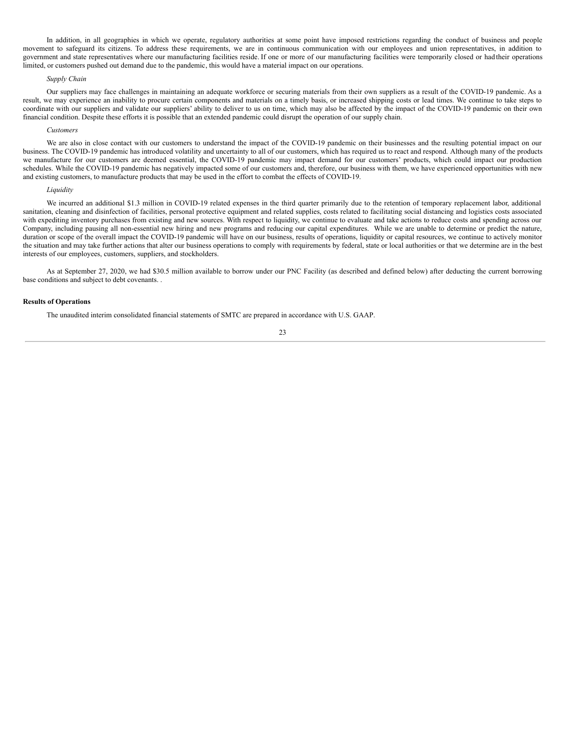In addition, in all geographies in which we operate, regulatory authorities at some point have imposed restrictions regarding the conduct of business and people movement to safeguard its citizens. To address these requirements, we are in continuous communication with our employees and union representatives, in addition to government and state representatives where our manufacturing facilities reside. If one or more of our manufacturing facilities were temporarily closed or had their operations limited, or customers pushed out demand due to the pandemic, this would have a material impact on our operations.

*Supply Chain*

Our suppliers may face challenges in maintaining an adequate workforce or securing materials from their own suppliers as a result of the COVID-19 pandemic. As a result, we may experience an inability to procure certain components and materials on a timely basis, or increased shipping costs or lead times. We continue to take steps to coordinate with our suppliers and validate our suppliers' ability to deliver to us on time, which may also be affected by the impact of the COVID-19 pandemic on their own financial condition. Despite these efforts it is possible that an extended pandemic could disrupt the operation of our supply chain.

*Customers*

We are also in close contact with our customers to understand the impact of the COVID-19 pandemic on their businesses and the resulting potential impact on our business. The COVID-19 pandemic has introduced volatility and uncertainty to all of our customers, which has required us to react and respond. Although many of the products we manufacture for our customers are deemed essential, the COVID-19 pandemic may impact demand for our customers' products, which could impact our production schedules. While the COVID-19 pandemic has negatively impacted some of our customers and, therefore, our business with them, we have experienced opportunities with new and existing customers, to manufacture products that may be used in the effort to combat the effects of COVID-19.

*Liquidity*

We incurred an additional $1.3 million in COVID-19 related expenses in the third quarter primarily due to the retention of temporary replacement labor, additional sanitation, cleaning and disinfection of facilities, personal protective equipment and related supplies, costs related to facilitating social distancing and logistics costs associated with expediting inventory purchases from existing and new sources. With respect to liquidity, we continue to evaluate and take actions to reduce costs and spending across our Company, including pausing all non-essential new hiring and new programs and reducing our capital expenditures. While we are unable to determine or predict the nature, duration or scope of the overall impact the COVID-19 pandemic will have on our business, results of operations, liquidity or capital resources, we continue to actively monitor the situation and may take further actions that alter our business operations to comply with requirements by federal, state or local authorities or that we determine are in the best interests of our employees, customers, suppliers, and stockholders.

As at September 27, 2020, we had $30.5 million available to borrow under our PNC Facility (as described and defined below) after deducting the current borrowing base conditions and subject to debt covenants. .

**Results of Operations**

The unaudited interim consolidated financial statements of SMTC are prepared in accordance with U.S. GAAP.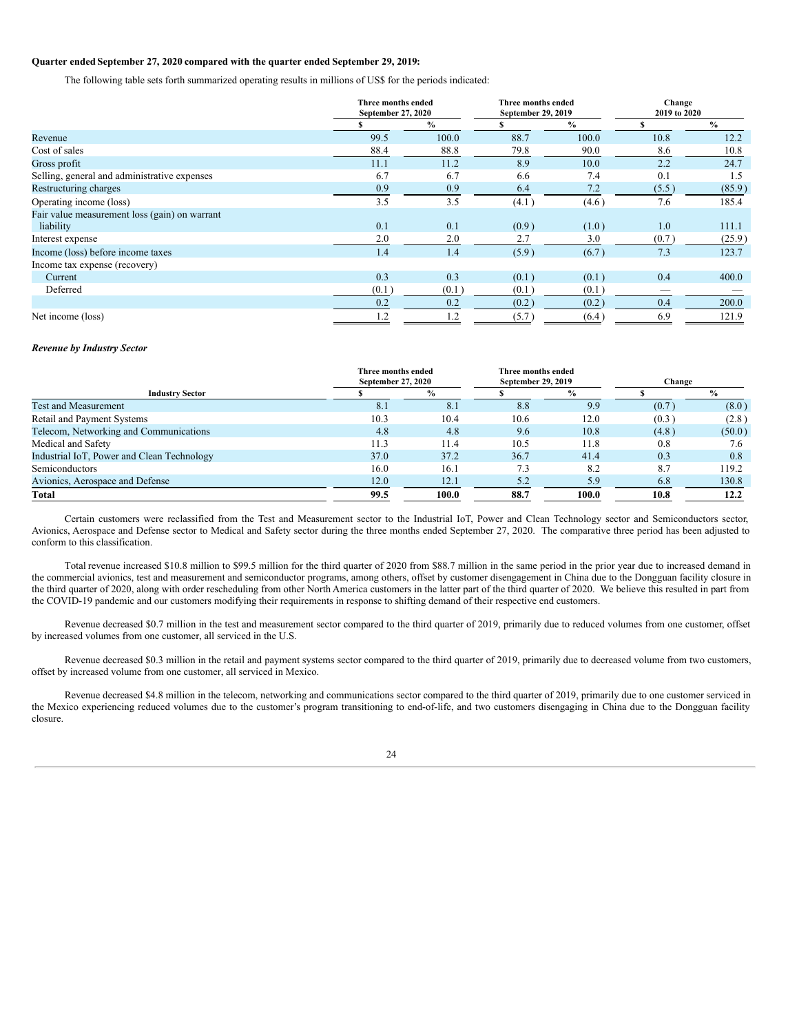**Quarter ended September 27, 2020 compared with the quarter ended September 29, 2019:**

The following table sets forth summarized operating results in millions of US$ for the periods indicated:

| | Three months ended September 27, 2020 | | Three months ended September 29, 2019 | | Change 2019 to 2020 | |
|---|---|---|---|---|---|---|
| | $ | % | $ | % | $ | % |
| Revenue | 99.5 | 100.0 | 88.7 | 100.0 | 10.8 | 12.2 |
| Cost of sales | 88.4 | 88.8 | 79.8 | 90.0 | 8.6 | 10.8 |
| Gross profit | 11.1 | 11.2 | 8.9 | 10.0 | 2.2 | 24.7 |
| Selling, general and administrative expenses | 6.7 | 6.7 | 6.6 | 7.4 | 0.1 | 1.5 |
| Restructuring charges | 0.9 | 0.9 | 6.4 | 7.2 | (5.5) | (85.9) |
| Operating income (loss) | 3.5 | 3.5 | (4.1) | (4.6) | 7.6 | 185.4 |
| Fair value measurement loss (gain) on warrant liability | 0.1 | 0.1 | (0.9) | (1.0) | 1.0 | 111.1 |
| Interest expense | 2.0 | 2.0 | 2.7 | 3.0 | (0.7) | (25.9) |
| Income (loss) before income taxes | 1.4 | 1.4 | (5.9) | (6.7) | 7.3 | 123.7 |
| Income tax expense (recovery) | | | | | | |
| Current | 0.3 | 0.3 | (0.1) | (0.1) | 0.4 | 400.0 |
| Deferred | (0.1) | (0.1) | (0.1) | (0.1) | — | — |
| | 0.2 | 0.2 | (0.2) | (0.2) | 0.4 | 200.0 |
| Net income (loss) | 1.2 | 1.2 | (5.7) | (6.4) | 6.9 | 121.9 |

***Revenue by Industry Sector***

| | Three months ended September 27, 2020 | | Three months ended September 29, 2019 | | Change | |
|---|---|---|---|---|---|---|
| **Industry Sector** | $ | % | $ | % | $ | % |
| Test and Measurement | 8.1 | 8.1 | 8.8 | 9.9 | (0.7) | (8.0) |
| Retail and Payment Systems | 10.3 | 10.4 | 10.6 | 12.0 | (0.3) | (2.8) |
| Telecom, Networking and Communications | 4.8 | 4.8 | 9.6 | 10.8 | (4.8) | (50.0) |
| Medical and Safety | 11.3 | 11.4 | 10.5 | 11.8 | 0.8 | 7.6 |
| Industrial IoT, Power and Clean Technology | 37.0 | 37.2 | 36.7 | 41.4 | 0.3 | 0.8 |
| Semiconductors | 16.0 | 16.1 | 7.3 | 8.2 | 8.7 | 119.2 |
| Avionics, Aerospace and Defense | 12.0 | 12.1 | 5.2 | 5.9 | 6.8 | 130.8 |
| **Total** | **99.5** | **100.0** | **88.7** | **100.0** | **10.8** | **12.2** |

Certain customers were reclassified from the Test and Measurement sector to the Industrial IoT, Power and Clean Technology sector and Semiconductors sector, Avionics, Aerospace and Defense sector to Medical and Safety sector during the three months ended September 27, 2020. The comparative three period has been adjusted to conform to this classification.

Total revenue increased $10.8 million to $99.5 million for the third quarter of 2020 from $88.7 million in the same period in the prior year due to increased demand in the commercial avionics, test and measurement and semiconductor programs, among others, offset by customer disengagement in China due to the Dongguan facility closure in the third quarter of 2020, along with order rescheduling from other North America customers in the latter part of the third quarter of 2020. We believe this resulted in part from the COVID-19 pandemic and our customers modifying their requirements in response to shifting demand of their respective end customers.

Revenue decreased $0.7 million in the test and measurement sector compared to the third quarter of 2019, primarily due to reduced volumes from one customer, offset by increased volumes from one customer, all serviced in the U.S.

Revenue decreased $0.3 million in the retail and payment systems sector compared to the third quarter of 2019, primarily due to decreased volume from two customers, offset by increased volume from one customer, all serviced in Mexico.

Revenue decreased $4.8 million in the telecom, networking and communications sector compared to the third quarter of 2019, primarily due to one customer serviced in the Mexico experiencing reduced volumes due to the customer's program transitioning to end-of-life, and two customers disengaging in China due to the Dongguan facility closure.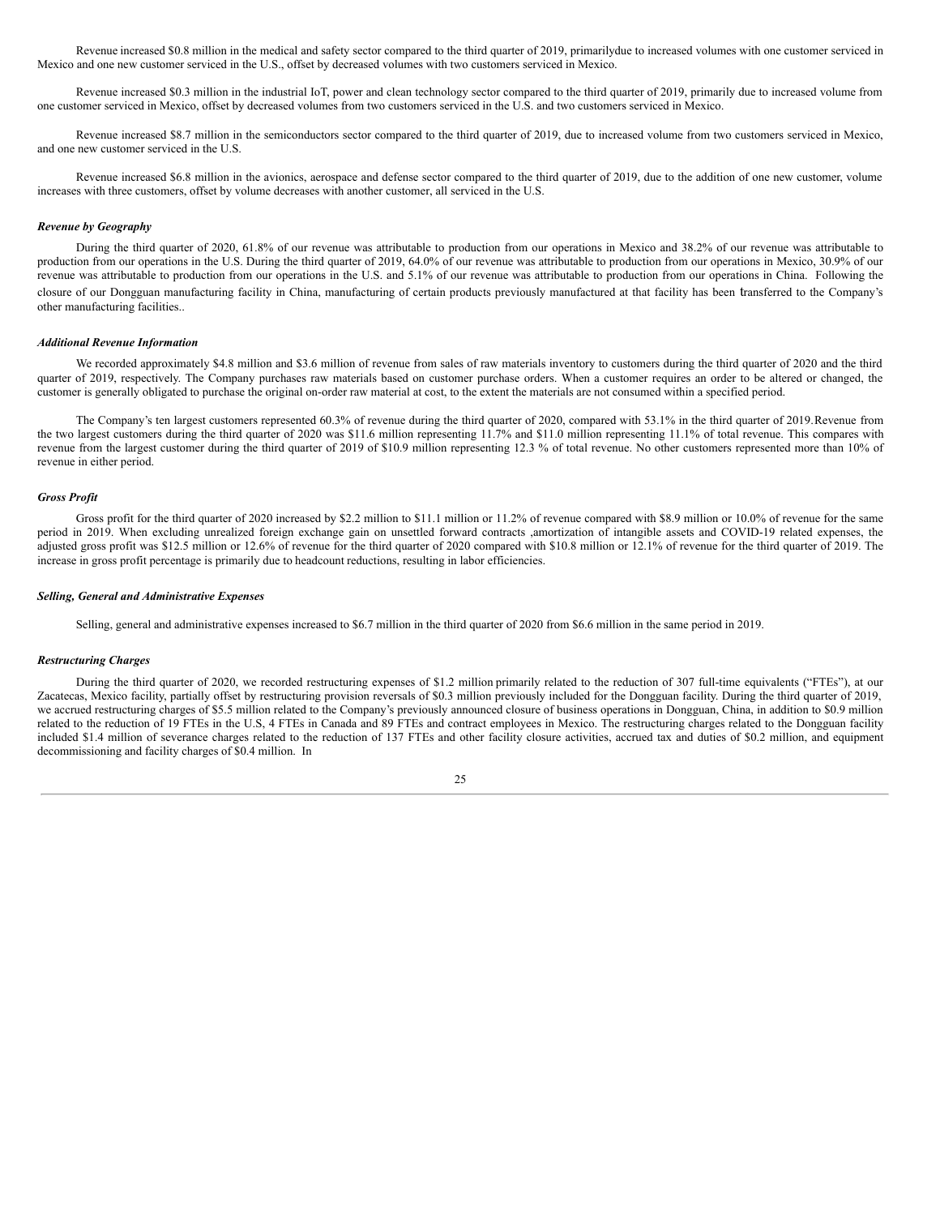Revenue increased $0.8 million in the medical and safety sector compared to the third quarter of 2019, primarilydue to increased volumes with one customer serviced in Mexico and one new customer serviced in the U.S., offset by decreased volumes with two customers serviced in Mexico.

Revenue increased $0.3 million in the industrial IoT, power and clean technology sector compared to the third quarter of 2019, primarily due to increased volume from one customer serviced in Mexico, offset by decreased volumes from two customers serviced in the U.S. and two customers serviced in Mexico.

Revenue increased $8.7 million in the semiconductors sector compared to the third quarter of 2019, due to increased volume from two customers serviced in Mexico, and one new customer serviced in the U.S.

Revenue increased $6.8 million in the avionics, aerospace and defense sector compared to the third quarter of 2019, due to the addition of one new customer, volume increases with three customers, offset by volume decreases with another customer, all serviced in the U.S.

***Revenue by Geography***

During the third quarter of 2020, 61.8% of our revenue was attributable to production from our operations in Mexico and 38.2% of our revenue was attributable to production from our operations in the U.S. During the third quarter of 2019, 64.0% of our revenue was attributable to production from our operations in Mexico, 30.9% of our revenue was attributable to production from our operations in the U.S. and 5.1% of our revenue was attributable to production from our operations in China. Following the closure of our Dongguan manufacturing facility in China, manufacturing of certain products previously manufactured at that facility has been transferred to the Company's other manufacturing facilities..

***Additional Revenue Information***

We recorded approximately $4.8 million and $3.6 million of revenue from sales of raw materials inventory to customers during the third quarter of 2020 and the third quarter of 2019, respectively. The Company purchases raw materials based on customer purchase orders. When a customer requires an order to be altered or changed, the customer is generally obligated to purchase the original on-order raw material at cost, to the extent the materials are not consumed within a specified period.

The Company's ten largest customers represented 60.3% of revenue during the third quarter of 2020, compared with 53.1% in the third quarter of 2019.Revenue from the two largest customers during the third quarter of 2020 was $11.6 million representing 11.7% and $11.0 million representing 11.1% of total revenue. This compares with revenue from the largest customer during the third quarter of 2019 of $10.9 million representing 12.3 % of total revenue. No other customers represented more than 10% of revenue in either period.

***Gross Profit***

Gross profit for the third quarter of 2020 increased by $2.2 million to $11.1 million or 11.2% of revenue compared with $8.9 million or 10.0% of revenue for the same period in 2019. When excluding unrealized foreign exchange gain on unsettled forward contracts ,amortization of intangible assets and COVID-19 related expenses, the adjusted gross profit was $12.5 million or 12.6% of revenue for the third quarter of 2020 compared with $10.8 million or 12.1% of revenue for the third quarter of 2019. The increase in gross profit percentage is primarily due to headcount reductions, resulting in labor efficiencies.

***Selling, General and Administrative Expenses***

Selling, general and administrative expenses increased to $6.7 million in the third quarter of 2020 from $6.6 million in the same period in 2019.

***Restructuring Charges***

During the third quarter of 2020, we recorded restructuring expenses of $1.2 million primarily related to the reduction of 307 full-time equivalents ("FTEs"), at our Zacatecas, Mexico facility, partially offset by restructuring provision reversals of $0.3 million previously included for the Dongguan facility. During the third quarter of 2019, we accrued restructuring charges of $5.5 million related to the Company's previously announced closure of business operations in Dongguan, China, in addition to $0.9 million related to the reduction of 19 FTEs in the U.S, 4 FTEs in Canada and 89 FTEs and contract employees in Mexico. The restructuring charges related to the Dongguan facility included $1.4 million of severance charges related to the reduction of 137 FTEs and other facility closure activities, accrued tax and duties of $0.2 million, and equipment decommissioning and facility charges of $0.4 million. In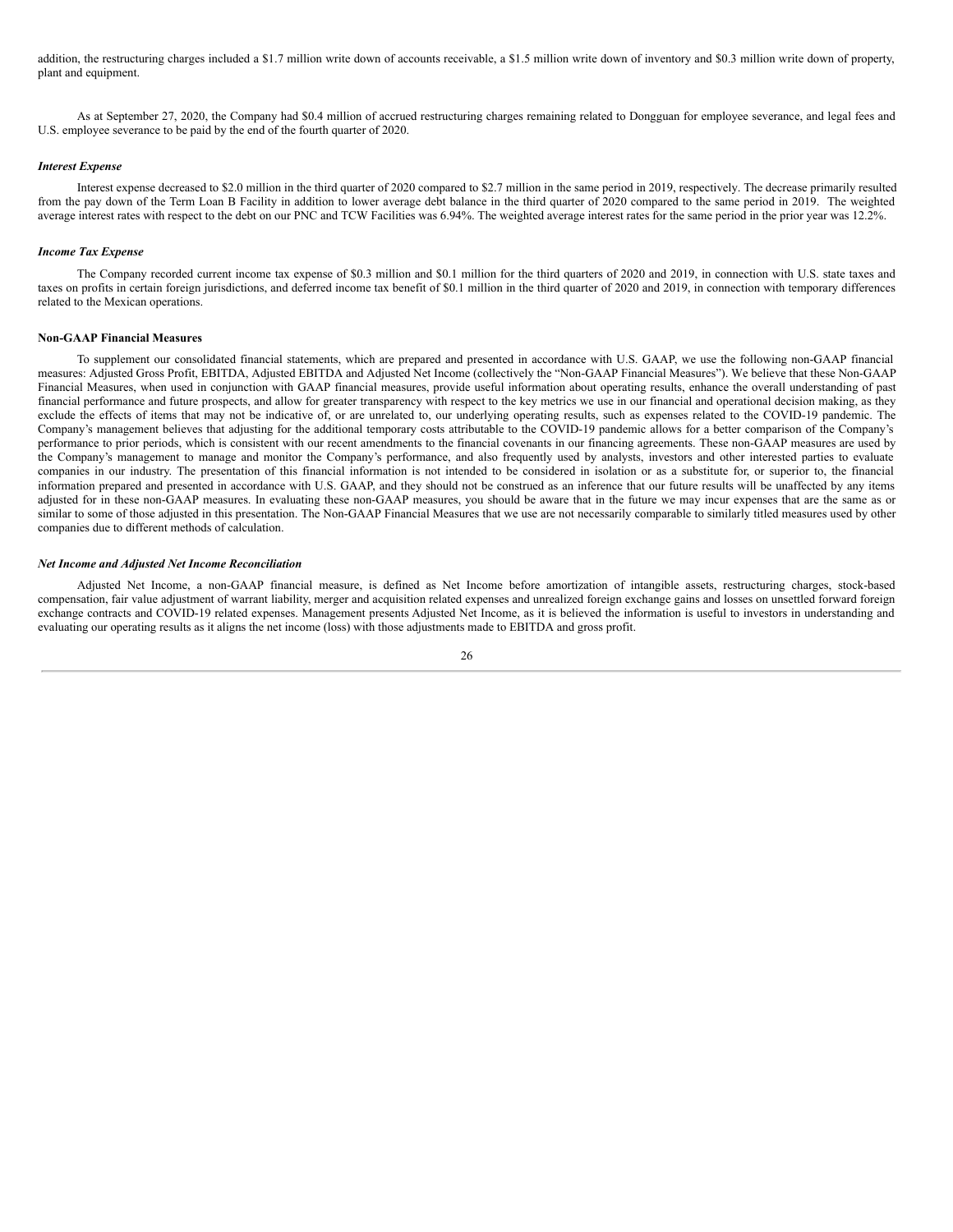addition, the restructuring charges included a $1.7 million write down of accounts receivable, a $1.5 million write down of inventory and $0.3 million write down of property, plant and equipment.

As at September 27, 2020, the Company had $0.4 million of accrued restructuring charges remaining related to Dongguan for employee severance, and legal fees and U.S. employee severance to be paid by the end of the fourth quarter of 2020.

***Interest Expense***

Interest expense decreased to $2.0 million in the third quarter of 2020 compared to $2.7 million in the same period in 2019, respectively. The decrease primarily resulted from the pay down of the Term Loan B Facility in addition to lower average debt balance in the third quarter of 2020 compared to the same period in 2019. The weighted average interest rates with respect to the debt on our PNC and TCW Facilities was 6.94%. The weighted average interest rates for the same period in the prior year was 12.2%.

***Income Tax Expense***

The Company recorded current income tax expense of $0.3 million and $0.1 million for the third quarters of 2020 and 2019, in connection with U.S. state taxes and taxes on profits in certain foreign jurisdictions, and deferred income tax benefit of $0.1 million in the third quarter of 2020 and 2019, in connection with temporary differences related to the Mexican operations.

**Non-GAAP Financial Measures**

To supplement our consolidated financial statements, which are prepared and presented in accordance with U.S. GAAP, we use the following non-GAAP financial measures: Adjusted Gross Profit, EBITDA, Adjusted EBITDA and Adjusted Net Income (collectively the "Non-GAAP Financial Measures"). We believe that these Non-GAAP Financial Measures, when used in conjunction with GAAP financial measures, provide useful information about operating results, enhance the overall understanding of past financial performance and future prospects, and allow for greater transparency with respect to the key metrics we use in our financial and operational decision making, as they exclude the effects of items that may not be indicative of, or are unrelated to, our underlying operating results, such as expenses related to the COVID-19 pandemic. The Company's management believes that adjusting for the additional temporary costs attributable to the COVID-19 pandemic allows for a better comparison of the Company's performance to prior periods, which is consistent with our recent amendments to the financial covenants in our financing agreements. These non-GAAP measures are used by the Company's management to manage and monitor the Company's performance, and also frequently used by analysts, investors and other interested parties to evaluate companies in our industry. The presentation of this financial information is not intended to be considered in isolation or as a substitute for, or superior to, the financial information prepared and presented in accordance with U.S. GAAP, and they should not be construed as an inference that our future results will be unaffected by any items adjusted for in these non-GAAP measures. In evaluating these non-GAAP measures, you should be aware that in the future we may incur expenses that are the same as or similar to some of those adjusted in this presentation. The Non-GAAP Financial Measures that we use are not necessarily comparable to similarly titled measures used by other companies due to different methods of calculation.

***Net Income and Adjusted Net Income Reconciliation***

Adjusted Net Income, a non-GAAP financial measure, is defined as Net Income before amortization of intangible assets, restructuring charges, stock-based compensation, fair value adjustment of warrant liability, merger and acquisition related expenses and unrealized foreign exchange gains and losses on unsettled forward foreign exchange contracts and COVID-19 related expenses. Management presents Adjusted Net Income, as it is believed the information is useful to investors in understanding and evaluating our operating results as it aligns the net income (loss) with those adjustments made to EBITDA and gross profit.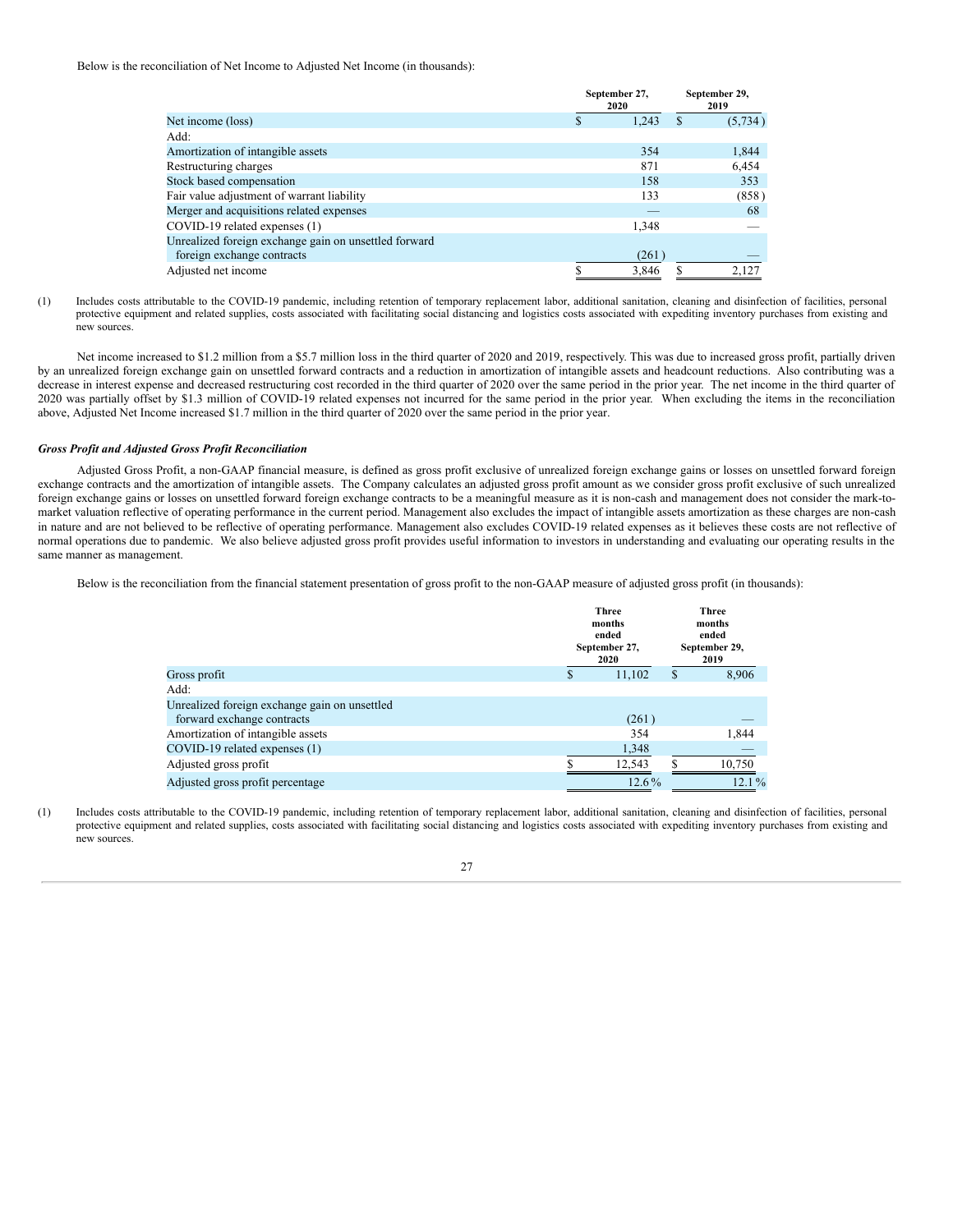Below is the reconciliation of Net Income to Adjusted Net Income (in thousands):

| | September 27, 2020 | September 29, 2019 |
|---|---|---|
| Net income (loss) | $ 1,243 | $ (5,734) |
| Add: | | |
| Amortization of intangible assets | 354 | 1,844 |
| Restructuring charges | 871 | 6,454 |
| Stock based compensation | 158 | 353 |
| Fair value adjustment of warrant liability | 133 | (858) |
| Merger and acquisitions related expenses | — | 68 |
| COVID-19 related expenses (1) | 1,348 | — |
| Unrealized foreign exchange gain on unsettled forward foreign exchange contracts | (261) | — |
| Adjusted net income | $ 3,846 | $ 2,127 |

(1) Includes costs attributable to the COVID-19 pandemic, including retention of temporary replacement labor, additional sanitation, cleaning and disinfection of facilities, personal protective equipment and related supplies, costs associated with facilitating social distancing and logistics costs associated with expediting inventory purchases from existing and new sources.

Net income increased to $1.2 million from a $5.7 million loss in the third quarter of 2020 and 2019, respectively. This was due to increased gross profit, partially driven by an unrealized foreign exchange gain on unsettled forward contracts and a reduction in amortization of intangible assets and headcount reductions. Also contributing was a decrease in interest expense and decreased restructuring cost recorded in the third quarter of 2020 over the same period in the prior year. The net income in the third quarter of 2020 was partially offset by $1.3 million of COVID-19 related expenses not incurred for the same period in the prior year. When excluding the items in the reconciliation above, Adjusted Net Income increased $1.7 million in the third quarter of 2020 over the same period in the prior year.

***Gross Profit and Adjusted Gross Profit Reconciliation***

Adjusted Gross Profit, a non-GAAP financial measure, is defined as gross profit exclusive of unrealized foreign exchange gains or losses on unsettled forward foreign exchange contracts and the amortization of intangible assets. The Company calculates an adjusted gross profit amount as we consider gross profit exclusive of such unrealized foreign exchange gains or losses on unsettled forward foreign exchange contracts to be a meaningful measure as it is non-cash and management does not consider the mark-to-market valuation reflective of operating performance in the current period. Management also excludes the impact of intangible assets amortization as these charges are non-cash in nature and are not believed to be reflective of operating performance. Management also excludes COVID-19 related expenses as it believes these costs are not reflective of normal operations due to pandemic. We also believe adjusted gross profit provides useful information to investors in understanding and evaluating our operating results in the same manner as management.

Below is the reconciliation from the financial statement presentation of gross profit to the non-GAAP measure of adjusted gross profit (in thousands):

| | Three months ended September 27, 2020 | Three months ended September 29, 2019 |
|---|---|---|
| Gross profit | $ 11,102 | $ 8,906 |
| Add: | | |
| Unrealized foreign exchange gain on unsettled forward exchange contracts | (261) | — |
| Amortization of intangible assets | 354 | 1,844 |
| COVID-19 related expenses (1) | 1,348 | — |
| Adjusted gross profit | $ 12,543 | $ 10,750 |
| Adjusted gross profit percentage | 12.6 % | 12.1 % |

(1) Includes costs attributable to the COVID-19 pandemic, including retention of temporary replacement labor, additional sanitation, cleaning and disinfection of facilities, personal protective equipment and related supplies, costs associated with facilitating social distancing and logistics costs associated with expediting inventory purchases from existing and new sources.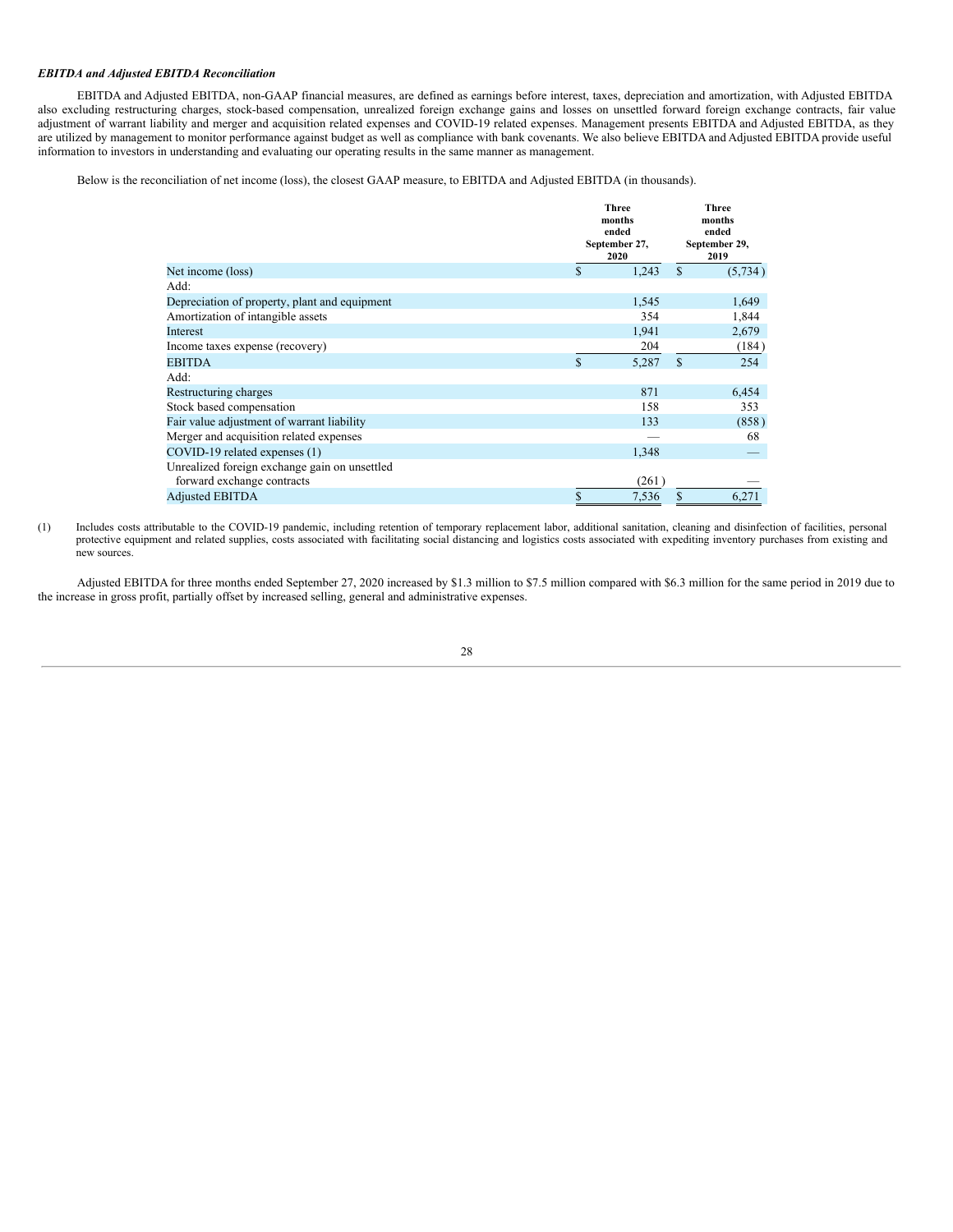***EBITDA and Adjusted EBITDA Reconciliation***

EBITDA and Adjusted EBITDA, non-GAAP financial measures, are defined as earnings before interest, taxes, depreciation and amortization, with Adjusted EBITDA also excluding restructuring charges, stock-based compensation, unrealized foreign exchange gains and losses on unsettled forward foreign exchange contracts, fair value adjustment of warrant liability and merger and acquisition related expenses and COVID-19 related expenses. Management presents EBITDA and Adjusted EBITDA, as they are utilized by management to monitor performance against budget as well as compliance with bank covenants. We also believe EBITDA and Adjusted EBITDA provide useful information to investors in understanding and evaluating our operating results in the same manner as management.

Below is the reconciliation of net income (loss), the closest GAAP measure, to EBITDA and Adjusted EBITDA (in thousands).

| | Three months ended September 27, 2020 | Three months ended September 29, 2019 |
|---|---|---|
| Net income (loss) | $ 1,243 | $ (5,734) |
| Add: | | |
| Depreciation of property, plant and equipment | 1,545 | 1,649 |
| Amortization of intangible assets | 354 | 1,844 |
| Interest | 1,941 | 2,679 |
| Income taxes expense (recovery) | 204 | (184) |
| EBITDA | $ 5,287 | $ 254 |
| Add: | | |
| Restructuring charges | 871 | 6,454 |
| Stock based compensation | 158 | 353 |
| Fair value adjustment of warrant liability | 133 | (858) |
| Merger and acquisition related expenses | — | 68 |
| COVID-19 related expenses (1) | 1,348 | — |
| Unrealized foreign exchange gain on unsettled forward exchange contracts | (261) | — |
| Adjusted EBITDA | $ 7,536 | $ 6,271 |

(1) Includes costs attributable to the COVID-19 pandemic, including retention of temporary replacement labor, additional sanitation, cleaning and disinfection of facilities, personal protective equipment and related supplies, costs associated with facilitating social distancing and logistics costs associated with expediting inventory purchases from existing and new sources.

Adjusted EBITDA for three months ended September 27, 2020 increased by $1.3 million to $7.5 million compared with $6.3 million for the same period in 2019 due to the increase in gross profit, partially offset by increased selling, general and administrative expenses.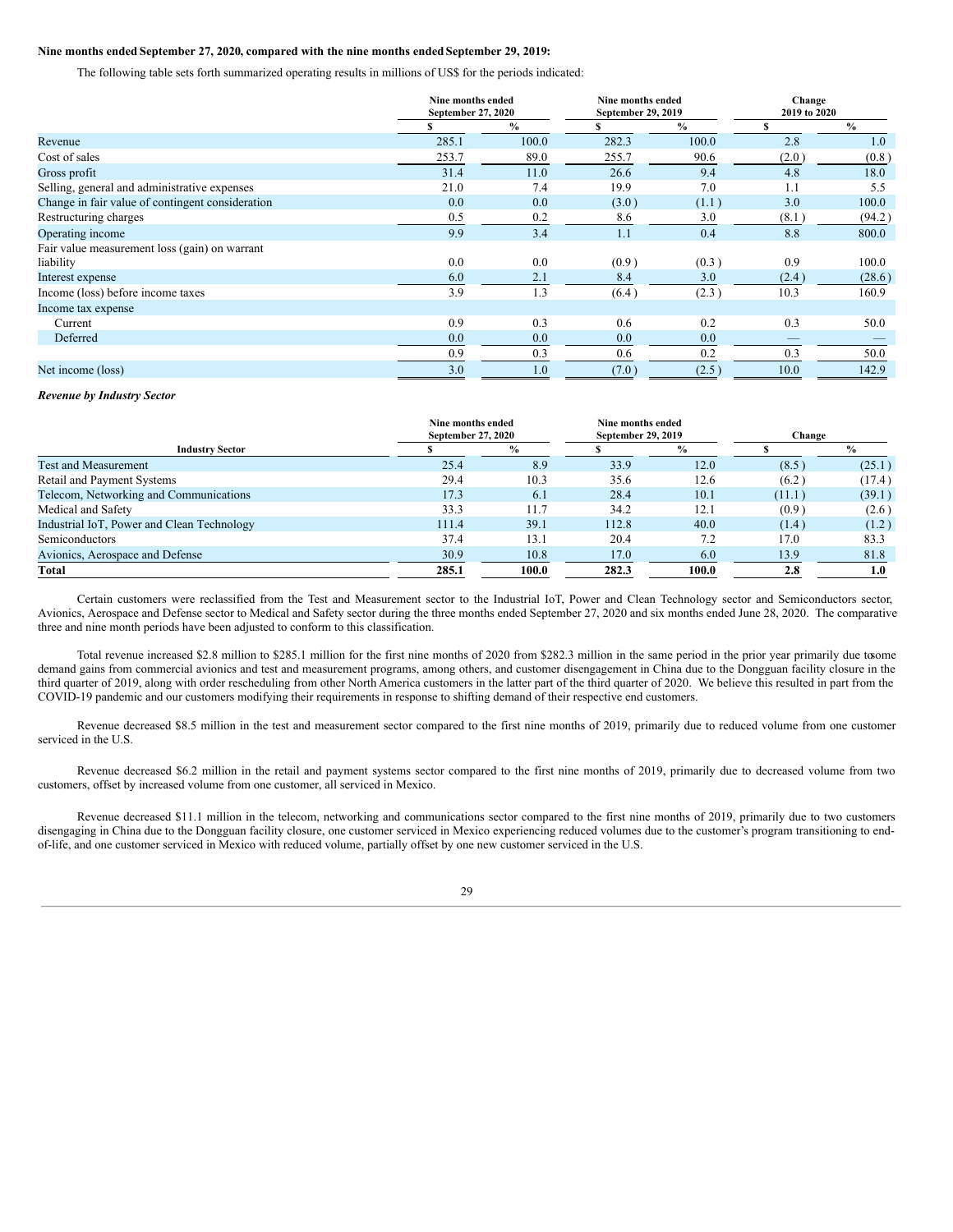**Nine months ended September 27, 2020, compared with the nine months ended September 29, 2019:**

The following table sets forth summarized operating results in millions of US$ for the periods indicated:

| | Nine months ended September 27, 2020 | | Nine months ended September 29, 2019 | | Change 2019 to 2020 | |
|---|---|---|---|---|---|---|
| | $ | % | $ | % | $ | % |
| Revenue | 285.1 | 100.0 | 282.3 | 100.0 | 2.8 | 1.0 |
| Cost of sales | 253.7 | 89.0 | 255.7 | 90.6 | (2.0) | (0.8) |
| Gross profit | 31.4 | 11.0 | 26.6 | 9.4 | 4.8 | 18.0 |
| Selling, general and administrative expenses | 21.0 | 7.4 | 19.9 | 7.0 | 1.1 | 5.5 |
| Change in fair value of contingent consideration | 0.0 | 0.0 | (3.0) | (1.1) | 3.0 | 100.0 |
| Restructuring charges | 0.5 | 0.2 | 8.6 | 3.0 | (8.1) | (94.2) |
| Operating income | 9.9 | 3.4 | 1.1 | 0.4 | 8.8 | 800.0 |
| Fair value measurement loss (gain) on warrant liability | 0.0 | 0.0 | (0.9) | (0.3) | 0.9 | 100.0 |
| Interest expense | 6.0 | 2.1 | 8.4 | 3.0 | (2.4) | (28.6) |
| Income (loss) before income taxes | 3.9 | 1.3 | (6.4) | (2.3) | 10.3 | 160.9 |
| Income tax expense | | | | | | |
| Current | 0.9 | 0.3 | 0.6 | 0.2 | 0.3 | 50.0 |
| Deferred | 0.0 | 0.0 | 0.0 | 0.0 | — | — |
| | 0.9 | 0.3 | 0.6 | 0.2 | 0.3 | 50.0 |
| Net income (loss) | 3.0 | 1.0 | (7.0) | (2.5) | 10.0 | 142.9 |

***Revenue by Industry Sector***

| Industry Sector | Nine months ended September 27, 2020 | | Nine months ended September 29, 2019 | | Change | |
|---|---|---|---|---|---|---|
| | $ | % | $ | % | $ | % |
| Test and Measurement | 25.4 | 8.9 | 33.9 | 12.0 | (8.5) | (25.1) |
| Retail and Payment Systems | 29.4 | 10.3 | 35.6 | 12.6 | (6.2) | (17.4) |
| Telecom, Networking and Communications | 17.3 | 6.1 | 28.4 | 10.1 | (11.1) | (39.1) |
| Medical and Safety | 33.3 | 11.7 | 34.2 | 12.1 | (0.9) | (2.6) |
| Industrial IoT, Power and Clean Technology | 111.4 | 39.1 | 112.8 | 40.0 | (1.4) | (1.2) |
| Semiconductors | 37.4 | 13.1 | 20.4 | 7.2 | 17.0 | 83.3 |
| Avionics, Aerospace and Defense | 30.9 | 10.8 | 17.0 | 6.0 | 13.9 | 81.8 |
| **Total** | **285.1** | **100.0** | **282.3** | **100.0** | **2.8** | **1.0** |

Certain customers were reclassified from the Test and Measurement sector to the Industrial IoT, Power and Clean Technology sector and Semiconductors sector, Avionics, Aerospace and Defense sector to Medical and Safety sector during the three months ended September 27, 2020 and six months ended June 28, 2020. The comparative three and nine month periods have been adjusted to conform to this classification.

Total revenue increased $2.8 million to $285.1 million for the first nine months of 2020 from $282.3 million in the same period in the prior year primarily due to some demand gains from commercial avionics and test and measurement programs, among others, and customer disengagement in China due to the Dongguan facility closure in the third quarter of 2019, along with order rescheduling from other North America customers in the latter part of the third quarter of 2020. We believe this resulted in part from the COVID-19 pandemic and our customers modifying their requirements in response to shifting demand of their respective end customers.

Revenue decreased $8.5 million in the test and measurement sector compared to the first nine months of 2019, primarily due to reduced volume from one customer serviced in the U.S.

Revenue decreased $6.2 million in the retail and payment systems sector compared to the first nine months of 2019, primarily due to decreased volume from two customers, offset by increased volume from one customer, all serviced in Mexico.

Revenue decreased $11.1 million in the telecom, networking and communications sector compared to the first nine months of 2019, primarily due to two customers disengaging in China due to the Dongguan facility closure, one customer serviced in Mexico experiencing reduced volumes due to the customer's program transitioning to end-of-life, and one customer serviced in Mexico with reduced volume, partially offset by one new customer serviced in the U.S.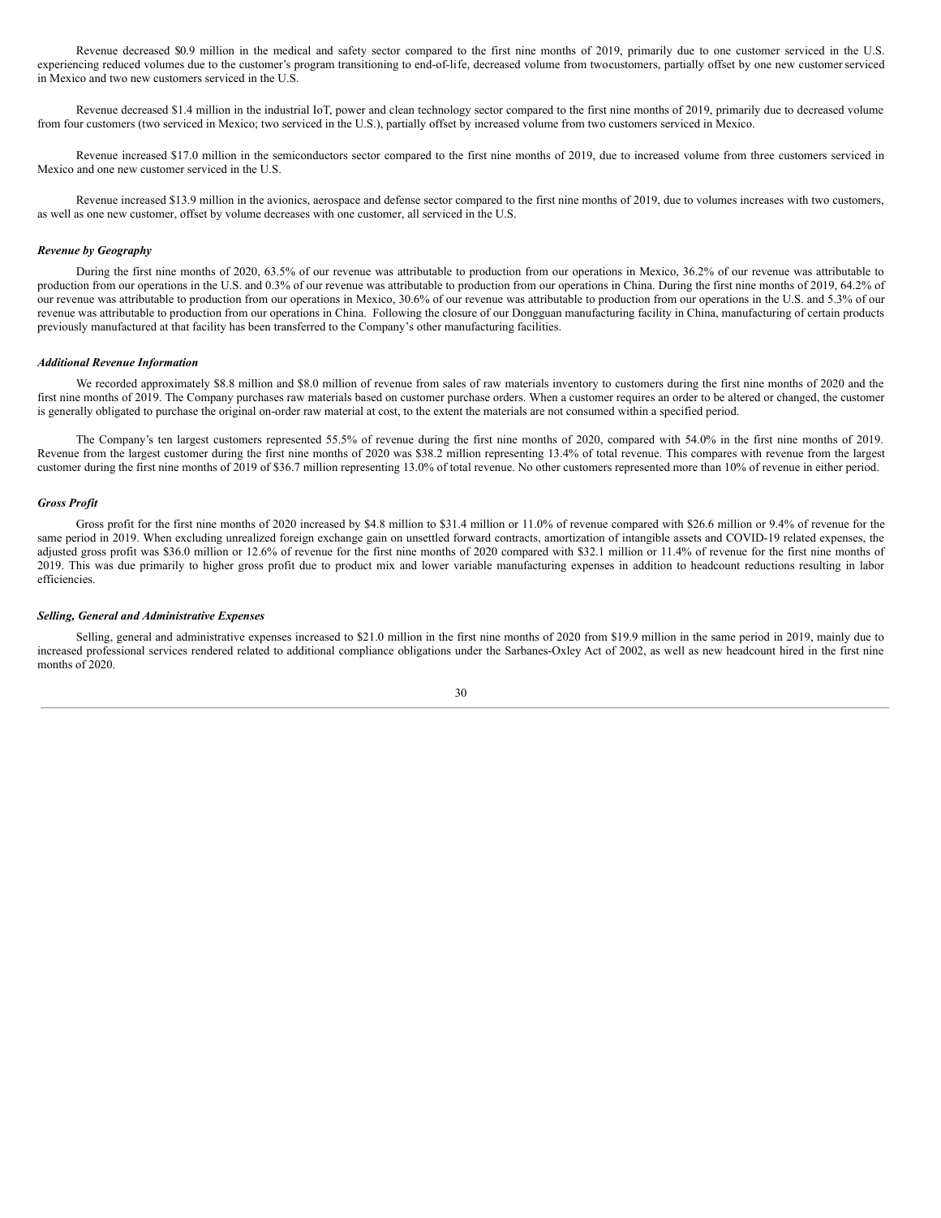Revenue decreased $0.9 million in the medical and safety sector compared to the first nine months of 2019, primarily due to one customer serviced in the U.S. experiencing reduced volumes due to the customer's program transitioning to end-of-life, decreased volume from twocustomers, partially offset by one new customer serviced in Mexico and two new customers serviced in the U.S.

Revenue decreased $1.4 million in the industrial IoT, power and clean technology sector compared to the first nine months of 2019, primarily due to decreased volume from four customers (two serviced in Mexico; two serviced in the U.S.), partially offset by increased volume from two customers serviced in Mexico.

Revenue increased $17.0 million in the semiconductors sector compared to the first nine months of 2019, due to increased volume from three customers serviced in Mexico and one new customer serviced in the U.S.

Revenue increased $13.9 million in the avionics, aerospace and defense sector compared to the first nine months of 2019, due to volumes increases with two customers, as well as one new customer, offset by volume decreases with one customer, all serviced in the U.S.

***Revenue by Geography***

During the first nine months of 2020, 63.5% of our revenue was attributable to production from our operations in Mexico, 36.2% of our revenue was attributable to production from our operations in the U.S. and 0.3% of our revenue was attributable to production from our operations in China. During the first nine months of 2019, 64.2% of our revenue was attributable to production from our operations in Mexico, 30.6% of our revenue was attributable to production from our operations in the U.S. and 5.3% of our revenue was attributable to production from our operations in China. Following the closure of our Dongguan manufacturing facility in China, manufacturing of certain products previously manufactured at that facility has been transferred to the Company's other manufacturing facilities.

***Additional Revenue Information***

We recorded approximately $8.8 million and $8.0 million of revenue from sales of raw materials inventory to customers during the first nine months of 2020 and the first nine months of 2019. The Company purchases raw materials based on customer purchase orders. When a customer requires an order to be altered or changed, the customer is generally obligated to purchase the original on-order raw material at cost, to the extent the materials are not consumed within a specified period.

The Company's ten largest customers represented 55.5% of revenue during the first nine months of 2020, compared with 54.0% in the first nine months of 2019. Revenue from the largest customer during the first nine months of 2020 was $38.2 million representing 13.4% of total revenue. This compares with revenue from the largest customer during the first nine months of 2019 of $36.7 million representing 13.0% of total revenue. No other customers represented more than 10% of revenue in either period.

***Gross Profit***

Gross profit for the first nine months of 2020 increased by $4.8 million to $31.4 million or 11.0% of revenue compared with $26.6 million or 9.4% of revenue for the same period in 2019. When excluding unrealized foreign exchange gain on unsettled forward contracts, amortization of intangible assets and COVID-19 related expenses, the adjusted gross profit was $36.0 million or 12.6% of revenue for the first nine months of 2020 compared with $32.1 million or 11.4% of revenue for the first nine months of 2019. This was due primarily to higher gross profit due to product mix and lower variable manufacturing expenses in addition to headcount reductions resulting in labor efficiencies.

***Selling, General and Administrative Expenses***

Selling, general and administrative expenses increased to $21.0 million in the first nine months of 2020 from $19.9 million in the same period in 2019, mainly due to increased professional services rendered related to additional compliance obligations under the Sarbanes-Oxley Act of 2002, as well as new headcount hired in the first nine months of 2020.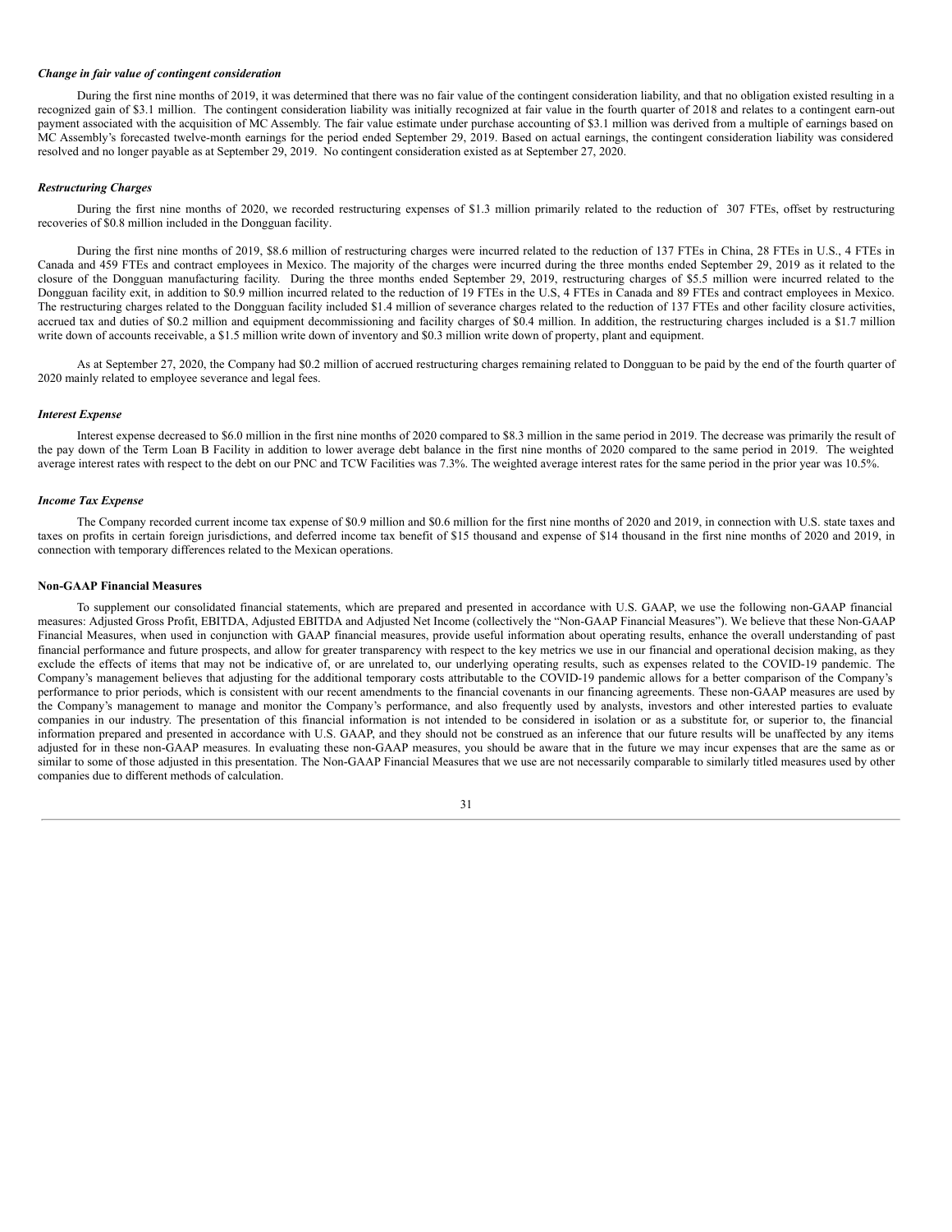*Change in fair value of contingent consideration*

During the first nine months of 2019, it was determined that there was no fair value of the contingent consideration liability, and that no obligation existed resulting in a recognized gain of $3.1 million. The contingent consideration liability was initially recognized at fair value in the fourth quarter of 2018 and relates to a contingent earn-out payment associated with the acquisition of MC Assembly. The fair value estimate under purchase accounting of $3.1 million was derived from a multiple of earnings based on MC Assembly's forecasted twelve-month earnings for the period ended September 29, 2019. Based on actual earnings, the contingent consideration liability was considered resolved and no longer payable as at September 29, 2019. No contingent consideration existed as at September 27, 2020.

*Restructuring Charges*

During the first nine months of 2020, we recorded restructuring expenses of $1.3 million primarily related to the reduction of 307 FTEs, offset by restructuring recoveries of $0.8 million included in the Dongguan facility.

During the first nine months of 2019, $8.6 million of restructuring charges were incurred related to the reduction of 137 FTEs in China, 28 FTEs in U.S., 4 FTEs in Canada and 459 FTEs and contract employees in Mexico. The majority of the charges were incurred during the three months ended September 29, 2019 as it related to the closure of the Dongguan manufacturing facility. During the three months ended September 29, 2019, restructuring charges of $5.5 million were incurred related to the Dongguan facility exit, in addition to $0.9 million incurred related to the reduction of 19 FTEs in the U.S, 4 FTEs in Canada and 89 FTEs and contract employees in Mexico. The restructuring charges related to the Dongguan facility included $1.4 million of severance charges related to the reduction of 137 FTEs and other facility closure activities, accrued tax and duties of $0.2 million and equipment decommissioning and facility charges of $0.4 million. In addition, the restructuring charges included is a $1.7 million write down of accounts receivable, a $1.5 million write down of inventory and $0.3 million write down of property, plant and equipment.

As at September 27, 2020, the Company had $0.2 million of accrued restructuring charges remaining related to Dongguan to be paid by the end of the fourth quarter of 2020 mainly related to employee severance and legal fees.

*Interest Expense*

Interest expense decreased to $6.0 million in the first nine months of 2020 compared to $8.3 million in the same period in 2019. The decrease was primarily the result of the pay down of the Term Loan B Facility in addition to lower average debt balance in the first nine months of 2020 compared to the same period in 2019. The weighted average interest rates with respect to the debt on our PNC and TCW Facilities was 7.3%. The weighted average interest rates for the same period in the prior year was 10.5%.

*Income Tax Expense*

The Company recorded current income tax expense of $0.9 million and $0.6 million for the first nine months of 2020 and 2019, in connection with U.S. state taxes and taxes on profits in certain foreign jurisdictions, and deferred income tax benefit of $15 thousand and expense of $14 thousand in the first nine months of 2020 and 2019, in connection with temporary differences related to the Mexican operations.

**Non-GAAP Financial Measures**

To supplement our consolidated financial statements, which are prepared and presented in accordance with U.S. GAAP, we use the following non-GAAP financial measures: Adjusted Gross Profit, EBITDA, Adjusted EBITDA and Adjusted Net Income (collectively the "Non-GAAP Financial Measures"). We believe that these Non-GAAP Financial Measures, when used in conjunction with GAAP financial measures, provide useful information about operating results, enhance the overall understanding of past financial performance and future prospects, and allow for greater transparency with respect to the key metrics we use in our financial and operational decision making, as they exclude the effects of items that may not be indicative of, or are unrelated to, our underlying operating results, such as expenses related to the COVID-19 pandemic. The Company's management believes that adjusting for the additional temporary costs attributable to the COVID-19 pandemic allows for a better comparison of the Company's performance to prior periods, which is consistent with our recent amendments to the financial covenants in our financing agreements. These non-GAAP measures are used by the Company's management to manage and monitor the Company's performance, and also frequently used by analysts, investors and other interested parties to evaluate companies in our industry. The presentation of this financial information is not intended to be considered in isolation or as a substitute for, or superior to, the financial information prepared and presented in accordance with U.S. GAAP, and they should not be construed as an inference that our future results will be unaffected by any items adjusted for in these non-GAAP measures. In evaluating these non-GAAP measures, you should be aware that in the future we may incur expenses that are the same as or similar to some of those adjusted in this presentation. The Non-GAAP Financial Measures that we use are not necessarily comparable to similarly titled measures used by other companies due to different methods of calculation.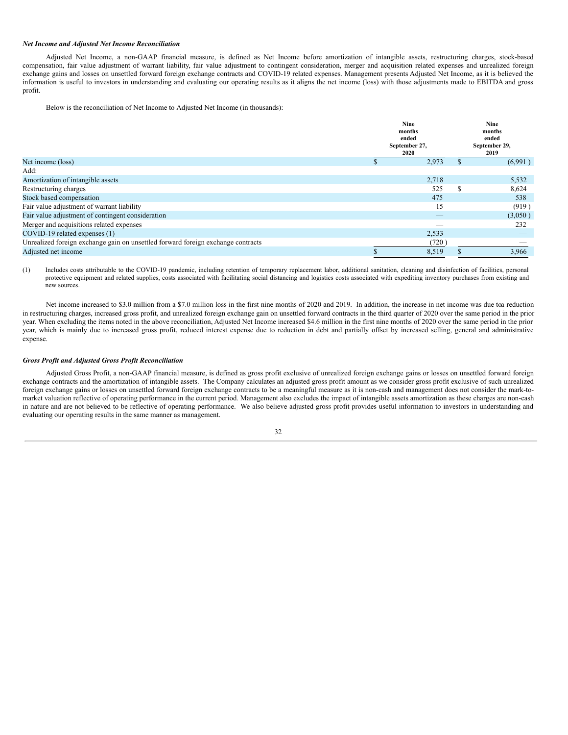***Net Income and Adjusted Net Income Reconciliation***

Adjusted Net Income, a non-GAAP financial measure, is defined as Net Income before amortization of intangible assets, restructuring charges, stock-based compensation, fair value adjustment of warrant liability, fair value adjustment to contingent consideration, merger and acquisition related expenses and unrealized foreign exchange gains and losses on unsettled forward foreign exchange contracts and COVID-19 related expenses. Management presents Adjusted Net Income, as it is believed the information is useful to investors in understanding and evaluating our operating results as it aligns the net income (loss) with those adjustments made to EBITDA and gross profit.

Below is the reconciliation of Net Income to Adjusted Net Income (in thousands):

| | Nine months ended September 27, 2020 | Nine months ended September 29, 2019 |
|---|---|---|
| Net income (loss) | $ 2,973 | $ (6,991 ) |
| Add: | | |
| Amortization of intangible assets | 2,718 | 5,532 |
| Restructuring charges | 525 | $ 8,624 |
| Stock based compensation | 475 | 538 |
| Fair value adjustment of warrant liability | 15 | (919 ) |
| Fair value adjustment of contingent consideration | — | (3,050 ) |
| Merger and acquisitions related expenses | — | 232 |
| COVID-19 related expenses (1) | 2,533 | — |
| Unrealized foreign exchange gain on unsettled forward foreign exchange contracts | (720 ) | — |
| Adjusted net income | $ 8,519 | $ 3,966 |

(1) Includes costs attributable to the COVID-19 pandemic, including retention of temporary replacement labor, additional sanitation, cleaning and disinfection of facilities, personal protective equipment and related supplies, costs associated with facilitating social distancing and logistics costs associated with expediting inventory purchases from existing and new sources.

Net income increased to $3.0 million from a $7.0 million loss in the first nine months of 2020 and 2019. In addition, the increase in net income was due toa reduction in restructuring charges, increased gross profit, and unrealized foreign exchange gain on unsettled forward contracts in the third quarter of 2020 over the same period in the prior year. When excluding the items noted in the above reconciliation, Adjusted Net Income increased $4.6 million in the first nine months of 2020 over the same period in the prior year, which is mainly due to increased gross profit, reduced interest expense due to reduction in debt and partially offset by increased selling, general and administrative expense.

***Gross Profit and Adjusted Gross Profit Reconciliation***

Adjusted Gross Profit, a non-GAAP financial measure, is defined as gross profit exclusive of unrealized foreign exchange gains or losses on unsettled forward foreign exchange contracts and the amortization of intangible assets. The Company calculates an adjusted gross profit amount as we consider gross profit exclusive of such unrealized foreign exchange gains or losses on unsettled forward foreign exchange contracts to be a meaningful measure as it is non-cash and management does not consider the mark-to-market valuation reflective of operating performance in the current period. Management also excludes the impact of intangible assets amortization as these charges are non-cash in nature and are not believed to be reflective of operating performance. We also believe adjusted gross profit provides useful information to investors in understanding and evaluating our operating results in the same manner as management.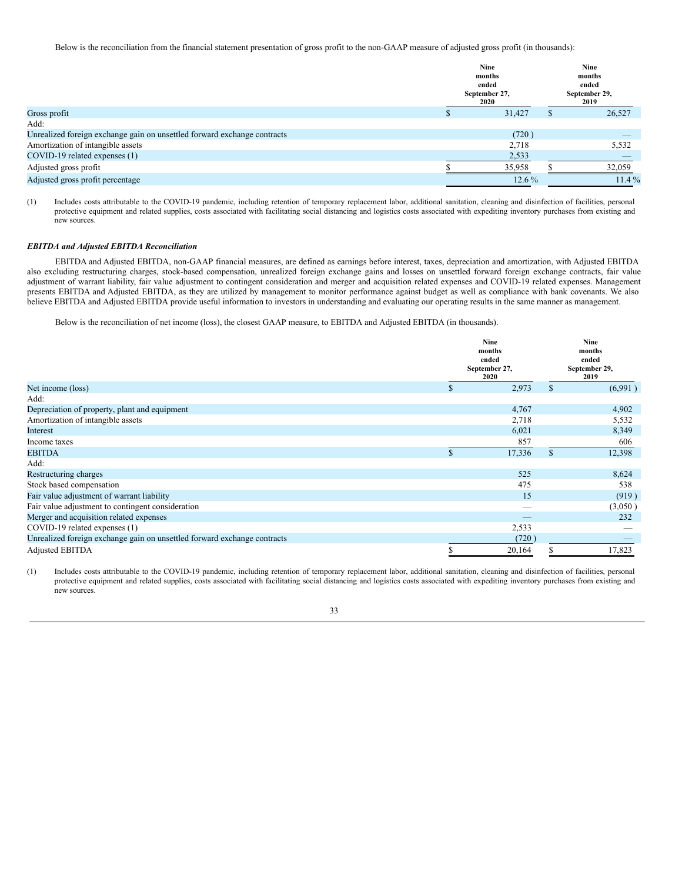Below is the reconciliation from the financial statement presentation of gross profit to the non-GAAP measure of adjusted gross profit (in thousands):

| | Nine months ended September 27, 2020 | Nine months ended September 29, 2019 |
|---|---|---|
| Gross profit | $ 31,427 | $ 26,527 |
| Add: | | |
| Unrealized foreign exchange gain on unsettled forward exchange contracts | (720 ) | — |
| Amortization of intangible assets | 2,718 | 5,532 |
| COVID-19 related expenses (1) | 2,533 | — |
| Adjusted gross profit | $ 35,958 | $ 32,059 |
| Adjusted gross profit percentage | 12.6 % | 11.4 % |

(1) Includes costs attributable to the COVID-19 pandemic, including retention of temporary replacement labor, additional sanitation, cleaning and disinfection of facilities, personal protective equipment and related supplies, costs associated with facilitating social distancing and logistics costs associated with expediting inventory purchases from existing and new sources.

***EBITDA and Adjusted EBITDA Reconciliation***

EBITDA and Adjusted EBITDA, non-GAAP financial measures, are defined as earnings before interest, taxes, depreciation and amortization, with Adjusted EBITDA also excluding restructuring charges, stock-based compensation, unrealized foreign exchange gains and losses on unsettled forward foreign exchange contracts, fair value adjustment of warrant liability, fair value adjustment to contingent consideration and merger and acquisition related expenses and COVID-19 related expenses. Management presents EBITDA and Adjusted EBITDA, as they are utilized by management to monitor performance against budget as well as compliance with bank covenants. We also believe EBITDA and Adjusted EBITDA provide useful information to investors in understanding and evaluating our operating results in the same manner as management.

Below is the reconciliation of net income (loss), the closest GAAP measure, to EBITDA and Adjusted EBITDA (in thousands).

| | Nine months ended September 27, 2020 | Nine months ended September 29, 2019 |
|---|---|---|
| Net income (loss) | $ 2,973 | $ (6,991 ) |
| Add: | | |
| Depreciation of property, plant and equipment | 4,767 | 4,902 |
| Amortization of intangible assets | 2,718 | 5,532 |
| Interest | 6,021 | 8,349 |
| Income taxes | 857 | 606 |
| EBITDA | $ 17,336 | $ 12,398 |
| Add: | | |
| Restructuring charges | 525 | 8,624 |
| Stock based compensation | 475 | 538 |
| Fair value adjustment of warrant liability | 15 | (919 ) |
| Fair value adjustment to contingent consideration | — | (3,050 ) |
| Merger and acquisition related expenses | — | 232 |
| COVID-19 related expenses (1) | 2,533 | — |
| Unrealized foreign exchange gain on unsettled forward exchange contracts | (720 ) | — |
| Adjusted EBITDA | $ 20,164 | $ 17,823 |

(1) Includes costs attributable to the COVID-19 pandemic, including retention of temporary replacement labor, additional sanitation, cleaning and disinfection of facilities, personal protective equipment and related supplies, costs associated with facilitating social distancing and logistics costs associated with expediting inventory purchases from existing and new sources.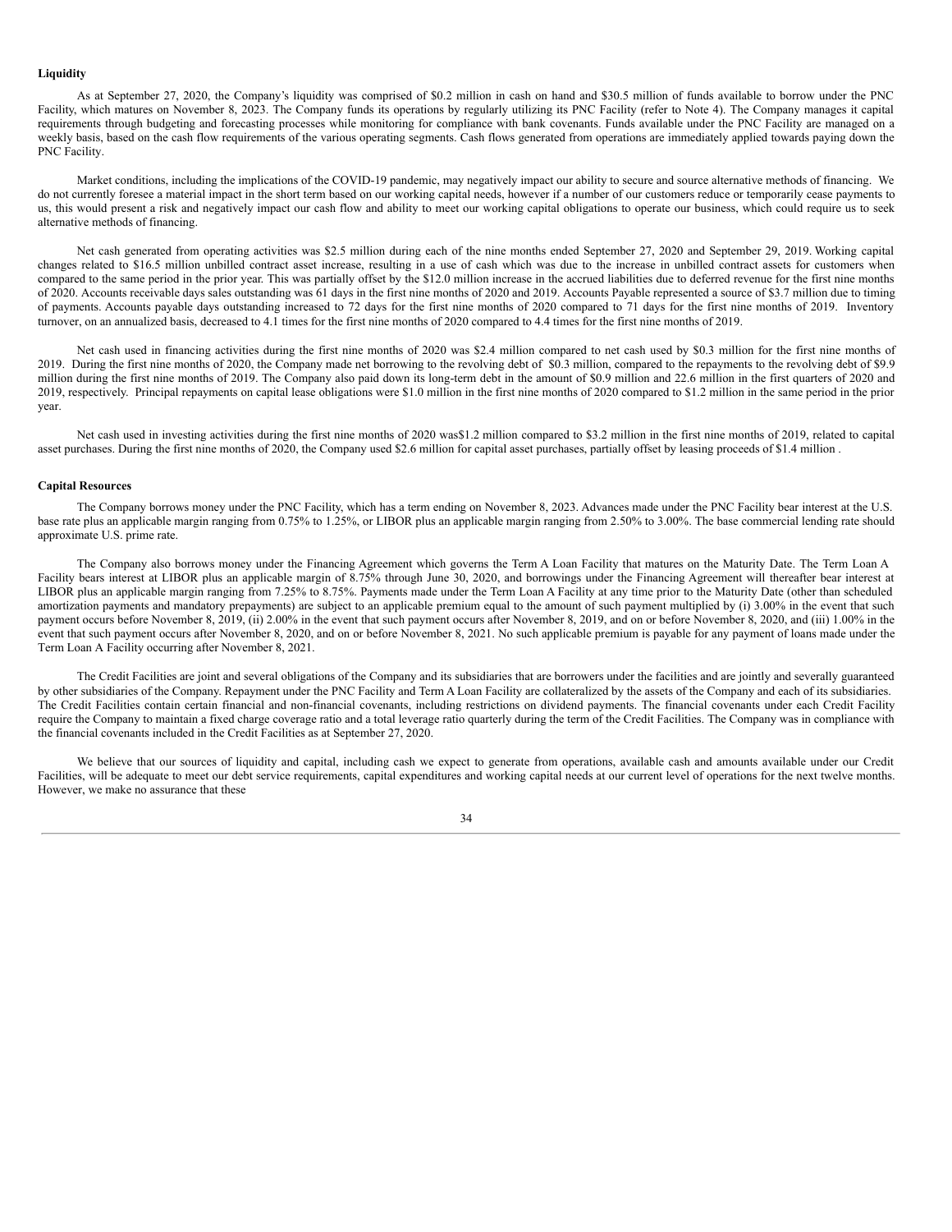**Liquidity**

As at September 27, 2020, the Company's liquidity was comprised of $0.2 million in cash on hand and $30.5 million of funds available to borrow under the PNC Facility, which matures on November 8, 2023. The Company funds its operations by regularly utilizing its PNC Facility (refer to Note 4). The Company manages it capital requirements through budgeting and forecasting processes while monitoring for compliance with bank covenants. Funds available under the PNC Facility are managed on a weekly basis, based on the cash flow requirements of the various operating segments. Cash flows generated from operations are immediately applied towards paying down the PNC Facility.

Market conditions, including the implications of the COVID-19 pandemic, may negatively impact our ability to secure and source alternative methods of financing. We do not currently foresee a material impact in the short term based on our working capital needs, however if a number of our customers reduce or temporarily cease payments to us, this would present a risk and negatively impact our cash flow and ability to meet our working capital obligations to operate our business, which could require us to seek alternative methods of financing.

Net cash generated from operating activities was $2.5 million during each of the nine months ended September 27, 2020 and September 29, 2019. Working capital changes related to $16.5 million unbilled contract asset increase, resulting in a use of cash which was due to the increase in unbilled contract assets for customers when compared to the same period in the prior year. This was partially offset by the $12.0 million increase in the accrued liabilities due to deferred revenue for the first nine months of 2020. Accounts receivable days sales outstanding was 61 days in the first nine months of 2020 and 2019. Accounts Payable represented a source of $3.7 million due to timing of payments. Accounts payable days outstanding increased to 72 days for the first nine months of 2020 compared to 71 days for the first nine months of 2019. Inventory turnover, on an annualized basis, decreased to 4.1 times for the first nine months of 2020 compared to 4.4 times for the first nine months of 2019.

Net cash used in financing activities during the first nine months of 2020 was $2.4 million compared to net cash used by $0.3 million for the first nine months of 2019. During the first nine months of 2020, the Company made net borrowing to the revolving debt of $0.3 million, compared to the repayments to the revolving debt of $9.9 million during the first nine months of 2019. The Company also paid down its long-term debt in the amount of $0.9 million and 22.6 million in the first quarters of 2020 and 2019, respectively. Principal repayments on capital lease obligations were $1.0 million in the first nine months of 2020 compared to $1.2 million in the same period in the prior year.

Net cash used in investing activities during the first nine months of 2020 was$1.2 million compared to $3.2 million in the first nine months of 2019, related to capital asset purchases. During the first nine months of 2020, the Company used $2.6 million for capital asset purchases, partially offset by leasing proceeds of $1.4 million .

**Capital Resources**

The Company borrows money under the PNC Facility, which has a term ending on November 8, 2023. Advances made under the PNC Facility bear interest at the U.S. base rate plus an applicable margin ranging from 0.75% to 1.25%, or LIBOR plus an applicable margin ranging from 2.50% to 3.00%. The base commercial lending rate should approximate U.S. prime rate.

The Company also borrows money under the Financing Agreement which governs the Term A Loan Facility that matures on the Maturity Date. The Term Loan A Facility bears interest at LIBOR plus an applicable margin of 8.75% through June 30, 2020, and borrowings under the Financing Agreement will thereafter bear interest at LIBOR plus an applicable margin ranging from 7.25% to 8.75%. Payments made under the Term Loan A Facility at any time prior to the Maturity Date (other than scheduled amortization payments and mandatory prepayments) are subject to an applicable premium equal to the amount of such payment multiplied by (i) 3.00% in the event that such payment occurs before November 8, 2019, (ii) 2.00% in the event that such payment occurs after November 8, 2019, and on or before November 8, 2020, and (iii) 1.00% in the event that such payment occurs after November 8, 2020, and on or before November 8, 2021. No such applicable premium is payable for any payment of loans made under the Term Loan A Facility occurring after November 8, 2021.

The Credit Facilities are joint and several obligations of the Company and its subsidiaries that are borrowers under the facilities and are jointly and severally guaranteed by other subsidiaries of the Company. Repayment under the PNC Facility and Term A Loan Facility are collateralized by the assets of the Company and each of its subsidiaries. The Credit Facilities contain certain financial and non-financial covenants, including restrictions on dividend payments. The financial covenants under each Credit Facility require the Company to maintain a fixed charge coverage ratio and a total leverage ratio quarterly during the term of the Credit Facilities. The Company was in compliance with the financial covenants included in the Credit Facilities as at September 27, 2020.

We believe that our sources of liquidity and capital, including cash we expect to generate from operations, available cash and amounts available under our Credit Facilities, will be adequate to meet our debt service requirements, capital expenditures and working capital needs at our current level of operations for the next twelve months. However, we make no assurance that these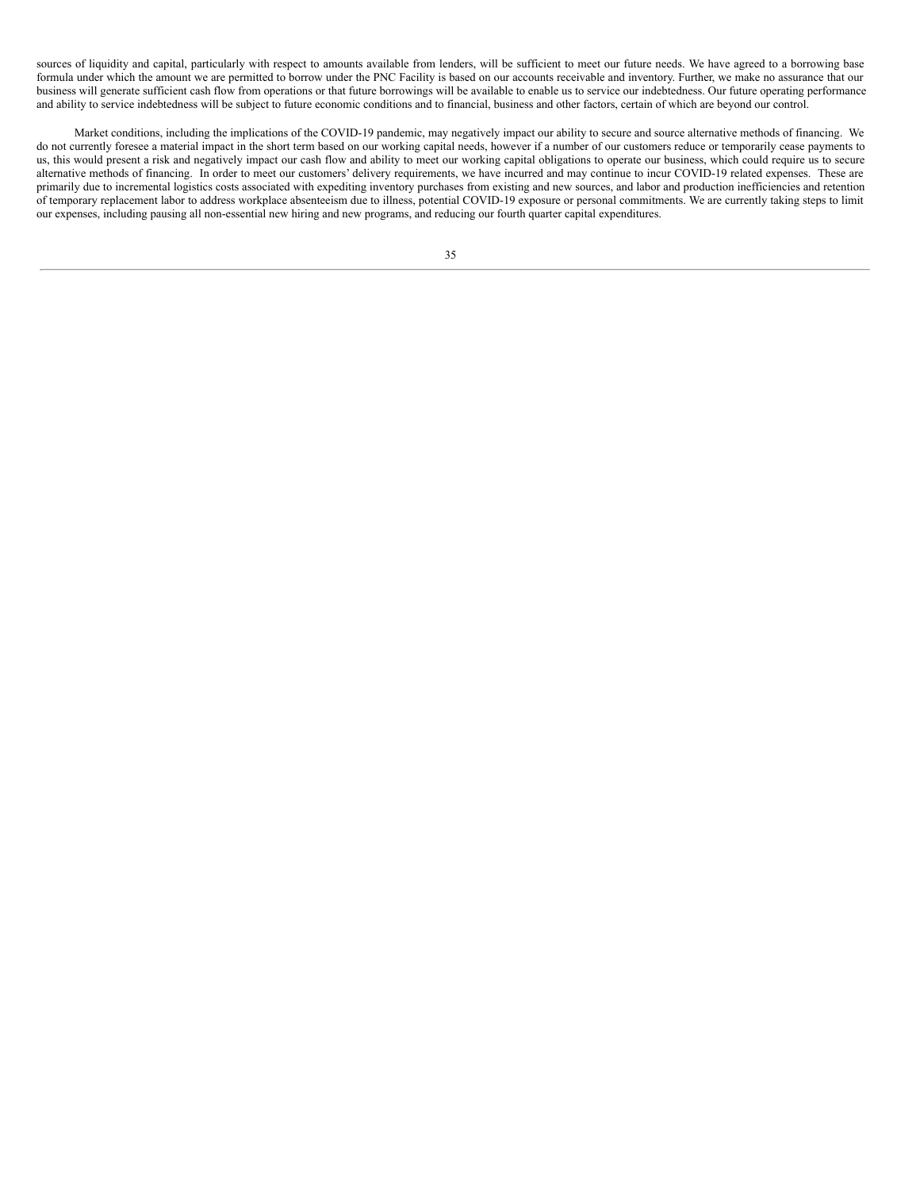sources of liquidity and capital, particularly with respect to amounts available from lenders, will be sufficient to meet our future needs. We have agreed to a borrowing base formula under which the amount we are permitted to borrow under the PNC Facility is based on our accounts receivable and inventory. Further, we make no assurance that our business will generate sufficient cash flow from operations or that future borrowings will be available to enable us to service our indebtedness. Our future operating performance and ability to service indebtedness will be subject to future economic conditions and to financial, business and other factors, certain of which are beyond our control.

Market conditions, including the implications of the COVID-19 pandemic, may negatively impact our ability to secure and source alternative methods of financing. We do not currently foresee a material impact in the short term based on our working capital needs, however if a number of our customers reduce or temporarily cease payments to us, this would present a risk and negatively impact our cash flow and ability to meet our working capital obligations to operate our business, which could require us to secure alternative methods of financing. In order to meet our customers' delivery requirements, we have incurred and may continue to incur COVID-19 related expenses. These are primarily due to incremental logistics costs associated with expediting inventory purchases from existing and new sources, and labor and production inefficiencies and retention of temporary replacement labor to address workplace absenteeism due to illness, potential COVID-19 exposure or personal commitments. We are currently taking steps to limit our expenses, including pausing all non-essential new hiring and new programs, and reducing our fourth quarter capital expenditures.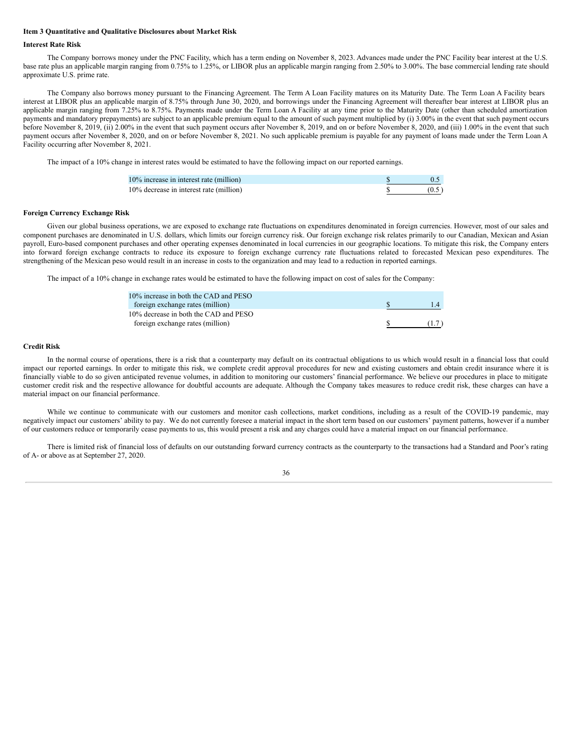### Item 3 Quantitative and Qualitative Disclosures about Market Risk

#### Interest Rate Risk

The Company borrows money under the PNC Facility, which has a term ending on November 8, 2023. Advances made under the PNC Facility bear interest at the U.S. base rate plus an applicable margin ranging from 0.75% to 1.25%, or LIBOR plus an applicable margin ranging from 2.50% to 3.00%. The base commercial lending rate should approximate U.S. prime rate.

The Company also borrows money pursuant to the Financing Agreement. The Term A Loan Facility matures on its Maturity Date. The Term Loan A Facility bears interest at LIBOR plus an applicable margin of 8.75% through June 30, 2020, and borrowings under the Financing Agreement will thereafter bear interest at LIBOR plus an applicable margin ranging from 7.25% to 8.75%. Payments made under the Term Loan A Facility at any time prior to the Maturity Date (other than scheduled amortization payments and mandatory prepayments) are subject to an applicable premium equal to the amount of such payment multiplied by (i) 3.00% in the event that such payment occurs before November 8, 2019, (ii) 2.00% in the event that such payment occurs after November 8, 2019, and on or before November 8, 2020, and (iii) 1.00% in the event that such payment occurs after November 8, 2020, and on or before November 8, 2021. No such applicable premium is payable for any payment of loans made under the Term Loan A Facility occurring after November 8, 2021.

The impact of a 10% change in interest rates would be estimated to have the following impact on our reported earnings.

| | |
|---|---|
| 10% increase in interest rate (million) | $ 0.5 |
| 10% decrease in interest rate (million) | $ (0.5) |

#### Foreign Currency Exchange Risk

Given our global business operations, we are exposed to exchange rate fluctuations on expenditures denominated in foreign currencies. However, most of our sales and component purchases are denominated in U.S. dollars, which limits our foreign currency risk. Our foreign exchange risk relates primarily to our Canadian, Mexican and Asian payroll, Euro-based component purchases and other operating expenses denominated in local currencies in our geographic locations. To mitigate this risk, the Company enters into forward foreign exchange contracts to reduce its exposure to foreign exchange currency rate fluctuations related to forecasted Mexican peso expenditures. The strengthening of the Mexican peso would result in an increase in costs to the organization and may lead to a reduction in reported earnings.

The impact of a 10% change in exchange rates would be estimated to have the following impact on cost of sales for the Company:

| | |
|---|---|
| 10% increase in both the CAD and PESO foreign exchange rates (million) | $ 1.4 |
| 10% decrease in both the CAD and PESO foreign exchange rates (million) | $ (1.7) |

#### Credit Risk

In the normal course of operations, there is a risk that a counterparty may default on its contractual obligations to us which would result in a financial loss that could impact our reported earnings. In order to mitigate this risk, we complete credit approval procedures for new and existing customers and obtain credit insurance where it is financially viable to do so given anticipated revenue volumes, in addition to monitoring our customers' financial performance. We believe our procedures in place to mitigate customer credit risk and the respective allowance for doubtful accounts are adequate. Although the Company takes measures to reduce credit risk, these charges can have a material impact on our financial performance.

While we continue to communicate with our customers and monitor cash collections, market conditions, including as a result of the COVID-19 pandemic, may negatively impact our customers' ability to pay. We do not currently foresee a material impact in the short term based on our customers' payment patterns, however if a number of our customers reduce or temporarily cease payments to us, this would present a risk and any charges could have a material impact on our financial performance.

There is limited risk of financial loss of defaults on our outstanding forward currency contracts as the counterparty to the transactions had a Standard and Poor's rating of A- or above as at September 27, 2020.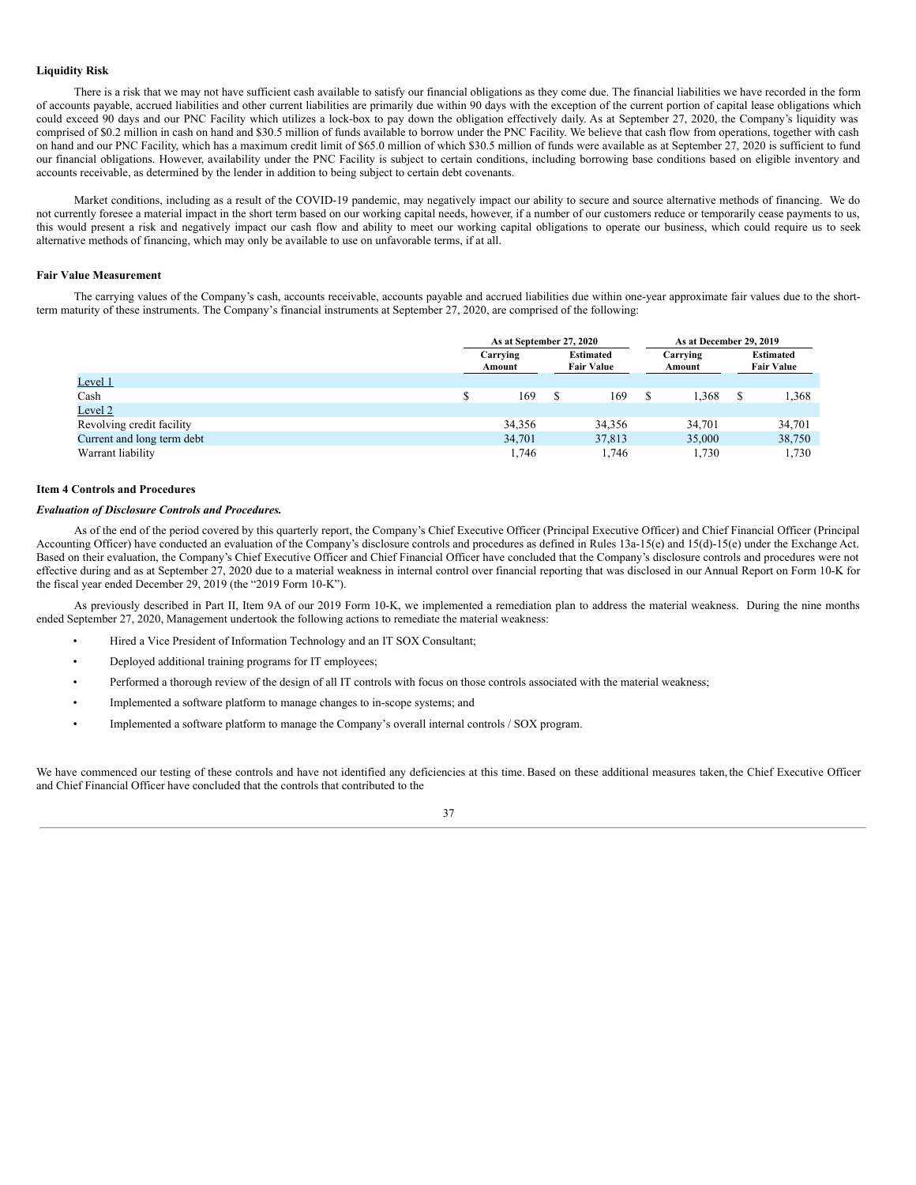**Liquidity Risk**

There is a risk that we may not have sufficient cash available to satisfy our financial obligations as they come due. The financial liabilities we have recorded in the form of accounts payable, accrued liabilities and other current liabilities are primarily due within 90 days with the exception of the current portion of capital lease obligations which could exceed 90 days and our PNC Facility which utilizes a lock-box to pay down the obligation effectively daily. As at September 27, 2020, the Company's liquidity was comprised of $0.2 million in cash on hand and $30.5 million of funds available to borrow under the PNC Facility. We believe that cash flow from operations, together with cash on hand and our PNC Facility, which has a maximum credit limit of $65.0 million of which $30.5 million of funds were available as at September 27, 2020 is sufficient to fund our financial obligations. However, availability under the PNC Facility is subject to certain conditions, including borrowing base conditions based on eligible inventory and accounts receivable, as determined by the lender in addition to being subject to certain debt covenants.

Market conditions, including as a result of the COVID-19 pandemic, may negatively impact our ability to secure and source alternative methods of financing. We do not currently foresee a material impact in the short term based on our working capital needs, however, if a number of our customers reduce or temporarily cease payments to us, this would present a risk and negatively impact our cash flow and ability to meet our working capital obligations to operate our business, which could require us to seek alternative methods of financing, which may only be available to use on unfavorable terms, if at all.

**Fair Value Measurement**

The carrying values of the Company's cash, accounts receivable, accounts payable and accrued liabilities due within one-year approximate fair values due to the short-term maturity of these instruments. The Company's financial instruments at September 27, 2020, are comprised of the following:

| | As at September 27, 2020 | | As at December 29, 2019 | |
|---|---|---|---|---|
| | Carrying Amount | Estimated Fair Value | Carrying Amount | Estimated Fair Value |
| Level 1 | | | | |
| Cash | $ 169 | $ 169 | $ 1,368 | $ 1,368 |
| Level 2 | | | | |
| Revolving credit facility | 34,356 | 34,356 | 34,701 | 34,701 |
| Current and long term debt | 34,701 | 37,813 | 35,000 | 38,750 |
| Warrant liability | 1,746 | 1,746 | 1,730 | 1,730 |

**Item 4 Controls and Procedures**

***Evaluation of Disclosure Controls and Procedures.***

As of the end of the period covered by this quarterly report, the Company's Chief Executive Officer (Principal Executive Officer) and Chief Financial Officer (Principal Accounting Officer) have conducted an evaluation of the Company's disclosure controls and procedures as defined in Rules 13a-15(e) and 15(d)-15(e) under the Exchange Act. Based on their evaluation, the Company's Chief Executive Officer and Chief Financial Officer have concluded that the Company's disclosure controls and procedures were not effective during and as at September 27, 2020 due to a material weakness in internal control over financial reporting that was disclosed in our Annual Report on Form 10-K for the fiscal year ended December 29, 2019 (the "2019 Form 10-K").

As previously described in Part II, Item 9A of our 2019 Form 10-K, we implemented a remediation plan to address the material weakness. During the nine months ended September 27, 2020, Management undertook the following actions to remediate the material weakness:

- Hired a Vice President of Information Technology and an IT SOX Consultant;
- Deployed additional training programs for IT employees;
- Performed a thorough review of the design of all IT controls with focus on those controls associated with the material weakness;
- Implemented a software platform to manage changes to in-scope systems; and
- Implemented a software platform to manage the Company's overall internal controls / SOX program.

We have commenced our testing of these controls and have not identified any deficiencies at this time. Based on these additional measures taken, the Chief Executive Officer and Chief Financial Officer have concluded that the controls that contributed to the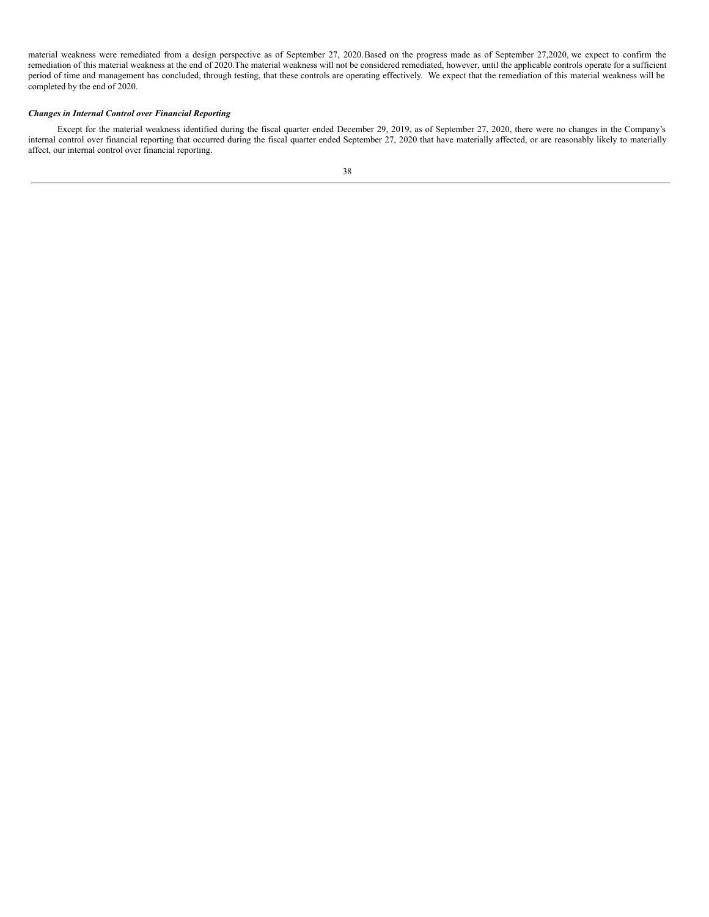material weakness were remediated from a design perspective as of September 27, 2020.Based on the progress made as of September 27,2020, we expect to confirm the remediation of this material weakness at the end of 2020.The material weakness will not be considered remediated, however, until the applicable controls operate for a sufficient period of time and management has concluded, through testing, that these controls are operating effectively. We expect that the remediation of this material weakness will be completed by the end of 2020.

***Changes in Internal Control over Financial Reporting***

Except for the material weakness identified during the fiscal quarter ended December 29, 2019, as of September 27, 2020, there were no changes in the Company's internal control over financial reporting that occurred during the fiscal quarter ended September 27, 2020 that have materially affected, or are reasonably likely to materially affect, our internal control over financial reporting.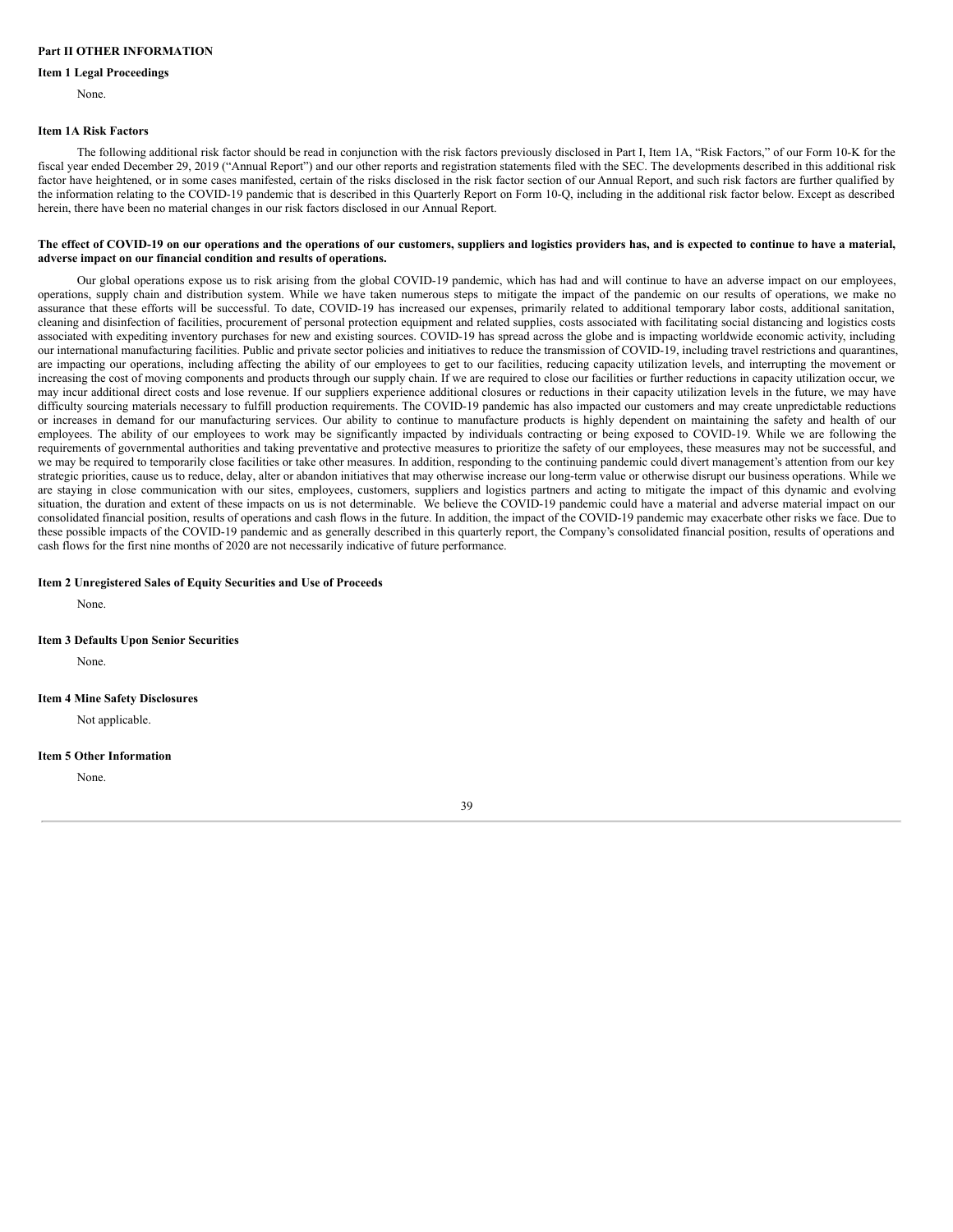## Part II OTHER INFORMATION

### Item 1 Legal Proceedings

None.

### Item 1A Risk Factors

The following additional risk factor should be read in conjunction with the risk factors previously disclosed in Part I, Item 1A, "Risk Factors," of our Form 10-K for the fiscal year ended December 29, 2019 ("Annual Report") and our other reports and registration statements filed with the SEC. The developments described in this additional risk factor have heightened, or in some cases manifested, certain of the risks disclosed in the risk factor section of our Annual Report, and such risk factors are further qualified by the information relating to the COVID-19 pandemic that is described in this Quarterly Report on Form 10-Q, including in the additional risk factor below. Except as described herein, there have been no material changes in our risk factors disclosed in our Annual Report.

**The effect of COVID-19 on our operations and the operations of our customers, suppliers and logistics providers has, and is expected to continue to have a material, adverse impact on our financial condition and results of operations.**

Our global operations expose us to risk arising from the global COVID-19 pandemic, which has had and will continue to have an adverse impact on our employees, operations, supply chain and distribution system. While we have taken numerous steps to mitigate the impact of the pandemic on our results of operations, we make no assurance that these efforts will be successful. To date, COVID-19 has increased our expenses, primarily related to additional temporary labor costs, additional sanitation, cleaning and disinfection of facilities, procurement of personal protection equipment and related supplies, costs associated with facilitating social distancing and logistics costs associated with expediting inventory purchases for new and existing sources. COVID-19 has spread across the globe and is impacting worldwide economic activity, including our international manufacturing facilities. Public and private sector policies and initiatives to reduce the transmission of COVID-19, including travel restrictions and quarantines, are impacting our operations, including affecting the ability of our employees to get to our facilities, reducing capacity utilization levels, and interrupting the movement or increasing the cost of moving components and products through our supply chain. If we are required to close our facilities or further reductions in capacity utilization occur, we may incur additional direct costs and lose revenue. If our suppliers experience additional closures or reductions in their capacity utilization levels in the future, we may have difficulty sourcing materials necessary to fulfill production requirements. The COVID-19 pandemic has also impacted our customers and may create unpredictable reductions or increases in demand for our manufacturing services. Our ability to continue to manufacture products is highly dependent on maintaining the safety and health of our employees. The ability of our employees to work may be significantly impacted by individuals contracting or being exposed to COVID-19. While we are following the requirements of governmental authorities and taking preventative and protective measures to prioritize the safety of our employees, these measures may not be successful, and we may be required to temporarily close facilities or take other measures. In addition, responding to the continuing pandemic could divert management's attention from our key strategic priorities, cause us to reduce, delay, alter or abandon initiatives that may otherwise increase our long-term value or otherwise disrupt our business operations. While we are staying in close communication with our sites, employees, customers, suppliers and logistics partners and acting to mitigate the impact of this dynamic and evolving situation, the duration and extent of these impacts on us is not determinable. We believe the COVID-19 pandemic could have a material and adverse material impact on our consolidated financial position, results of operations and cash flows in the future. In addition, the impact of the COVID-19 pandemic may exacerbate other risks we face. Due to these possible impacts of the COVID-19 pandemic and as generally described in this quarterly report, the Company's consolidated financial position, results of operations and cash flows for the first nine months of 2020 are not necessarily indicative of future performance.

### Item 2 Unregistered Sales of Equity Securities and Use of Proceeds

None.

### Item 3 Defaults Upon Senior Securities

None.

### Item 4 Mine Safety Disclosures

Not applicable.

### Item 5 Other Information

None.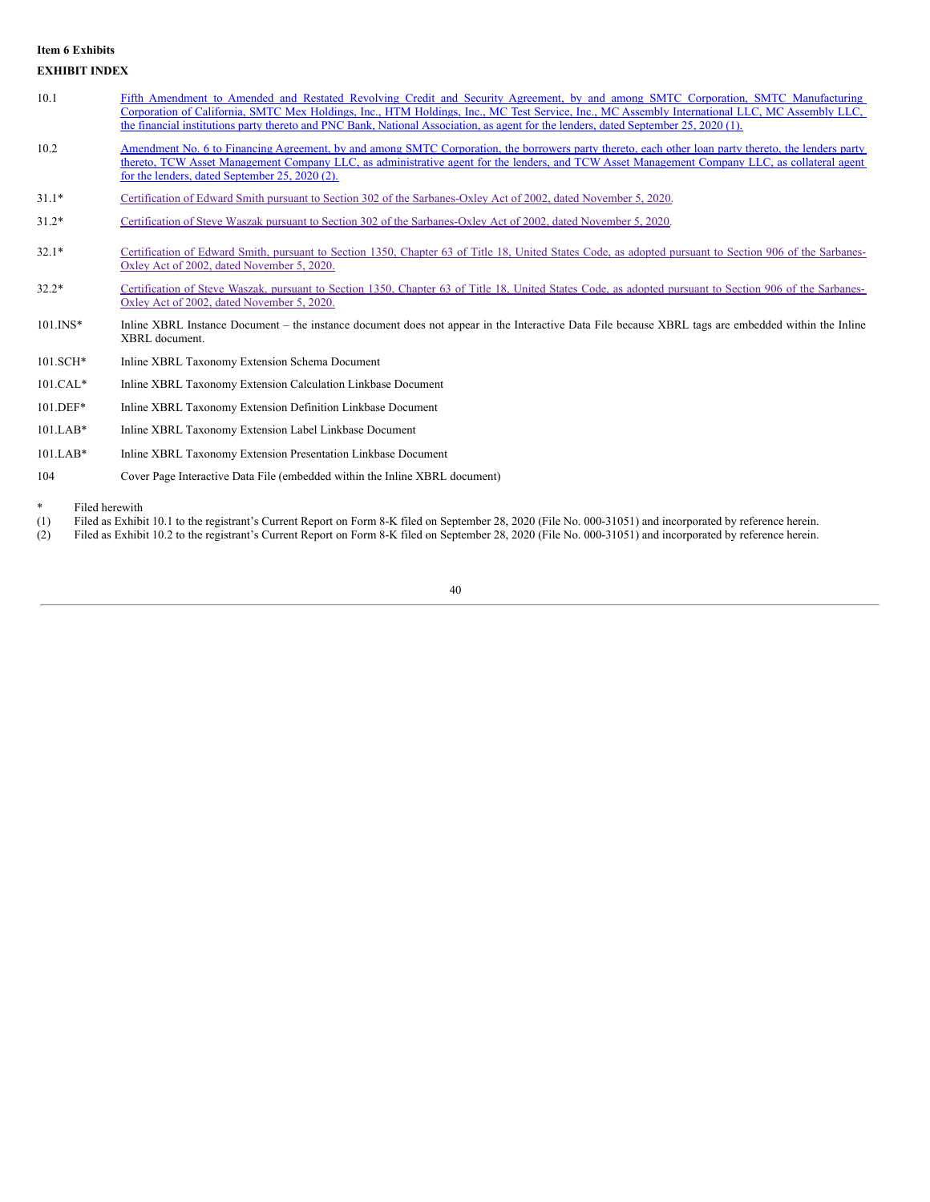**Item 6 Exhibits**

**EXHIBIT INDEX**

| | |
|---|---|
| 10.1 | Fifth Amendment to Amended and Restated Revolving Credit and Security Agreement, by and among SMTC Corporation, SMTC Manufacturing Corporation of California, SMTC Mex Holdings, Inc., HTM Holdings, Inc., MC Test Service, Inc., MC Assembly International LLC, MC Assembly LLC, the financial institutions party thereto and PNC Bank, National Association, as agent for the lenders, dated September 25, 2020 (1). |
| 10.2 | Amendment No. 6 to Financing Agreement, by and among SMTC Corporation, the borrowers party thereto, each other loan party thereto, the lenders party thereto, TCW Asset Management Company LLC, as administrative agent for the lenders, and TCW Asset Management Company LLC, as collateral agent for the lenders, dated September 25, 2020 (2). |
| 31.1* | Certification of Edward Smith pursuant to Section 302 of the Sarbanes-Oxley Act of 2002, dated November 5, 2020. |
| 31.2* | Certification of Steve Waszak pursuant to Section 302 of the Sarbanes-Oxley Act of 2002, dated November 5, 2020. |
| 32.1* | Certification of Edward Smith, pursuant to Section 1350, Chapter 63 of Title 18, United States Code, as adopted pursuant to Section 906 of the Sarbanes-Oxley Act of 2002, dated November 5, 2020. |
| 32.2* | Certification of Steve Waszak, pursuant to Section 1350, Chapter 63 of Title 18, United States Code, as adopted pursuant to Section 906 of the Sarbanes-Oxley Act of 2002, dated November 5, 2020. |
| 101.INS* | Inline XBRL Instance Document – the instance document does not appear in the Interactive Data File because XBRL tags are embedded within the Inline XBRL document. |
| 101.SCH* | Inline XBRL Taxonomy Extension Schema Document |
| 101.CAL* | Inline XBRL Taxonomy Extension Calculation Linkbase Document |
| 101.DEF* | Inline XBRL Taxonomy Extension Definition Linkbase Document |
| 101.LAB* | Inline XBRL Taxonomy Extension Label Linkbase Document |
| 101.LAB* | Inline XBRL Taxonomy Extension Presentation Linkbase Document |
| 104 | Cover Page Interactive Data File (embedded within the Inline XBRL document) |

\* Filed herewith

(1) Filed as Exhibit 10.1 to the registrant's Current Report on Form 8-K filed on September 28, 2020 (File No. 000-31051) and incorporated by reference herein.

(2) Filed as Exhibit 10.2 to the registrant's Current Report on Form 8-K filed on September 28, 2020 (File No. 000-31051) and incorporated by reference herein.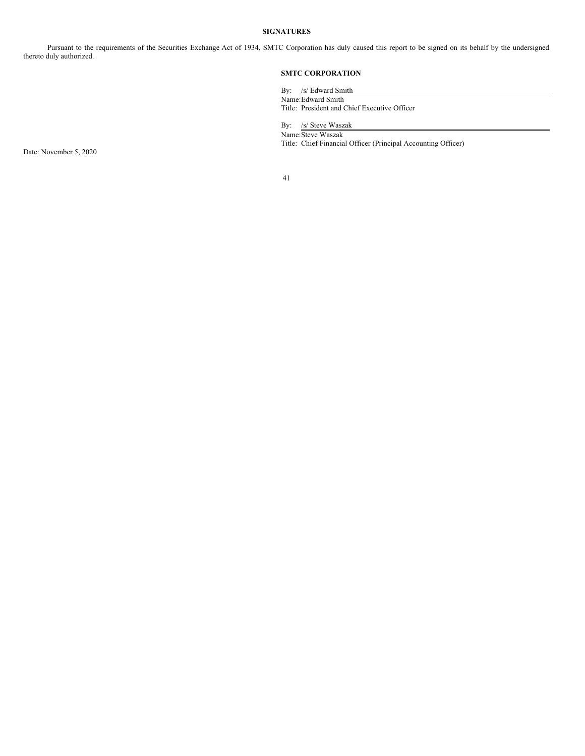## SIGNATURES

Pursuant to the requirements of the Securities Exchange Act of 1934, SMTC Corporation has duly caused this report to be signed on its behalf by the undersigned thereto duly authorized.

**SMTC CORPORATION**

By: /s/ Edward Smith
Name: Edward Smith
Title: President and Chief Executive Officer

By: /s/ Steve Waszak
Name: Steve Waszak
Title: Chief Financial Officer (Principal Accounting Officer)

Date: November 5, 2020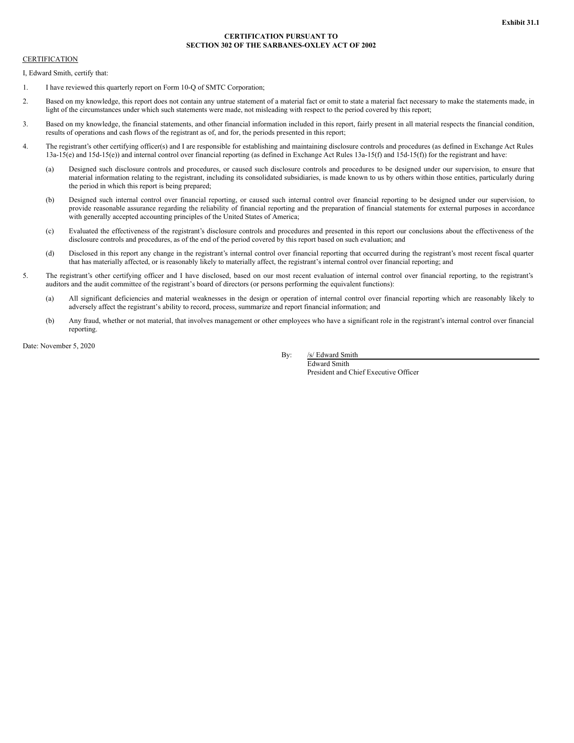**Exhibit 31.1**

**CERTIFICATION PURSUANT TO**
**SECTION 302 OF THE SARBANES-OXLEY ACT OF 2002**

CERTIFICATION

I, Edward Smith, certify that:

1. I have reviewed this quarterly report on Form 10-Q of SMTC Corporation;

2. Based on my knowledge, this report does not contain any untrue statement of a material fact or omit to state a material fact necessary to make the statements made, in light of the circumstances under which such statements were made, not misleading with respect to the period covered by this report;

3. Based on my knowledge, the financial statements, and other financial information included in this report, fairly present in all material respects the financial condition, results of operations and cash flows of the registrant as of, and for, the periods presented in this report;

4. The registrant's other certifying officer(s) and I are responsible for establishing and maintaining disclosure controls and procedures (as defined in Exchange Act Rules 13a-15(e) and 15d-15(e)) and internal control over financial reporting (as defined in Exchange Act Rules 13a-15(f) and 15d-15(f)) for the registrant and have:

   (a) Designed such disclosure controls and procedures, or caused such disclosure controls and procedures to be designed under our supervision, to ensure that material information relating to the registrant, including its consolidated subsidiaries, is made known to us by others within those entities, particularly during the period in which this report is being prepared;

   (b) Designed such internal control over financial reporting, or caused such internal control over financial reporting to be designed under our supervision, to provide reasonable assurance regarding the reliability of financial reporting and the preparation of financial statements for external purposes in accordance with generally accepted accounting principles of the United States of America;

   (c) Evaluated the effectiveness of the registrant's disclosure controls and procedures and presented in this report our conclusions about the effectiveness of the disclosure controls and procedures, as of the end of the period covered by this report based on such evaluation; and

   (d) Disclosed in this report any change in the registrant's internal control over financial reporting that occurred during the registrant's most recent fiscal quarter that has materially affected, or is reasonably likely to materially affect, the registrant's internal control over financial reporting; and

5. The registrant's other certifying officer and I have disclosed, based on our most recent evaluation of internal control over financial reporting, to the registrant's auditors and the audit committee of the registrant's board of directors (or persons performing the equivalent functions):

   (a) All significant deficiencies and material weaknesses in the design or operation of internal control over financial reporting which are reasonably likely to adversely affect the registrant's ability to record, process, summarize and report financial information; and

   (b) Any fraud, whether or not material, that involves management or other employees who have a significant role in the registrant's internal control over financial reporting.

Date: November 5, 2020

By: /s/ Edward Smith
Edward Smith
President and Chief Executive Officer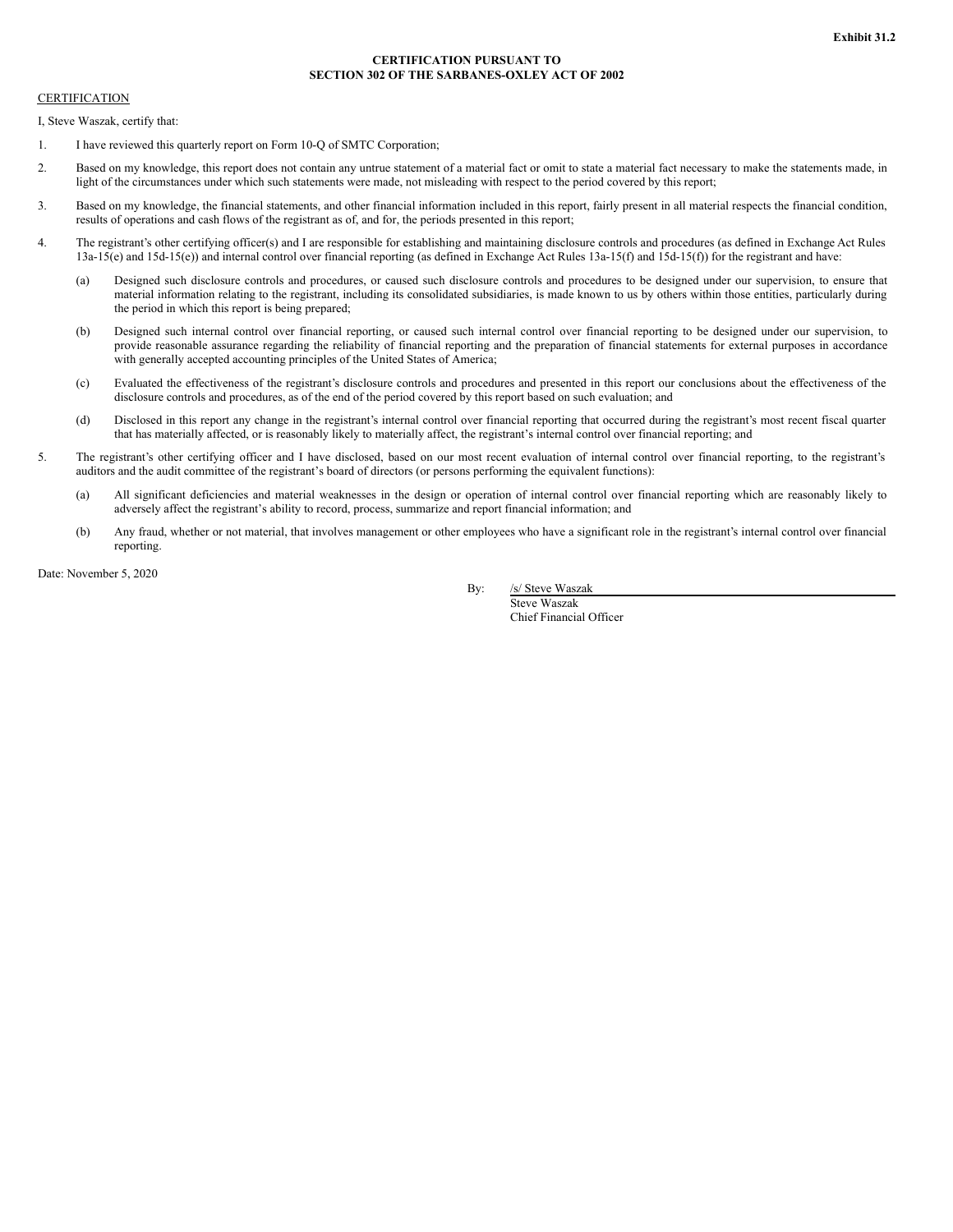**Exhibit 31.2**

**CERTIFICATION PURSUANT TO**
**SECTION 302 OF THE SARBANES-OXLEY ACT OF 2002**

CERTIFICATION

I, Steve Waszak, certify that:

1. I have reviewed this quarterly report on Form 10-Q of SMTC Corporation;

2. Based on my knowledge, this report does not contain any untrue statement of a material fact or omit to state a material fact necessary to make the statements made, in light of the circumstances under which such statements were made, not misleading with respect to the period covered by this report;

3. Based on my knowledge, the financial statements, and other financial information included in this report, fairly present in all material respects the financial condition, results of operations and cash flows of the registrant as of, and for, the periods presented in this report;

4. The registrant's other certifying officer(s) and I are responsible for establishing and maintaining disclosure controls and procedures (as defined in Exchange Act Rules 13a-15(e) and 15d-15(e)) and internal control over financial reporting (as defined in Exchange Act Rules 13a-15(f) and 15d-15(f)) for the registrant and have:

   (a) Designed such disclosure controls and procedures, or caused such disclosure controls and procedures to be designed under our supervision, to ensure that material information relating to the registrant, including its consolidated subsidiaries, is made known to us by others within those entities, particularly during the period in which this report is being prepared;

   (b) Designed such internal control over financial reporting, or caused such internal control over financial reporting to be designed under our supervision, to provide reasonable assurance regarding the reliability of financial reporting and the preparation of financial statements for external purposes in accordance with generally accepted accounting principles of the United States of America;

   (c) Evaluated the effectiveness of the registrant's disclosure controls and procedures and presented in this report our conclusions about the effectiveness of the disclosure controls and procedures, as of the end of the period covered by this report based on such evaluation; and

   (d) Disclosed in this report any change in the registrant's internal control over financial reporting that occurred during the registrant's most recent fiscal quarter that has materially affected, or is reasonably likely to materially affect, the registrant's internal control over financial reporting; and

5. The registrant's other certifying officer and I have disclosed, based on our most recent evaluation of internal control over financial reporting, to the registrant's auditors and the audit committee of the registrant's board of directors (or persons performing the equivalent functions):

   (a) All significant deficiencies and material weaknesses in the design or operation of internal control over financial reporting which are reasonably likely to adversely affect the registrant's ability to record, process, summarize and report financial information; and

   (b) Any fraud, whether or not material, that involves management or other employees who have a significant role in the registrant's internal control over financial reporting.

Date: November 5, 2020

By: /s/ Steve Waszak
Steve Waszak
Chief Financial Officer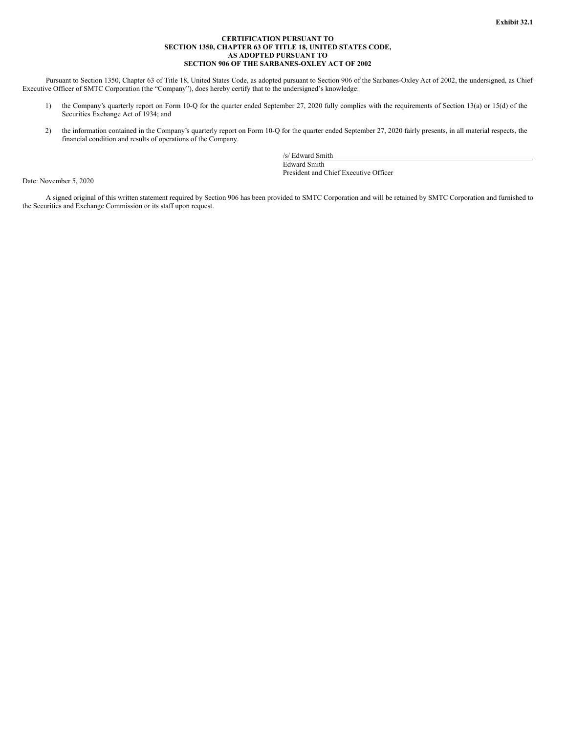**Exhibit 32.1**

**CERTIFICATION PURSUANT TO**
**SECTION 1350, CHAPTER 63 OF TITLE 18, UNITED STATES CODE,**
**AS ADOPTED PURSUANT TO**
**SECTION 906 OF THE SARBANES-OXLEY ACT OF 2002**

Pursuant to Section 1350, Chapter 63 of Title 18, United States Code, as adopted pursuant to Section 906 of the Sarbanes-Oxley Act of 2002, the undersigned, as Chief Executive Officer of SMTC Corporation (the "Company"), does hereby certify that to the undersigned's knowledge:

1) the Company's quarterly report on Form 10-Q for the quarter ended September 27, 2020 fully complies with the requirements of Section 13(a) or 15(d) of the Securities Exchange Act of 1934; and

2) the information contained in the Company's quarterly report on Form 10-Q for the quarter ended September 27, 2020 fairly presents, in all material respects, the financial condition and results of operations of the Company.

/s/ Edward Smith
Edward Smith
President and Chief Executive Officer

Date: November 5, 2020

A signed original of this written statement required by Section 906 has been provided to SMTC Corporation and will be retained by SMTC Corporation and furnished to the Securities and Exchange Commission or its staff upon request.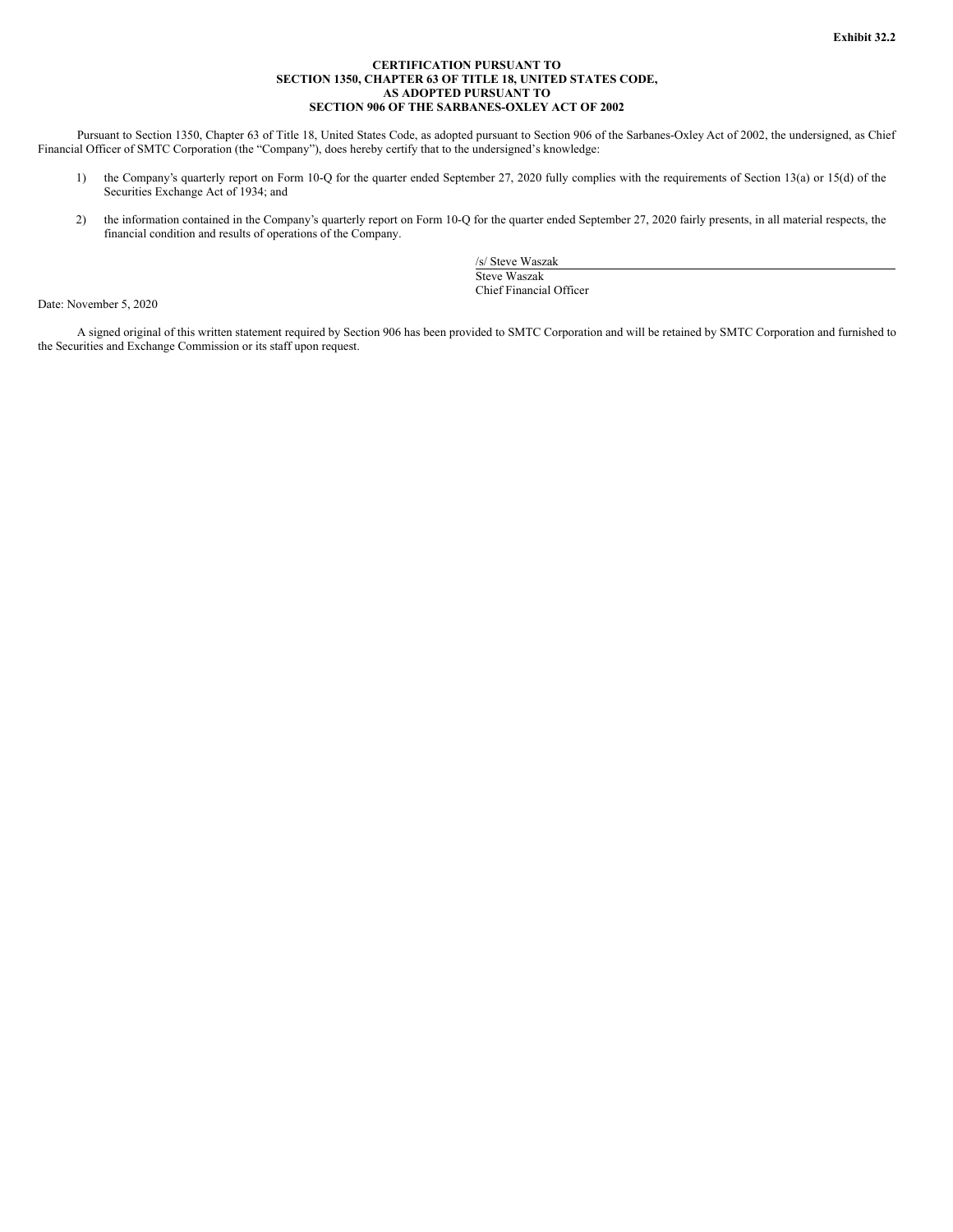**Exhibit 32.2**

**CERTIFICATION PURSUANT TO
SECTION 1350, CHAPTER 63 OF TITLE 18, UNITED STATES CODE,
AS ADOPTED PURSUANT TO
SECTION 906 OF THE SARBANES-OXLEY ACT OF 2002**

Pursuant to Section 1350, Chapter 63 of Title 18, United States Code, as adopted pursuant to Section 906 of the Sarbanes-Oxley Act of 2002, the undersigned, as Chief Financial Officer of SMTC Corporation (the "Company"), does hereby certify that to the undersigned's knowledge:

1) the Company's quarterly report on Form 10-Q for the quarter ended September 27, 2020 fully complies with the requirements of Section 13(a) or 15(d) of the Securities Exchange Act of 1934; and

2) the information contained in the Company's quarterly report on Form 10-Q for the quarter ended September 27, 2020 fairly presents, in all material respects, the financial condition and results of operations of the Company.

/s/ Steve Waszak
Steve Waszak
Chief Financial Officer

Date: November 5, 2020

A signed original of this written statement required by Section 906 has been provided to SMTC Corporation and will be retained by SMTC Corporation and furnished to the Securities and Exchange Commission or its staff upon request.